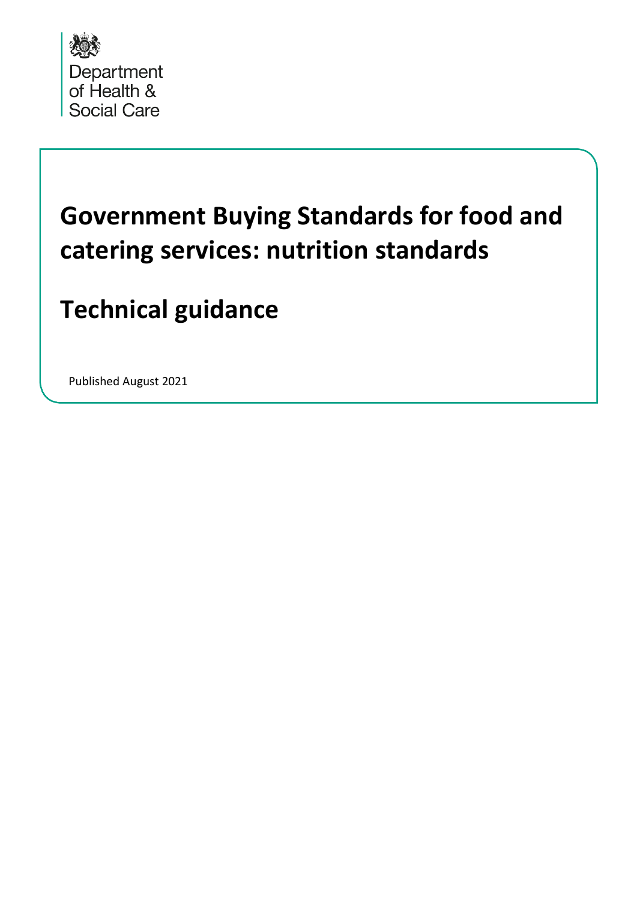Department of Health & Social Care

# Government Buying Standards for food and catering services: nutrition standards

# Technical guidance

Published August 2021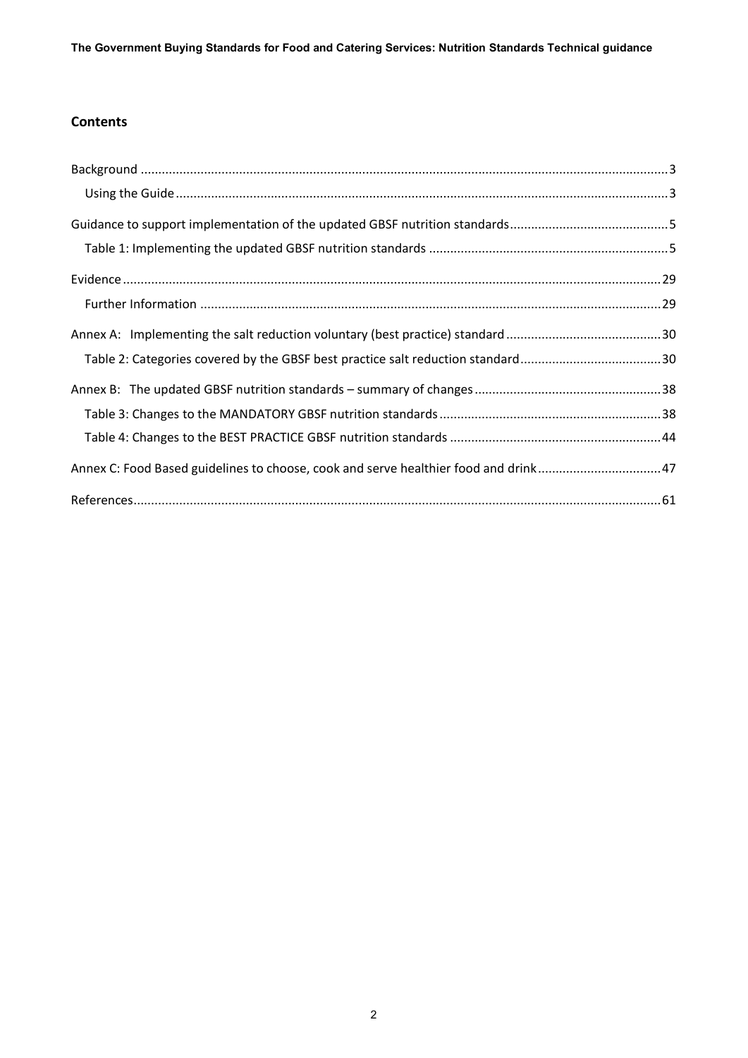## Contents

Background ....................................................................................................................................3

Using the Guide ...........................................................................................................................3

Guidance to support implementation of the updated GBSF nutrition standards.............................................5

Table 1: Implementing the updated GBSF nutrition standards ...................................................................5

Evidence .......................................................................................................................................29

Further Information .................................................................................................................29

Annex A: Implementing the salt reduction voluntary (best practice) standard...........................................30

Table 2: Categories covered by the GBSF best practice salt reduction standard........................................30

Annex B: The updated GBSF nutrition standards – summary of changes.....................................................38

Table 3: Changes to the MANDATORY GBSF nutrition standards..............................................................38

Table 4: Changes to the BEST PRACTICE GBSF nutrition standards ............................................................44

Annex C: Food Based guidelines to choose, cook and serve healthier food and drink...................................47

References.....................................................................................................................................61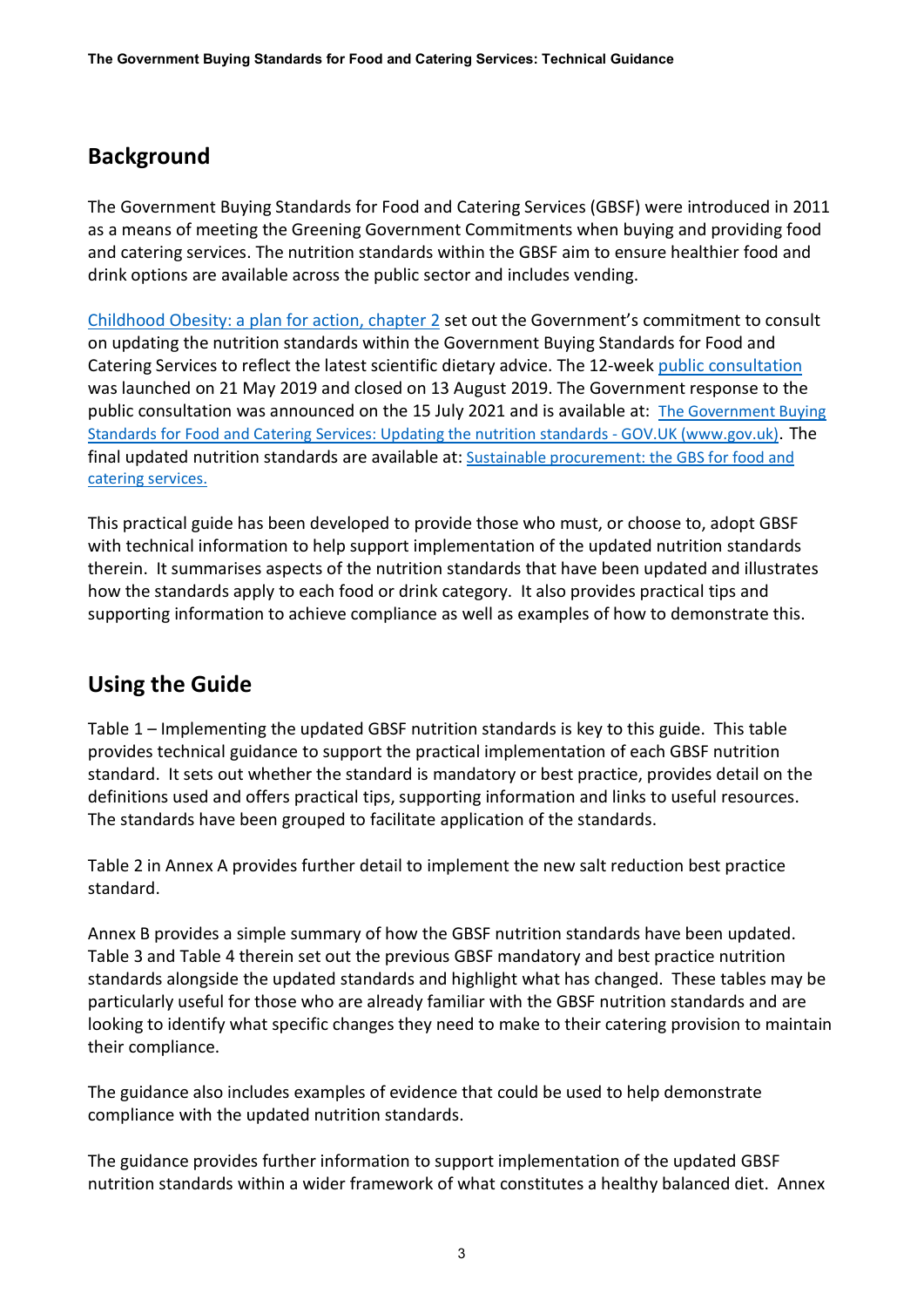## Background

The Government Buying Standards for Food and Catering Services (GBSF) were introduced in 2011 as a means of meeting the Greening Government Commitments when buying and providing food and catering services. The nutrition standards within the GBSF aim to ensure healthier food and drink options are available across the public sector and includes vending.

[Childhood Obesity: a plan for action, chapter 2](#) set out the Government's commitment to consult on updating the nutrition standards within the Government Buying Standards for Food and Catering Services to reflect the latest scientific dietary advice. The 12-week [public consultation](#) was launched on 21 May 2019 and closed on 13 August 2019. The Government response to the public consultation was announced on the 15 July 2021 and is available at: [The Government Buying Standards for Food and Catering Services: Updating the nutrition standards - GOV.UK (www.gov.uk)](#). The final updated nutrition standards are available at: [Sustainable procurement: the GBS for food and catering services.](#)

This practical guide has been developed to provide those who must, or choose to, adopt GBSF with technical information to help support implementation of the updated nutrition standards therein. It summarises aspects of the nutrition standards that have been updated and illustrates how the standards apply to each food or drink category. It also provides practical tips and supporting information to achieve compliance as well as examples of how to demonstrate this.

## Using the Guide

Table 1 – Implementing the updated GBSF nutrition standards is key to this guide. This table provides technical guidance to support the practical implementation of each GBSF nutrition standard. It sets out whether the standard is mandatory or best practice, provides detail on the definitions used and offers practical tips, supporting information and links to useful resources. The standards have been grouped to facilitate application of the standards.

Table 2 in Annex A provides further detail to implement the new salt reduction best practice standard.

Annex B provides a simple summary of how the GBSF nutrition standards have been updated. Table 3 and Table 4 therein set out the previous GBSF mandatory and best practice nutrition standards alongside the updated standards and highlight what has changed. These tables may be particularly useful for those who are already familiar with the GBSF nutrition standards and are looking to identify what specific changes they need to make to their catering provision to maintain their compliance.

The guidance also includes examples of evidence that could be used to help demonstrate compliance with the updated nutrition standards.

The guidance provides further information to support implementation of the updated GBSF nutrition standards within a wider framework of what constitutes a healthy balanced diet. Annex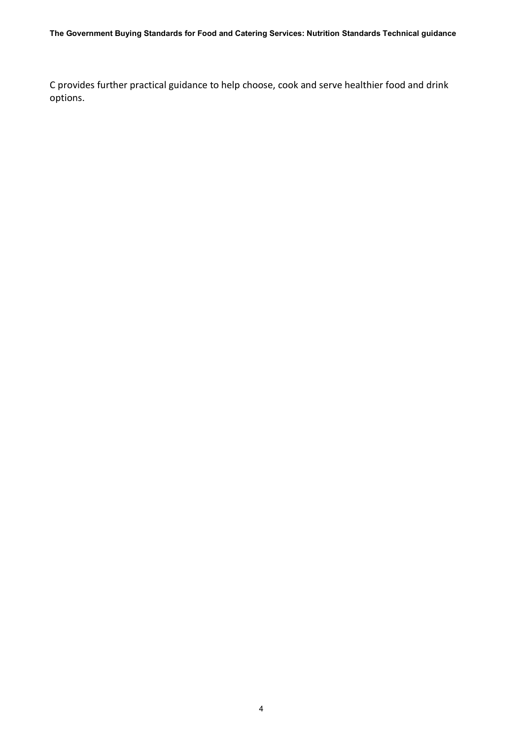C provides further practical guidance to help choose, cook and serve healthier food and drink options.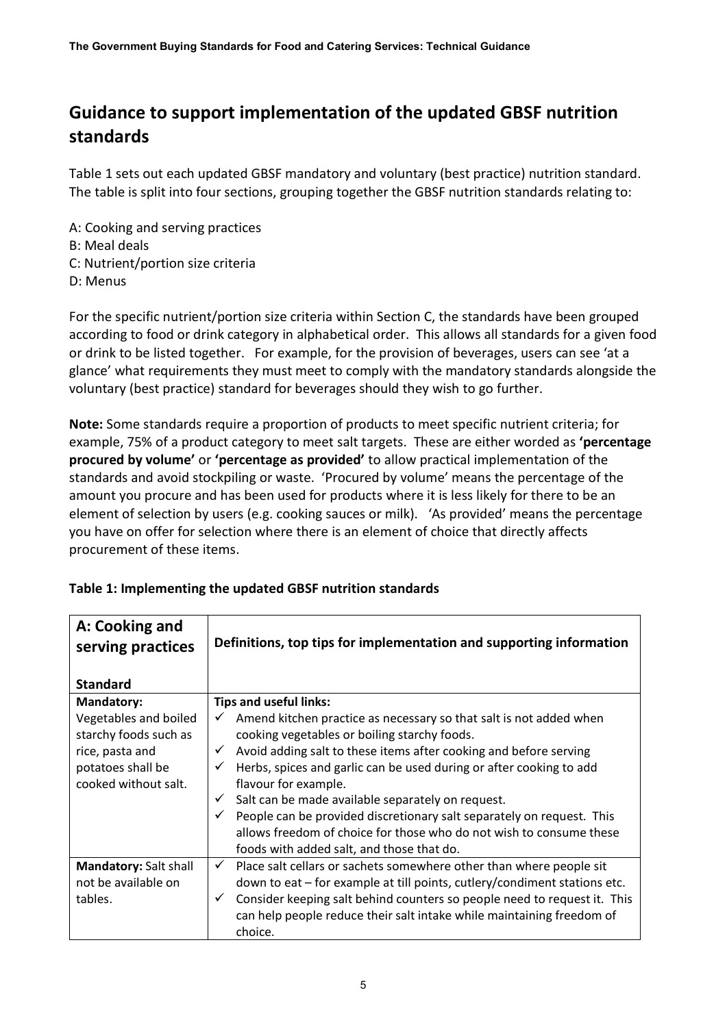## Guidance to support implementation of the updated GBSF nutrition standards

Table 1 sets out each updated GBSF mandatory and voluntary (best practice) nutrition standard. The table is split into four sections, grouping together the GBSF nutrition standards relating to:

A: Cooking and serving practices
B: Meal deals
C: Nutrient/portion size criteria
D: Menus

For the specific nutrient/portion size criteria within Section C, the standards have been grouped according to food or drink category in alphabetical order. This allows all standards for a given food or drink to be listed together. For example, for the provision of beverages, users can see 'at a glance' what requirements they must meet to comply with the mandatory standards alongside the voluntary (best practice) standard for beverages should they wish to go further.

**Note:** Some standards require a proportion of products to meet specific nutrient criteria; for example, 75% of a product category to meet salt targets. These are either worded as **'percentage procured by volume'** or **'percentage as provided'** to allow practical implementation of the standards and avoid stockpiling or waste. 'Procured by volume' means the percentage of the amount you procure and has been used for products where it is less likely for there to be an element of selection by users (e.g. cooking sauces or milk). 'As provided' means the percentage you have on offer for selection where there is an element of choice that directly affects procurement of these items.

**Table 1: Implementing the updated GBSF nutrition standards**

| **A: Cooking and serving practices**<br><br>**Standard** | **Definitions, top tips for implementation and supporting information** |
|---|---|
| **Mandatory:** Vegetables and boiled starchy foods such as rice, pasta and potatoes shall be cooked without salt. | **Tips and useful links:**<br>✓ Amend kitchen practice as necessary so that salt is not added when cooking vegetables or boiling starchy foods.<br>✓ Avoid adding salt to these items after cooking and before serving<br>✓ Herbs, spices and garlic can be used during or after cooking to add flavour for example.<br>✓ Salt can be made available separately on request.<br>✓ People can be provided discretionary salt separately on request. This allows freedom of choice for those who do not wish to consume these foods with added salt, and those that do. |
| **Mandatory:** Salt shall not be available on tables. | ✓ Place salt cellars or sachets somewhere other than where people sit down to eat – for example at till points, cutlery/condiment stations etc.<br>✓ Consider keeping salt behind counters so people need to request it. This can help people reduce their salt intake while maintaining freedom of choice. |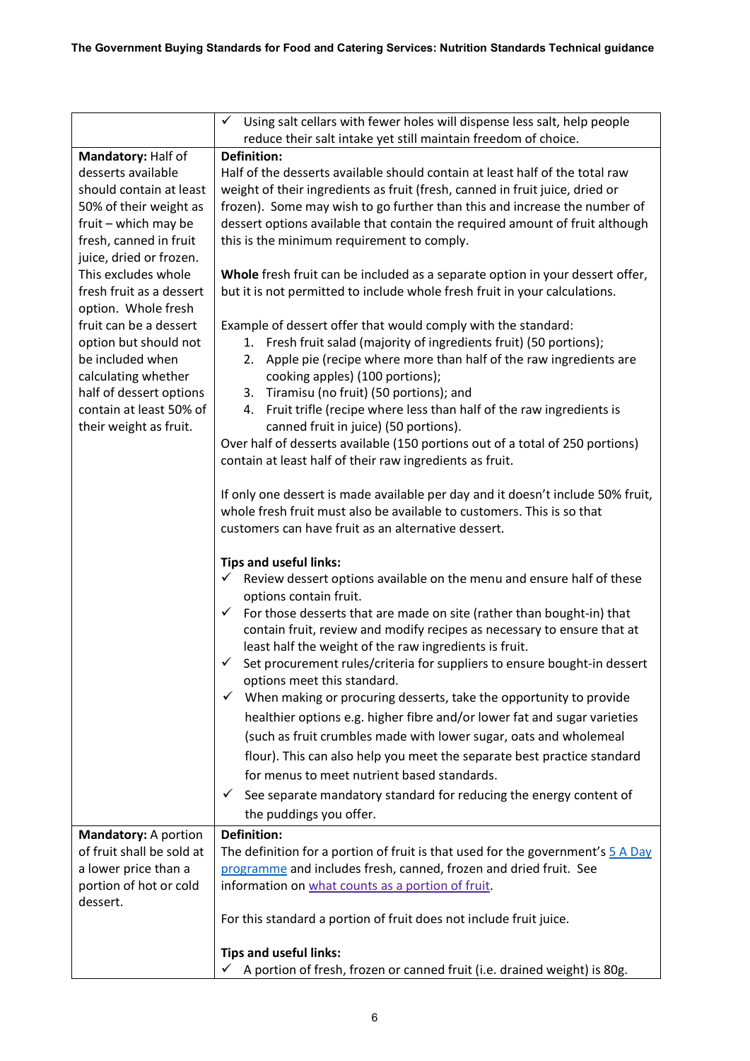| | |
|---|---|
| | ✓ Using salt cellars with fewer holes will dispense less salt, help people reduce their salt intake yet still maintain freedom of choice. |
| **Mandatory:** Half of desserts available should contain at least 50% of their weight as fruit – which may be fresh, canned in fruit juice, dried or frozen. This excludes whole fresh fruit as a dessert option. Whole fresh fruit can be a dessert option but should not be included when calculating whether half of dessert options contain at least 50% of their weight as fruit. | **Definition:**<br>Half of the desserts available should contain at least half of the total raw weight of their ingredients as fruit (fresh, canned in fruit juice, dried or frozen). Some may wish to go further than this and increase the number of dessert options available that contain the required amount of fruit although this is the minimum requirement to comply.<br><br>**Whole** fresh fruit can be included as a separate option in your dessert offer, but it is not permitted to include whole fresh fruit in your calculations.<br><br>Example of dessert offer that would comply with the standard:<br>1. Fresh fruit salad (majority of ingredients fruit) (50 portions);<br>2. Apple pie (recipe where more than half of the raw ingredients are cooking apples) (100 portions);<br>3. Tiramisu (no fruit) (50 portions); and<br>4. Fruit trifle (recipe where less than half of the raw ingredients is canned fruit in juice) (50 portions).<br>Over half of desserts available (150 portions out of a total of 250 portions) contain at least half of their raw ingredients as fruit.<br><br>If only one dessert is made available per day and it doesn't include 50% fruit, whole fresh fruit must also be available to customers. This is so that customers can have fruit as an alternative dessert.<br><br>**Tips and useful links:**<br>✓ Review dessert options available on the menu and ensure half of these options contain fruit.<br>✓ For those desserts that are made on site (rather than bought-in) that contain fruit, review and modify recipes as necessary to ensure that at least half the weight of the raw ingredients is fruit.<br>✓ Set procurement rules/criteria for suppliers to ensure bought-in dessert options meet this standard.<br>✓ When making or procuring desserts, take the opportunity to provide healthier options e.g. higher fibre and/or lower fat and sugar varieties (such as fruit crumbles made with lower sugar, oats and wholemeal flour). This can also help you meet the separate best practice standard for menus to meet nutrient based standards.<br>✓ See separate mandatory standard for reducing the energy content of the puddings you offer. |
| **Mandatory:** A portion of fruit shall be sold at a lower price than a portion of hot or cold dessert. | **Definition:**<br>The definition for a portion of fruit is that used for the government's 5 A Day programme and includes fresh, canned, frozen and dried fruit. See information on what counts as a portion of fruit.<br><br>For this standard a portion of fruit does not include fruit juice.<br><br>**Tips and useful links:**<br>✓ A portion of fresh, frozen or canned fruit (i.e. drained weight) is 80g. |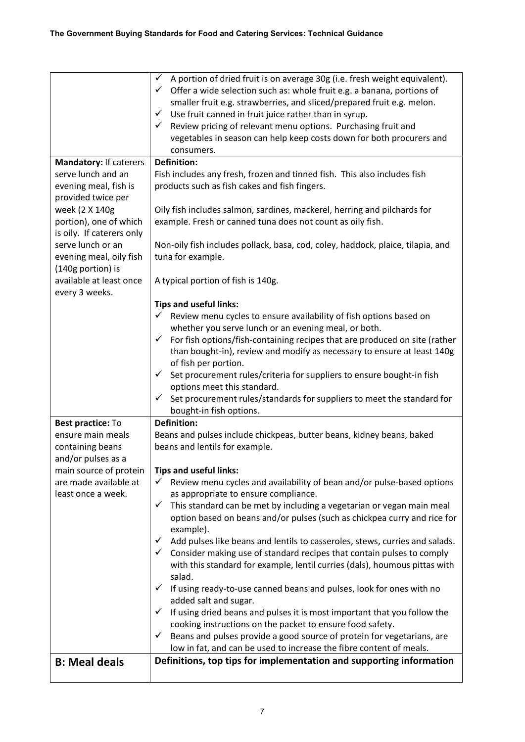| | |
|---|---|
| | ✓ A portion of dried fruit is on average 30g (i.e. fresh weight equivalent).<br>✓ Offer a wide selection such as: whole fruit e.g. a banana, portions of smaller fruit e.g. strawberries, and sliced/prepared fruit e.g. melon.<br>✓ Use fruit canned in fruit juice rather than in syrup.<br>✓ Review pricing of relevant menu options. Purchasing fruit and vegetables in season can help keep costs down for both procurers and consumers. |
| **Mandatory:** If caterers serve lunch and an evening meal, fish is provided twice per week (2 X 140g portion), one of which is oily. If caterers only serve lunch or an evening meal, oily fish (140g portion) is available at least once every 3 weeks. | **Definition:**<br>Fish includes any fresh, frozen and tinned fish. This also includes fish products such as fish cakes and fish fingers.<br><br>Oily fish includes salmon, sardines, mackerel, herring and pilchards for example. Fresh or canned tuna does not count as oily fish.<br><br>Non-oily fish includes pollack, basa, cod, coley, haddock, plaice, tilapia, and tuna for example.<br><br>A typical portion of fish is 140g.<br><br>**Tips and useful links:**<br>✓ Review menu cycles to ensure availability of fish options based on whether you serve lunch or an evening meal, or both.<br>✓ For fish options/fish-containing recipes that are produced on site (rather than bought-in), review and modify as necessary to ensure at least 140g of fish per portion.<br>✓ Set procurement rules/criteria for suppliers to ensure bought-in fish options meet this standard.<br>✓ Set procurement rules/standards for suppliers to meet the standard for bought-in fish options. |
| **Best practice:** To ensure main meals containing beans and/or pulses as a main source of protein are made available at least once a week. | **Definition:**<br>Beans and pulses include chickpeas, butter beans, kidney beans, baked beans and lentils for example.<br><br>**Tips and useful links:**<br>✓ Review menu cycles and availability of bean and/or pulse-based options as appropriate to ensure compliance.<br>✓ This standard can be met by including a vegetarian or vegan main meal option based on beans and/or pulses (such as chickpea curry and rice for example).<br>✓ Add pulses like beans and lentils to casseroles, stews, curries and salads.<br>✓ Consider making use of standard recipes that contain pulses to comply with this standard for example, lentil curries (dals), houmous pittas with salad.<br>✓ If using ready-to-use canned beans and pulses, look for ones with no added salt and sugar.<br>✓ If using dried beans and pulses it is most important that you follow the cooking instructions on the packet to ensure food safety.<br>✓ Beans and pulses provide a good source of protein for vegetarians, are low in fat, and can be used to increase the fibre content of meals. |
| **B: Meal deals** | **Definitions, top tips for implementation and supporting information** |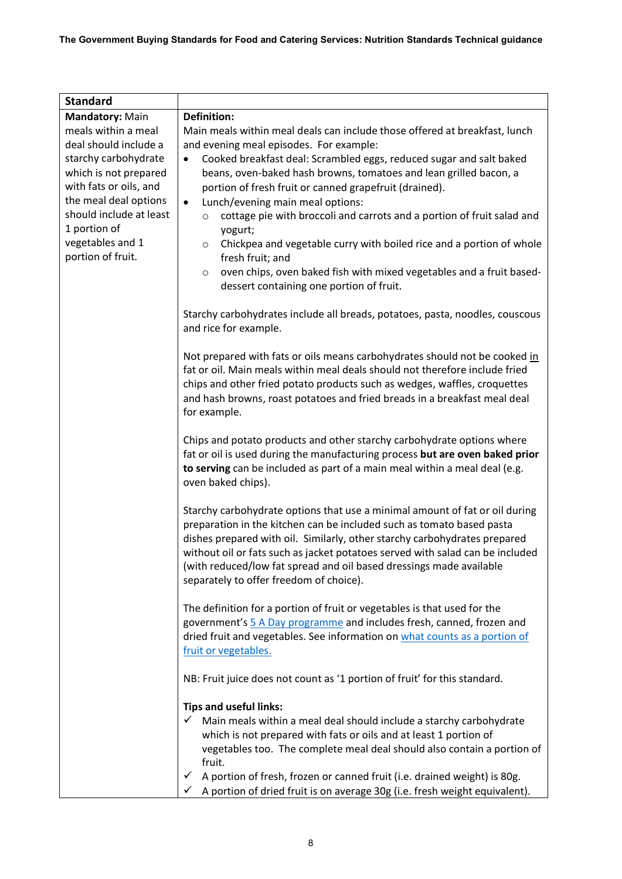| Standard | |
|---|---|
| **Mandatory:** Main meals within a meal deal should include a starchy carbohydrate which is not prepared with fats or oils, and the meal deal options should include at least 1 portion of vegetables and 1 portion of fruit. | **Definition:**<br>Main meals within meal deals can include those offered at breakfast, lunch and evening meal episodes. For example:<br>• Cooked breakfast deal: Scrambled eggs, reduced sugar and salt baked beans, oven-baked hash browns, tomatoes and lean grilled bacon, a portion of fresh fruit or canned grapefruit (drained).<br>• Lunch/evening main meal options:<br>&nbsp;&nbsp;&nbsp;&nbsp;○ cottage pie with broccoli and carrots and a portion of fruit salad and yogurt;<br>&nbsp;&nbsp;&nbsp;&nbsp;○ Chickpea and vegetable curry with boiled rice and a portion of whole fresh fruit; and<br>&nbsp;&nbsp;&nbsp;&nbsp;○ oven chips, oven baked fish with mixed vegetables and a fruit based-dessert containing one portion of fruit.<br><br>Starchy carbohydrates include all breads, potatoes, pasta, noodles, couscous and rice for example.<br><br>Not prepared with fats or oils means carbohydrates should not be cooked <u>in</u> fat or oil. Main meals within meal deals should not therefore include fried chips and other fried potato products such as wedges, waffles, croquettes and hash browns, roast potatoes and fried breads in a breakfast meal deal for example.<br><br>Chips and potato products and other starchy carbohydrate options where fat or oil is used during the manufacturing process **but are oven baked prior to serving** can be included as part of a main meal within a meal deal (e.g. oven baked chips).<br><br>Starchy carbohydrate options that use a minimal amount of fat or oil during preparation in the kitchen can be included such as tomato based pasta dishes prepared with oil. Similarly, other starchy carbohydrates prepared without oil or fats such as jacket potatoes served with salad can be included (with reduced/low fat spread and oil based dressings made available separately to offer freedom of choice).<br><br>The definition for a portion of fruit or vegetables is that used for the government's 5 A Day programme and includes fresh, canned, frozen and dried fruit and vegetables. See information on what counts as a portion of fruit or vegetables.<br><br>NB: Fruit juice does not count as '1 portion of fruit' for this standard.<br><br>**Tips and useful links:**<br>✓ Main meals within a meal deal should include a starchy carbohydrate which is not prepared with fats or oils and at least 1 portion of vegetables too. The complete meal deal should also contain a portion of fruit.<br>✓ A portion of fresh, frozen or canned fruit (i.e. drained weight) is 80g.<br>✓ A portion of dried fruit is on average 30g (i.e. fresh weight equivalent). |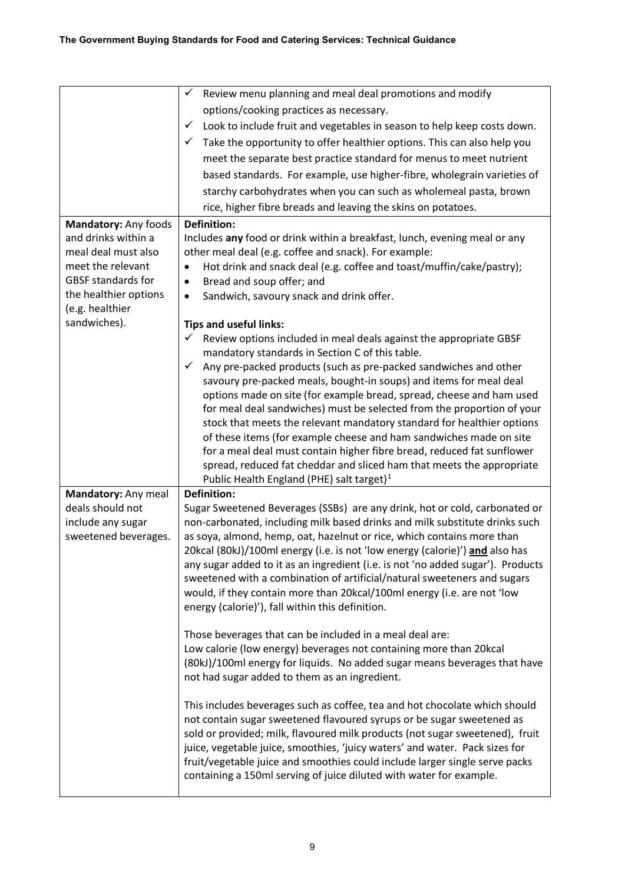| | |
|---|---|
| | ✓ Review menu planning and meal deal promotions and modify options/cooking practices as necessary.<br>✓ Look to include fruit and vegetables in season to help keep costs down.<br>✓ Take the opportunity to offer healthier options. This can also help you meet the separate best practice standard for menus to meet nutrient based standards. For example, use higher-fibre, wholegrain varieties of starchy carbohydrates when you can such as wholemeal pasta, brown rice, higher fibre breads and leaving the skins on potatoes. |
| **Mandatory:** Any foods and drinks within a meal deal must also meet the relevant GBSF standards for the healthier options (e.g. healthier sandwiches). | **Definition:**<br>Includes **any** food or drink within a breakfast, lunch, evening meal or any other meal deal (e.g. coffee and snack). For example:<br>• Hot drink and snack deal (e.g. coffee and toast/muffin/cake/pastry);<br>• Bread and soup offer; and<br>• Sandwich, savoury snack and drink offer.<br><br>**Tips and useful links:**<br>✓ Review options included in meal deals against the appropriate GBSF mandatory standards in Section C of this table.<br>✓ Any pre-packed products (such as pre-packed sandwiches and other savoury pre-packed meals, bought-in soups) and items for meal deal options made on site (for example bread, spread, cheese and ham used for meal deal sandwiches) must be selected from the proportion of your stock that meets the relevant mandatory standard for healthier options of these items (for example cheese and ham sandwiches made on site for a meal deal must contain higher fibre bread, reduced fat sunflower spread, reduced fat cheddar and sliced ham that meets the appropriate Public Health England (PHE) salt target)[1] |
| **Mandatory:** Any meal deals should not include any sugar sweetened beverages. | **Definition:**<br>Sugar Sweetened Beverages (SSBs) are any drink, hot or cold, carbonated or non-carbonated, including milk based drinks and milk substitute drinks such as soya, almond, hemp, oat, hazelnut or rice, which contains more than 20kcal (80kJ)/100ml energy (i.e. is not 'low energy (calorie)') **and** also has any sugar added to it as an ingredient (i.e. is not 'no added sugar'). Products sweetened with a combination of artificial/natural sweeteners and sugars would, if they contain more than 20kcal/100ml energy (i.e. are not 'low energy (calorie)'), fall within this definition.<br><br>Those beverages that can be included in a meal deal are:<br>Low calorie (low energy) beverages not containing more than 20kcal (80kJ)/100ml energy for liquids. No added sugar means beverages that have not had sugar added to them as an ingredient.<br><br>This includes beverages such as coffee, tea and hot chocolate which should not contain sugar sweetened flavoured syrups or be sugar sweetened as sold or provided; milk, flavoured milk products (not sugar sweetened), fruit juice, vegetable juice, smoothies, 'juicy waters' and water. Pack sizes for fruit/vegetable juice and smoothies could include larger single serve packs containing a 150ml serving of juice diluted with water for example. |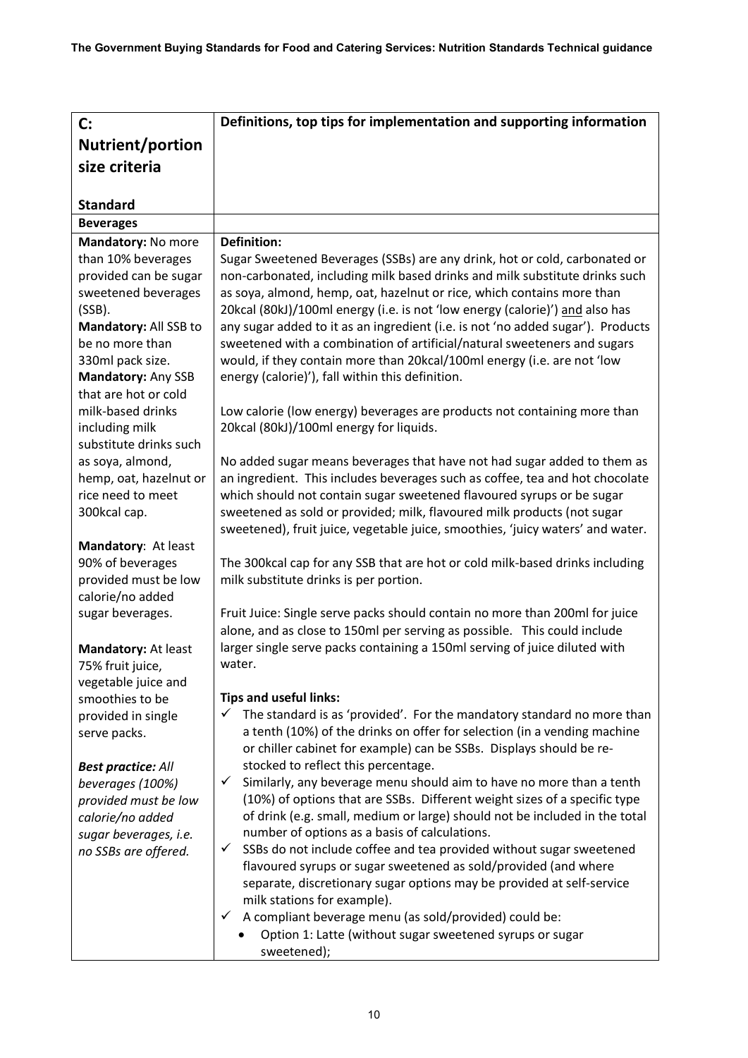| C: Nutrient/portion size criteria<br><br>**Standard** | **Definitions, top tips for implementation and supporting information** |
|---|---|
| **Beverages** | |
| **Mandatory:** No more than 10% beverages provided can be sugar sweetened beverages (SSB).<br>**Mandatory:** All SSB to be no more than 330ml pack size.<br>**Mandatory:** Any SSB that are hot or cold milk-based drinks including milk substitute drinks such as soya, almond, hemp, oat, hazelnut or rice need to meet 300kcal cap.<br><br>**Mandatory**: At least 90% of beverages provided must be low calorie/no added sugar beverages.<br><br>**Mandatory:** At least 75% fruit juice, vegetable juice and smoothies to be provided in single serve packs.<br><br>***Best practice:** All beverages (100%) provided must be low calorie/no added sugar beverages, i.e. no SSBs are offered.* | **Definition:**<br>Sugar Sweetened Beverages (SSBs) are any drink, hot or cold, carbonated or non-carbonated, including milk based drinks and milk substitute drinks such as soya, almond, hemp, oat, hazelnut or rice, which contains more than 20kcal (80kJ)/100ml energy (i.e. is not 'low energy (calorie)') and also has any sugar added to it as an ingredient (i.e. is not 'no added sugar'). Products sweetened with a combination of artificial/natural sweeteners and sugars would, if they contain more than 20kcal/100ml energy (i.e. are not 'low energy (calorie)'), fall within this definition.<br><br>Low calorie (low energy) beverages are products not containing more than 20kcal (80kJ)/100ml energy for liquids.<br><br>No added sugar means beverages that have not had sugar added to them as an ingredient. This includes beverages such as coffee, tea and hot chocolate which should not contain sugar sweetened flavoured syrups or be sugar sweetened as sold or provided; milk, flavoured milk products (not sugar sweetened), fruit juice, vegetable juice, smoothies, 'juicy waters' and water.<br><br>The 300kcal cap for any SSB that are hot or cold milk-based drinks including milk substitute drinks is per portion.<br><br>Fruit Juice: Single serve packs should contain no more than 200ml for juice alone, and as close to 150ml per serving as possible. This could include larger single serve packs containing a 150ml serving of juice diluted with water.<br><br>**Tips and useful links:**<br>✓ The standard is as 'provided'. For the mandatory standard no more than a tenth (10%) of the drinks on offer for selection (in a vending machine or chiller cabinet for example) can be SSBs. Displays should be re-stocked to reflect this percentage.<br>✓ Similarly, any beverage menu should aim to have no more than a tenth (10%) of options that are SSBs. Different weight sizes of a specific type of drink (e.g. small, medium or large) should not be included in the total number of options as a basis of calculations.<br>✓ SSBs do not include coffee and tea provided without sugar sweetened flavoured syrups or sugar sweetened as sold/provided (and where separate, discretionary sugar options may be provided at self-service milk stations for example).<br>✓ A compliant beverage menu (as sold/provided) could be:<br>• Option 1: Latte (without sugar sweetened syrups or sugar sweetened); |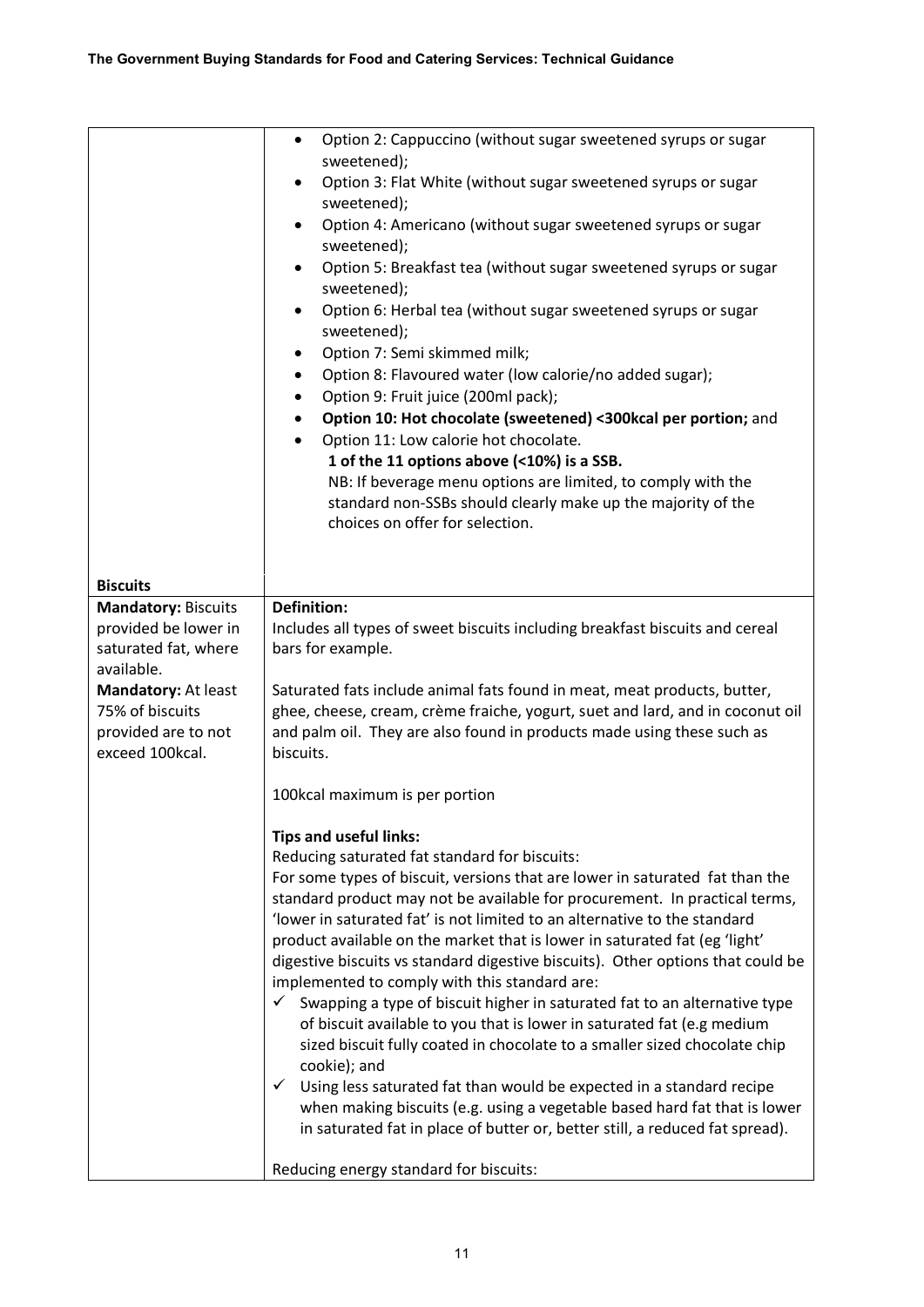| | |
|---|---|
| | • Option 2: Cappuccino (without sugar sweetened syrups or sugar sweetened);<br>• Option 3: Flat White (without sugar sweetened syrups or sugar sweetened);<br>• Option 4: Americano (without sugar sweetened syrups or sugar sweetened);<br>• Option 5: Breakfast tea (without sugar sweetened syrups or sugar sweetened);<br>• Option 6: Herbal tea (without sugar sweetened syrups or sugar sweetened);<br>• Option 7: Semi skimmed milk;<br>• Option 8: Flavoured water (low calorie/no added sugar);<br>• Option 9: Fruit juice (200ml pack);<br>• **Option 10: Hot chocolate (sweetened) <300kcal per portion;** and<br>• Option 11: Low calorie hot chocolate.<br>**1 of the 11 options above (<10%) is a SSB.**<br>NB: If beverage menu options are limited, to comply with the standard non-SSBs should clearly make up the majority of the choices on offer for selection. |
| **Biscuits** | |
| **Mandatory:** Biscuits provided be lower in saturated fat, where available.<br>**Mandatory:** At least 75% of biscuits provided are to not exceed 100kcal. | **Definition:**<br>Includes all types of sweet biscuits including breakfast biscuits and cereal bars for example.<br><br>Saturated fats include animal fats found in meat, meat products, butter, ghee, cheese, cream, crème fraiche, yogurt, suet and lard, and in coconut oil and palm oil. They are also found in products made using these such as biscuits.<br><br>100kcal maximum is per portion<br><br>**Tips and useful links:**<br>Reducing saturated fat standard for biscuits:<br>For some types of biscuit, versions that are lower in saturated fat than the standard product may not be available for procurement. In practical terms, 'lower in saturated fat' is not limited to an alternative to the standard product available on the market that is lower in saturated fat (eg 'light' digestive biscuits vs standard digestive biscuits). Other options that could be implemented to comply with this standard are:<br>✓ Swapping a type of biscuit higher in saturated fat to an alternative type of biscuit available to you that is lower in saturated fat (e.g medium sized biscuit fully coated in chocolate to a smaller sized chocolate chip cookie); and<br>✓ Using less saturated fat than would be expected in a standard recipe when making biscuits (e.g. using a vegetable based hard fat that is lower in saturated fat in place of butter or, better still, a reduced fat spread).<br><br>Reducing energy standard for biscuits: |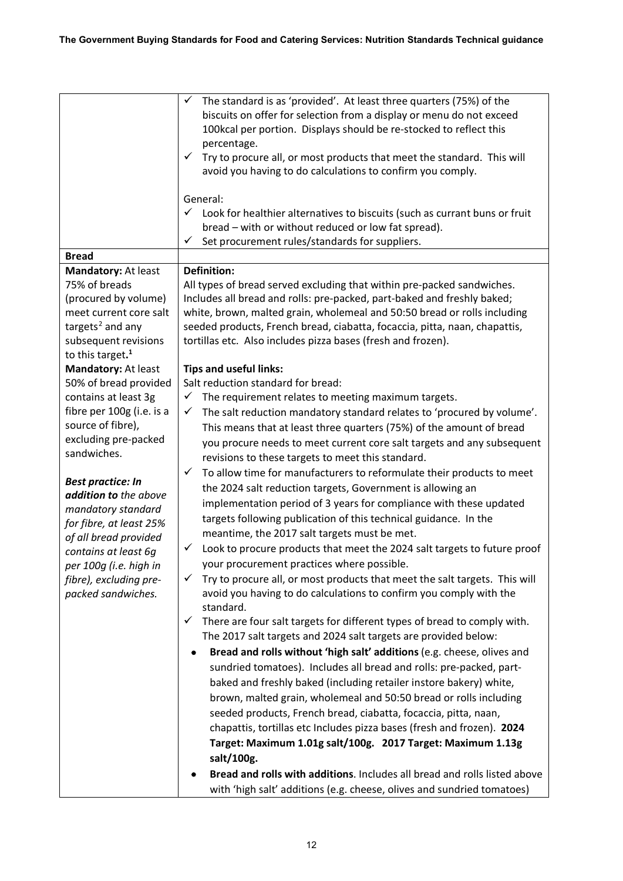| | |
|---|---|
| | ✓ The standard is as 'provided'. At least three quarters (75%) of the biscuits on offer for selection from a display or menu do not exceed 100kcal per portion. Displays should be re-stocked to reflect this percentage.<br>✓ Try to procure all, or most products that meet the standard. This will avoid you having to do calculations to confirm you comply.<br><br>General:<br>✓ Look for healthier alternatives to biscuits (such as currant buns or fruit bread – with or without reduced or low fat spread).<br>✓ Set procurement rules/standards for suppliers. |
| **Bread** | |
| **Mandatory:** At least 75% of breads (procured by volume) meet current core salt targets[2] and any subsequent revisions to this target.[1]<br>**Mandatory:** At least 50% of bread provided contains at least 3g fibre per 100g (i.e. is a source of fibre), excluding pre-packed sandwiches.<br><br>***Best practice: In addition to*** *the above mandatory standard for fibre, at least 25% of all bread provided contains at least 6g per 100g (i.e. high in fibre), excluding pre-packed sandwiches.* | **Definition:**<br>All types of bread served excluding that within pre-packed sandwiches. Includes all bread and rolls: pre-packed, part-baked and freshly baked; white, brown, malted grain, wholemeal and 50:50 bread or rolls including seeded products, French bread, ciabatta, focaccia, pitta, naan, chapattis, tortillas etc. Also includes pizza bases (fresh and frozen).<br><br>**Tips and useful links:**<br>Salt reduction standard for bread:<br>✓ The requirement relates to meeting maximum targets.<br>✓ The salt reduction mandatory standard relates to 'procured by volume'. This means that at least three quarters (75%) of the amount of bread you procure needs to meet current core salt targets and any subsequent revisions to these targets to meet this standard.<br>✓ To allow time for manufacturers to reformulate their products to meet the 2024 salt reduction targets, Government is allowing an implementation period of 3 years for compliance with these updated targets following publication of this technical guidance. In the meantime, the 2017 salt targets must be met.<br>✓ Look to procure products that meet the 2024 salt targets to future proof your procurement practices where possible.<br>✓ Try to procure all, or most products that meet the salt targets. This will avoid you having to do calculations to confirm you comply with the standard.<br>✓ There are four salt targets for different types of bread to comply with. The 2017 salt targets and 2024 salt targets are provided below:<br>• **Bread and rolls without 'high salt' additions** (e.g. cheese, olives and sundried tomatoes). Includes all bread and rolls: pre-packed, part-baked and freshly baked (including retailer instore bakery) white, brown, malted grain, wholemeal and 50:50 bread or rolls including seeded products, French bread, ciabatta, focaccia, pitta, naan, chapattis, tortillas etc Includes pizza bases (fresh and frozen). **2024 Target: Maximum 1.01g salt/100g. 2017 Target: Maximum 1.13g salt/100g.**<br>• **Bread and rolls with additions**. Includes all bread and rolls listed above with 'high salt' additions (e.g. cheese, olives and sundried tomatoes) |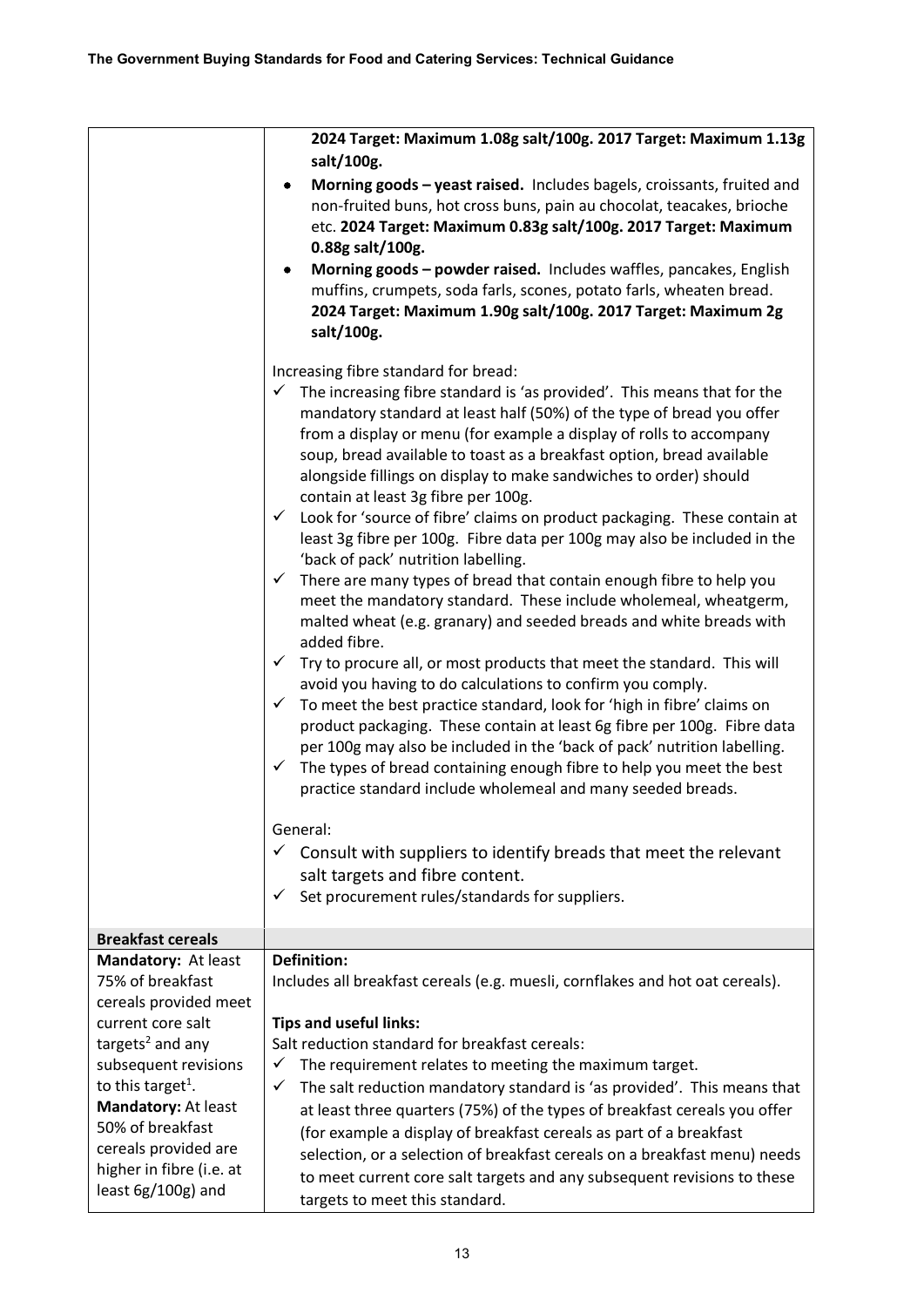| | |
|---|---|
| | **2024 Target: Maximum 1.08g salt/100g. 2017 Target: Maximum 1.13g salt/100g.**<br>• **Morning goods – yeast raised.** Includes bagels, croissants, fruited and non-fruited buns, hot cross buns, pain au chocolat, teacakes, brioche etc. **2024 Target: Maximum 0.83g salt/100g. 2017 Target: Maximum 0.88g salt/100g.**<br>• **Morning goods – powder raised.** Includes waffles, pancakes, English muffins, crumpets, soda farls, scones, potato farls, wheaten bread. **2024 Target: Maximum 1.90g salt/100g. 2017 Target: Maximum 2g salt/100g.**<br><br>Increasing fibre standard for bread:<br>✓ The increasing fibre standard is 'as provided'. This means that for the mandatory standard at least half (50%) of the type of bread you offer from a display or menu (for example a display of rolls to accompany soup, bread available to toast as a breakfast option, bread available alongside fillings on display to make sandwiches to order) should contain at least 3g fibre per 100g.<br>✓ Look for 'source of fibre' claims on product packaging. These contain at least 3g fibre per 100g. Fibre data per 100g may also be included in the 'back of pack' nutrition labelling.<br>✓ There are many types of bread that contain enough fibre to help you meet the mandatory standard. These include wholemeal, wheatgerm, malted wheat (e.g. granary) and seeded breads and white breads with added fibre.<br>✓ Try to procure all, or most products that meet the standard. This will avoid you having to do calculations to confirm you comply.<br>✓ To meet the best practice standard, look for 'high in fibre' claims on product packaging. These contain at least 6g fibre per 100g. Fibre data per 100g may also be included in the 'back of pack' nutrition labelling.<br>✓ The types of bread containing enough fibre to help you meet the best practice standard include wholemeal and many seeded breads.<br><br>General:<br>✓ Consult with suppliers to identify breads that meet the relevant salt targets and fibre content.<br>✓ Set procurement rules/standards for suppliers. |
| **Breakfast cereals** | |
| **Mandatory:** At least 75% of breakfast cereals provided meet current core salt targets[2] and any subsequent revisions to this target[1].<br>**Mandatory:** At least 50% of breakfast cereals provided are higher in fibre (i.e. at least 6g/100g) and | **Definition:**<br>Includes all breakfast cereals (e.g. muesli, cornflakes and hot oat cereals).<br><br>**Tips and useful links:**<br>Salt reduction standard for breakfast cereals:<br>✓ The requirement relates to meeting the maximum target.<br>✓ The salt reduction mandatory standard is 'as provided'. This means that at least three quarters (75%) of the types of breakfast cereals you offer (for example a display of breakfast cereals as part of a breakfast selection, or a selection of breakfast cereals on a breakfast menu) needs to meet current core salt targets and any subsequent revisions to these targets to meet this standard. |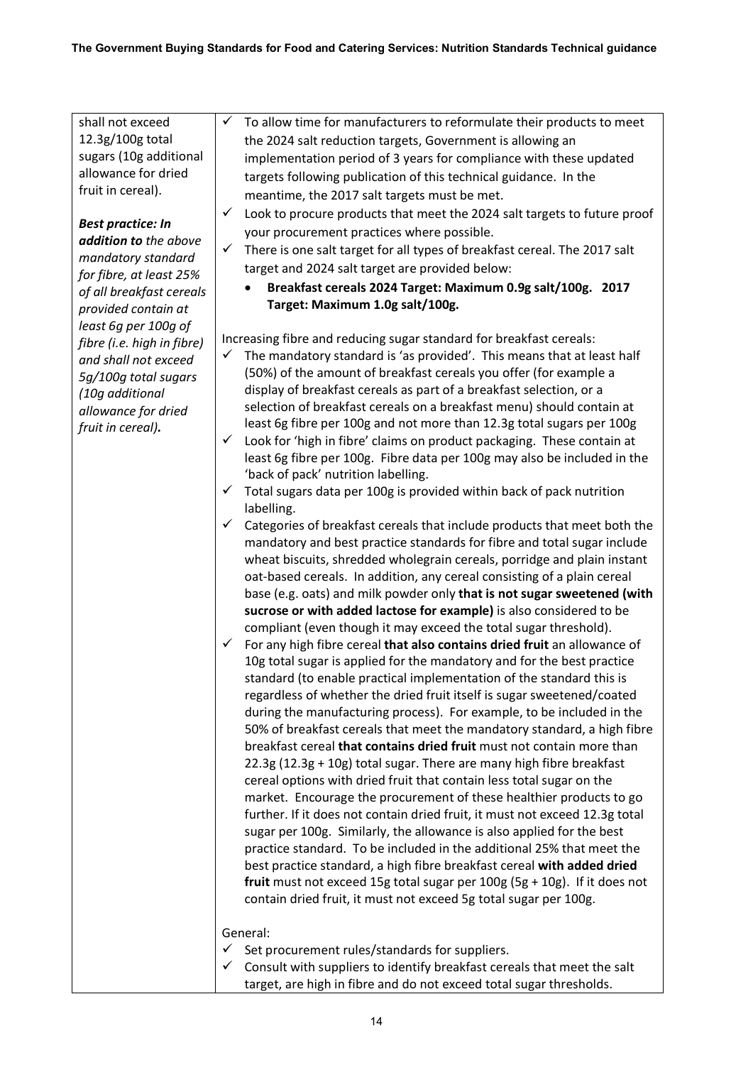| | |
|---|---|
| shall not exceed 12.3g/100g total sugars (10g additional allowance for dried fruit in cereal).<br><br>***Best practice: In addition to** the above mandatory standard for fibre, at least 25% of all breakfast cereals provided contain at least 6g per 100g of fibre (i.e. high in fibre) and shall not exceed 5g/100g total sugars (10g additional allowance for dried fruit in cereal).* | ✓ To allow time for manufacturers to reformulate their products to meet the 2024 salt reduction targets, Government is allowing an implementation period of 3 years for compliance with these updated targets following publication of this technical guidance. In the meantime, the 2017 salt targets must be met.<br>✓ Look to procure products that meet the 2024 salt targets to future proof your procurement practices where possible.<br>✓ There is one salt target for all types of breakfast cereal. The 2017 salt target and 2024 salt target are provided below:<br>• **Breakfast cereals 2024 Target: Maximum 0.9g salt/100g. 2017 Target: Maximum 1.0g salt/100g.**<br><br>Increasing fibre and reducing sugar standard for breakfast cereals:<br>✓ The mandatory standard is 'as provided'. This means that at least half (50%) of the amount of breakfast cereals you offer (for example a display of breakfast cereals as part of a breakfast selection, or a selection of breakfast cereals on a breakfast menu) should contain at least 6g fibre per 100g and not more than 12.3g total sugars per 100g<br>✓ Look for 'high in fibre' claims on product packaging. These contain at least 6g fibre per 100g. Fibre data per 100g may also be included in the 'back of pack' nutrition labelling.<br>✓ Total sugars data per 100g is provided within back of pack nutrition labelling.<br>✓ Categories of breakfast cereals that include products that meet both the mandatory and best practice standards for fibre and total sugar include wheat biscuits, shredded wholegrain cereals, porridge and plain instant oat-based cereals. In addition, any cereal consisting of a plain cereal base (e.g. oats) and milk powder only **that is not sugar sweetened (with sucrose or with added lactose for example)** is also considered to be compliant (even though it may exceed the total sugar threshold).<br>✓ For any high fibre cereal **that also contains dried fruit** an allowance of 10g total sugar is applied for the mandatory and for the best practice standard (to enable practical implementation of the standard this is regardless of whether the dried fruit itself is sugar sweetened/coated during the manufacturing process). For example, to be included in the 50% of breakfast cereals that meet the mandatory standard, a high fibre breakfast cereal **that contains dried fruit** must not contain more than 22.3g (12.3g + 10g) total sugar. There are many high fibre breakfast cereal options with dried fruit that contain less total sugar on the market. Encourage the procurement of these healthier products to go further. If it does not contain dried fruit, it must not exceed 12.3g total sugar per 100g. Similarly, the allowance is also applied for the best practice standard. To be included in the additional 25% that meet the best practice standard, a high fibre breakfast cereal **with added dried fruit** must not exceed 15g total sugar per 100g (5g + 10g). If it does not contain dried fruit, it must not exceed 5g total sugar per 100g.<br><br>General:<br>✓ Set procurement rules/standards for suppliers.<br>✓ Consult with suppliers to identify breakfast cereals that meet the salt target, are high in fibre and do not exceed total sugar thresholds. |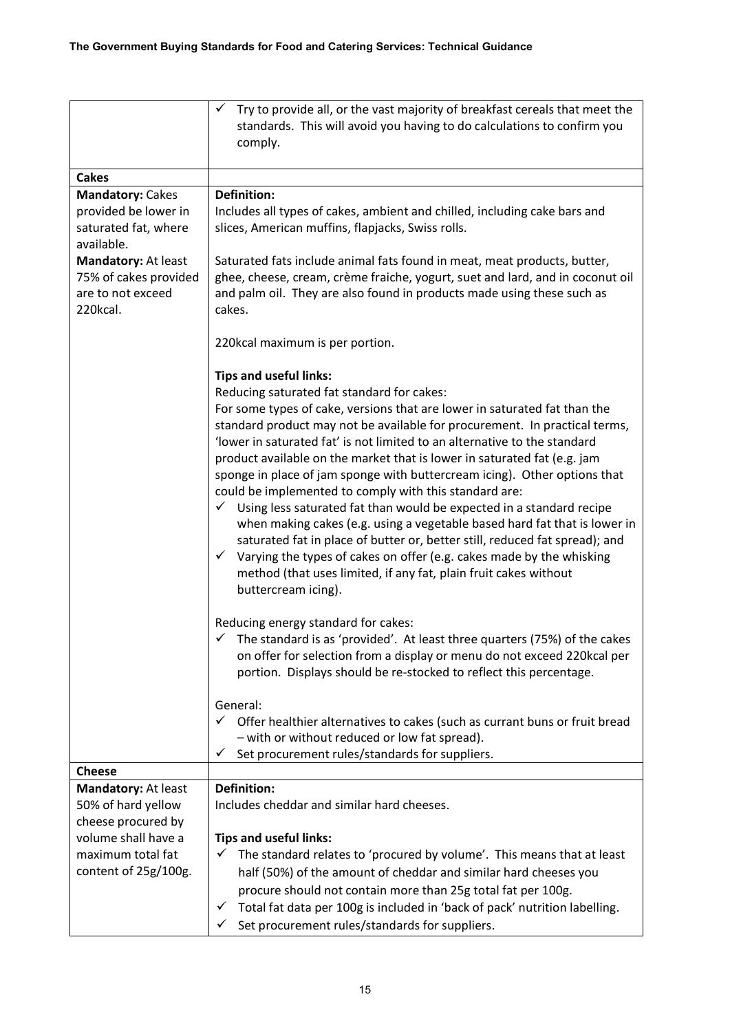| | |
|---|---|
| | ✓ Try to provide all, or the vast majority of breakfast cereals that meet the standards. This will avoid you having to do calculations to confirm you comply. |
| **Cakes** | |
| **Mandatory:** Cakes provided be lower in saturated fat, where available.<br><br>**Mandatory:** At least 75% of cakes provided are to not exceed 220kcal. | **Definition:**<br>Includes all types of cakes, ambient and chilled, including cake bars and slices, American muffins, flapjacks, Swiss rolls.<br><br>Saturated fats include animal fats found in meat, meat products, butter, ghee, cheese, cream, crème fraiche, yogurt, suet and lard, and in coconut oil and palm oil. They are also found in products made using these such as cakes.<br><br>220kcal maximum is per portion.<br><br>**Tips and useful links:**<br>Reducing saturated fat standard for cakes:<br>For some types of cake, versions that are lower in saturated fat than the standard product may not be available for procurement. In practical terms, 'lower in saturated fat' is not limited to an alternative to the standard product available on the market that is lower in saturated fat (e.g. jam sponge in place of jam sponge with buttercream icing). Other options that could be implemented to comply with this standard are:<br>✓ Using less saturated fat than would be expected in a standard recipe when making cakes (e.g. using a vegetable based hard fat that is lower in saturated fat in place of butter or, better still, reduced fat spread); and<br>✓ Varying the types of cakes on offer (e.g. cakes made by the whisking method (that uses limited, if any fat, plain fruit cakes without buttercream icing).<br><br>Reducing energy standard for cakes:<br>✓ The standard is as 'provided'. At least three quarters (75%) of the cakes on offer for selection from a display or menu do not exceed 220kcal per portion. Displays should be re-stocked to reflect this percentage.<br><br>General:<br>✓ Offer healthier alternatives to cakes (such as currant buns or fruit bread – with or without reduced or low fat spread).<br>✓ Set procurement rules/standards for suppliers. |
| **Cheese** | |
| **Mandatory:** At least 50% of hard yellow cheese procured by volume shall have a maximum total fat content of 25g/100g. | **Definition:**<br>Includes cheddar and similar hard cheeses.<br><br>**Tips and useful links:**<br>✓ The standard relates to 'procured by volume'. This means that at least half (50%) of the amount of cheddar and similar hard cheeses you procure should not contain more than 25g total fat per 100g.<br>✓ Total fat data per 100g is included in 'back of pack' nutrition labelling.<br>✓ Set procurement rules/standards for suppliers. |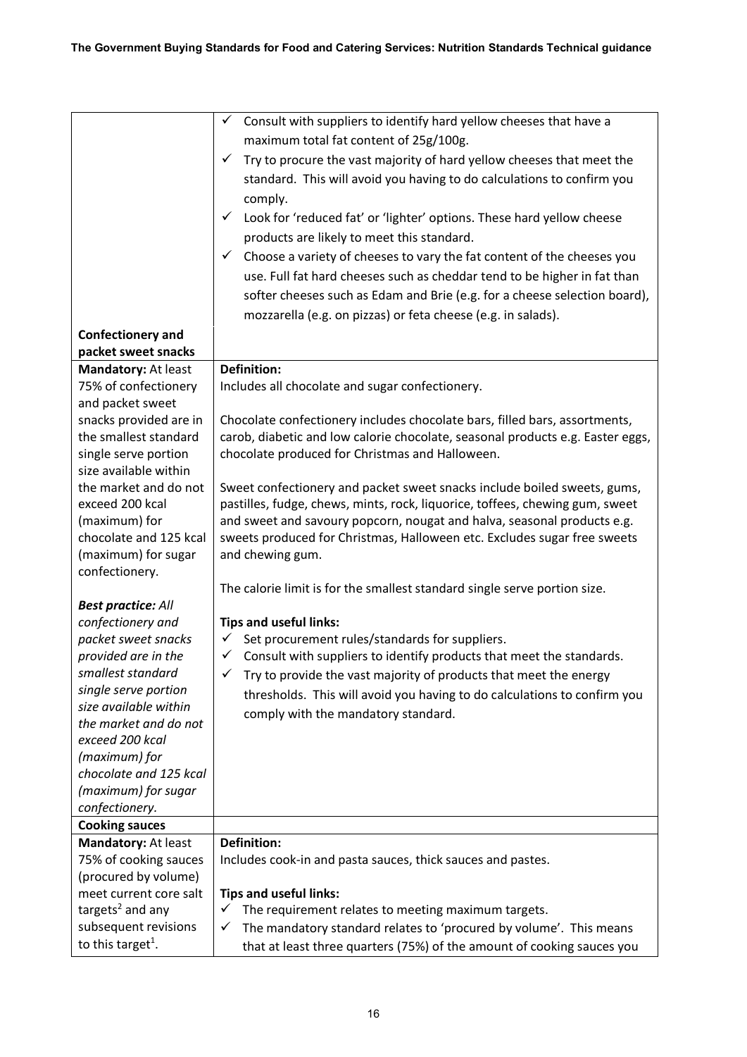| | |
|---|---|
| | ✓ Consult with suppliers to identify hard yellow cheeses that have a maximum total fat content of 25g/100g.<br>✓ Try to procure the vast majority of hard yellow cheeses that meet the standard. This will avoid you having to do calculations to confirm you comply.<br>✓ Look for 'reduced fat' or 'lighter' options. These hard yellow cheese products are likely to meet this standard.<br>✓ Choose a variety of cheeses to vary the fat content of the cheeses you use. Full fat hard cheeses such as cheddar tend to be higher in fat than softer cheeses such as Edam and Brie (e.g. for a cheese selection board), mozzarella (e.g. on pizzas) or feta cheese (e.g. in salads). |
| **Confectionery and packet sweet snacks** | |
| **Mandatory:** At least 75% of confectionery and packet sweet snacks provided are in the smallest standard single serve portion size available within the market and do not exceed 200 kcal (maximum) for chocolate and 125 kcal (maximum) for sugar confectionery.<br><br>***Best practice:*** *All confectionery and packet sweet snacks provided are in the smallest standard single serve portion size available within the market and do not exceed 200 kcal (maximum) for chocolate and 125 kcal (maximum) for sugar confectionery.* | **Definition:**<br>Includes all chocolate and sugar confectionery.<br><br>Chocolate confectionery includes chocolate bars, filled bars, assortments, carob, diabetic and low calorie chocolate, seasonal products e.g. Easter eggs, chocolate produced for Christmas and Halloween.<br><br>Sweet confectionery and packet sweet snacks include boiled sweets, gums, pastilles, fudge, chews, mints, rock, liquorice, toffees, chewing gum, sweet and sweet and savoury popcorn, nougat and halva, seasonal products e.g. sweets produced for Christmas, Halloween etc. Excludes sugar free sweets and chewing gum.<br><br>The calorie limit is for the smallest standard single serve portion size.<br><br>**Tips and useful links:**<br>✓ Set procurement rules/standards for suppliers.<br>✓ Consult with suppliers to identify products that meet the standards.<br>✓ Try to provide the vast majority of products that meet the energy thresholds. This will avoid you having to do calculations to confirm you comply with the mandatory standard. |
| **Cooking sauces** | |
| **Mandatory:** At least 75% of cooking sauces (procured by volume) meet current core salt targets[2] and any subsequent revisions to this target[1]. | **Definition:**<br>Includes cook-in and pasta sauces, thick sauces and pastes.<br><br>**Tips and useful links:**<br>✓ The requirement relates to meeting maximum targets.<br>✓ The mandatory standard relates to 'procured by volume'. This means that at least three quarters (75%) of the amount of cooking sauces you |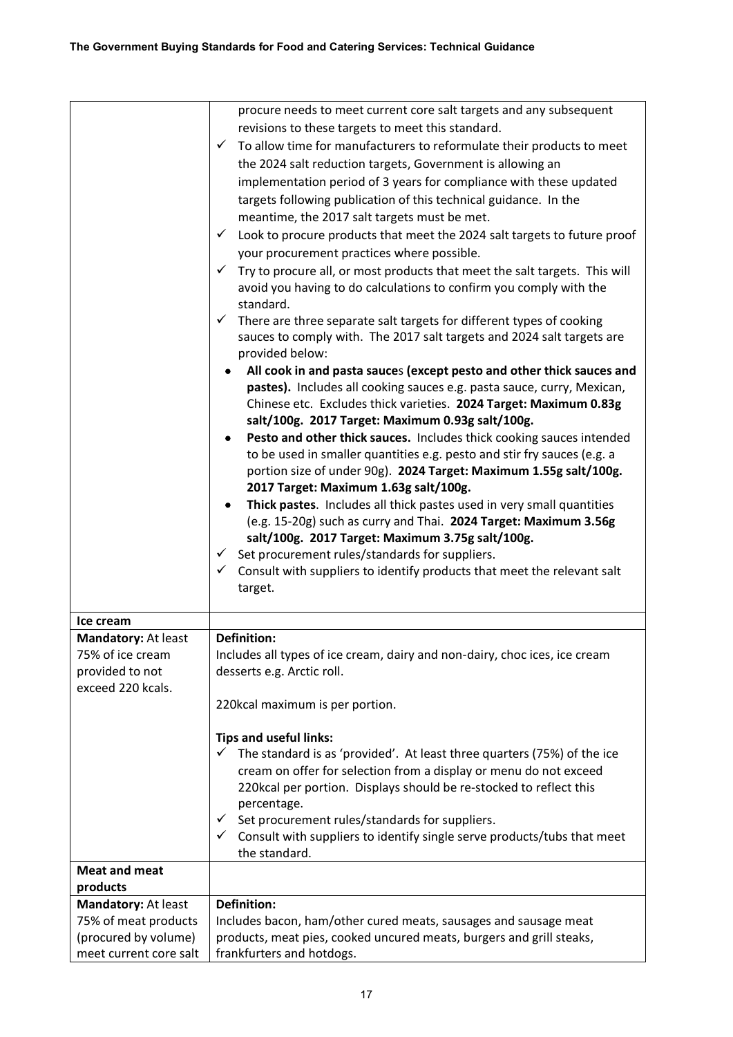| | |
|---|---|
| | procure needs to meet current core salt targets and any subsequent revisions to these targets to meet this standard.<br>✓ To allow time for manufacturers to reformulate their products to meet the 2024 salt reduction targets, Government is allowing an implementation period of 3 years for compliance with these updated targets following publication of this technical guidance. In the meantime, the 2017 salt targets must be met.<br>✓ Look to procure products that meet the 2024 salt targets to future proof your procurement practices where possible.<br>✓ Try to procure all, or most products that meet the salt targets. This will avoid you having to do calculations to confirm you comply with the standard.<br>✓ There are three separate salt targets for different types of cooking sauces to comply with. The 2017 salt targets and 2024 salt targets are provided below:<br>• **All cook in and pasta sauces (except pesto and other thick sauces and pastes).** Includes all cooking sauces e.g. pasta sauce, curry, Mexican, Chinese etc. Excludes thick varieties. **2024 Target: Maximum 0.83g salt/100g. 2017 Target: Maximum 0.93g salt/100g.**<br>• **Pesto and other thick sauces.** Includes thick cooking sauces intended to be used in smaller quantities e.g. pesto and stir fry sauces (e.g. a portion size of under 90g). **2024 Target: Maximum 1.55g salt/100g. 2017 Target: Maximum 1.63g salt/100g.**<br>• **Thick pastes**. Includes all thick pastes used in very small quantities (e.g. 15-20g) such as curry and Thai. **2024 Target: Maximum 3.56g salt/100g. 2017 Target: Maximum 3.75g salt/100g.**<br>✓ Set procurement rules/standards for suppliers.<br>✓ Consult with suppliers to identify products that meet the relevant salt target. |
| **Ice cream** | |
| **Mandatory:** At least 75% of ice cream provided to not exceed 220 kcals. | **Definition:**<br>Includes all types of ice cream, dairy and non-dairy, choc ices, ice cream desserts e.g. Arctic roll.<br><br>220kcal maximum is per portion.<br><br>**Tips and useful links:**<br>✓ The standard is as 'provided'. At least three quarters (75%) of the ice cream on offer for selection from a display or menu do not exceed 220kcal per portion. Displays should be re-stocked to reflect this percentage.<br>✓ Set procurement rules/standards for suppliers.<br>✓ Consult with suppliers to identify single serve products/tubs that meet the standard. |
| **Meat and meat products** | |
| **Mandatory:** At least 75% of meat products (procured by volume) meet current core salt | **Definition:**<br>Includes bacon, ham/other cured meats, sausages and sausage meat products, meat pies, cooked uncured meats, burgers and grill steaks, frankfurters and hotdogs. |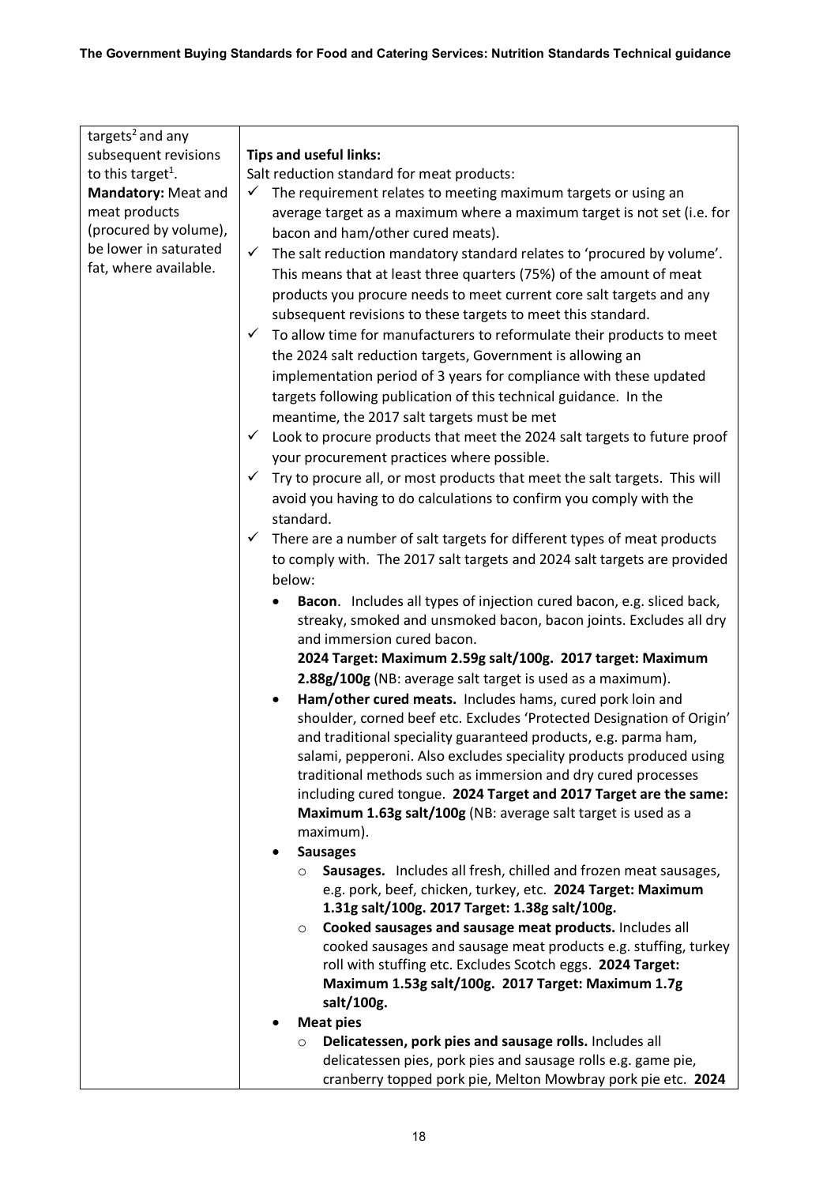| | |
|---|---|
| targets[2] and any subsequent revisions to this target[1].<br>**Mandatory:** Meat and meat products (procured by volume), be lower in saturated fat, where available. | **Tips and useful links:**<br>Salt reduction standard for meat products:<br>✓ The requirement relates to meeting maximum targets or using an average target as a maximum where a maximum target is not set (i.e. for bacon and ham/other cured meats).<br>✓ The salt reduction mandatory standard relates to 'procured by volume'. This means that at least three quarters (75%) of the amount of meat products you procure needs to meet current core salt targets and any subsequent revisions to these targets to meet this standard.<br>✓ To allow time for manufacturers to reformulate their products to meet the 2024 salt reduction targets, Government is allowing an implementation period of 3 years for compliance with these updated targets following publication of this technical guidance. In the meantime, the 2017 salt targets must be met<br>✓ Look to procure products that meet the 2024 salt targets to future proof your procurement practices where possible.<br>✓ Try to procure all, or most products that meet the salt targets. This will avoid you having to do calculations to confirm you comply with the standard.<br>✓ There are a number of salt targets for different types of meat products to comply with. The 2017 salt targets and 2024 salt targets are provided below:<br>• **Bacon**. Includes all types of injection cured bacon, e.g. sliced back, streaky, smoked and unsmoked bacon, bacon joints. Excludes all dry and immersion cured bacon. **2024 Target: Maximum 2.59g salt/100g. 2017 target: Maximum 2.88g/100g** (NB: average salt target is used as a maximum).<br>• **Ham/other cured meats.** Includes hams, cured pork loin and shoulder, corned beef etc. Excludes 'Protected Designation of Origin' and traditional speciality guaranteed products, e.g. parma ham, salami, pepperoni. Also excludes speciality products produced using traditional methods such as immersion and dry cured processes including cured tongue. **2024 Target and 2017 Target are the same: Maximum 1.63g salt/100g** (NB: average salt target is used as a maximum).<br>• **Sausages**<br>  ◦ **Sausages.** Includes all fresh, chilled and frozen meat sausages, e.g. pork, beef, chicken, turkey, etc. **2024 Target: Maximum 1.31g salt/100g. 2017 Target: 1.38g salt/100g.**<br>  ◦ **Cooked sausages and sausage meat products.** Includes all cooked sausages and sausage meat products e.g. stuffing, turkey roll with stuffing etc. Excludes Scotch eggs. **2024 Target: Maximum 1.53g salt/100g. 2017 Target: Maximum 1.7g salt/100g.**<br>• **Meat pies**<br>  ◦ **Delicatessen, pork pies and sausage rolls.** Includes all delicatessen pies, pork pies and sausage rolls e.g. game pie, cranberry topped pork pie, Melton Mowbray pork pie etc. **2024** |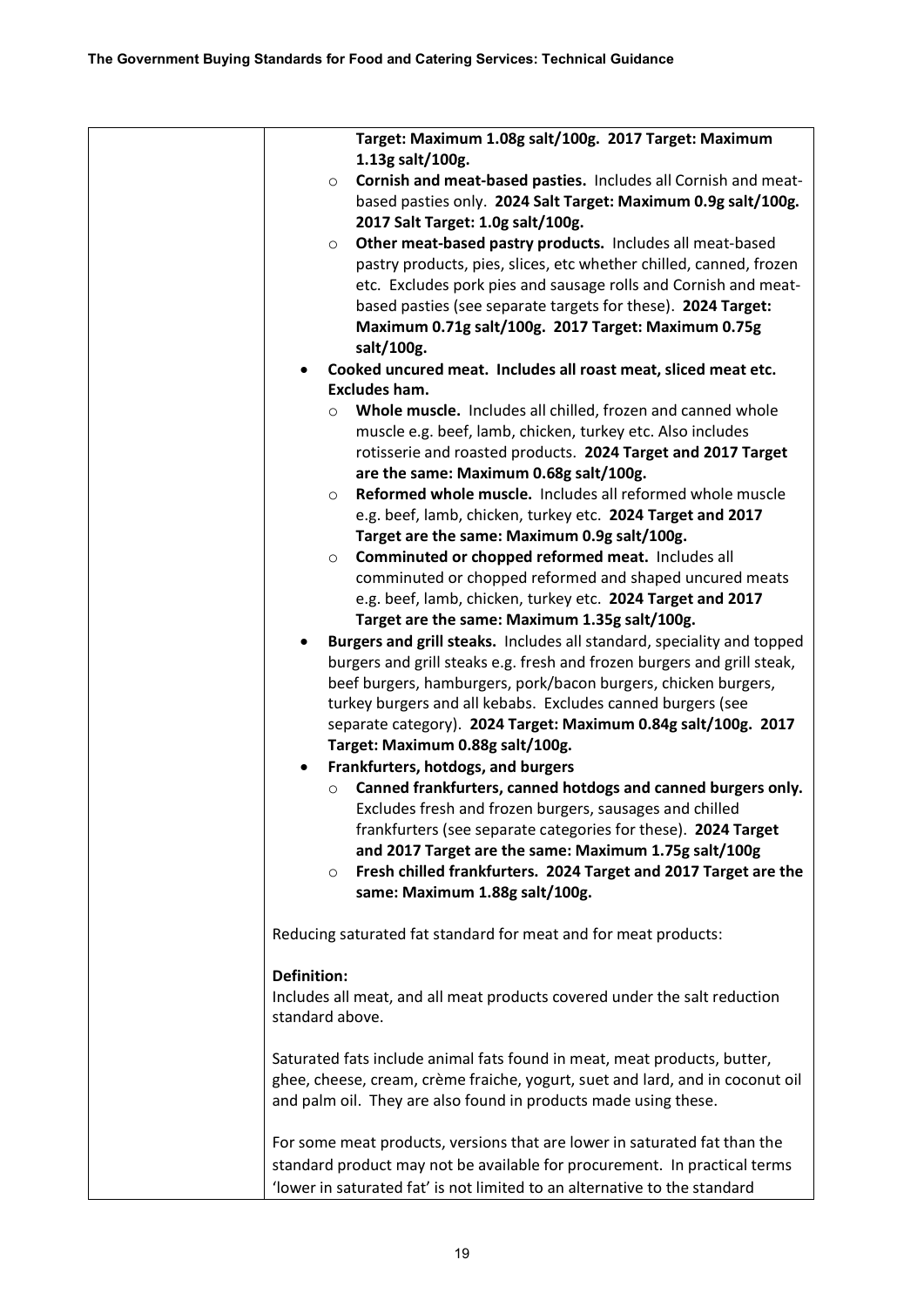| | Target: Maximum 1.08g salt/100g. 2017 Target: Maximum 1.13g salt/100g.<br>◦ **Cornish and meat-based pasties.** Includes all Cornish and meat-based pasties only. **2024 Salt Target: Maximum 0.9g salt/100g. 2017 Salt Target: 1.0g salt/100g.**<br>◦ **Other meat-based pastry products.** Includes all meat-based pastry products, pies, slices, etc whether chilled, canned, frozen etc. Excludes pork pies and sausage rolls and Cornish and meat-based pasties (see separate targets for these). **2024 Target: Maximum 0.71g salt/100g. 2017 Target: Maximum 0.75g salt/100g.**<br>• **Cooked uncured meat. Includes all roast meat, sliced meat etc. Excludes ham.**<br>◦ **Whole muscle.** Includes all chilled, frozen and canned whole muscle e.g. beef, lamb, chicken, turkey etc. Also includes rotisserie and roasted products. **2024 Target and 2017 Target are the same: Maximum 0.68g salt/100g.**<br>◦ **Reformed whole muscle.** Includes all reformed whole muscle e.g. beef, lamb, chicken, turkey etc. **2024 Target and 2017 Target are the same: Maximum 0.9g salt/100g.**<br>◦ **Comminuted or chopped reformed meat.** Includes all comminuted or chopped reformed and shaped uncured meats e.g. beef, lamb, chicken, turkey etc. **2024 Target and 2017 Target are the same: Maximum 1.35g salt/100g.**<br>• **Burgers and grill steaks.** Includes all standard, speciality and topped burgers and grill steaks e.g. fresh and frozen burgers and grill steak, beef burgers, hamburgers, pork/bacon burgers, chicken burgers, turkey burgers and all kebabs. Excludes canned burgers (see separate category). **2024 Target: Maximum 0.84g salt/100g. 2017 Target: Maximum 0.88g salt/100g.**<br>• **Frankfurters, hotdogs, and burgers**<br>◦ **Canned frankfurters, canned hotdogs and canned burgers only.** Excludes fresh and frozen burgers, sausages and chilled frankfurters (see separate categories for these). **2024 Target and 2017 Target are the same: Maximum 1.75g salt/100g**<br>◦ **Fresh chilled frankfurters. 2024 Target and 2017 Target are the same: Maximum 1.88g salt/100g.**<br><br>Reducing saturated fat standard for meat and for meat products:<br><br>**Definition:**<br>Includes all meat, and all meat products covered under the salt reduction standard above.<br><br>Saturated fats include animal fats found in meat, meat products, butter, ghee, cheese, cream, crème fraiche, yogurt, suet and lard, and in coconut oil and palm oil. They are also found in products made using these.<br><br>For some meat products, versions that are lower in saturated fat than the standard product may not be available for procurement. In practical terms 'lower in saturated fat' is not limited to an alternative to the standard |
|---|---|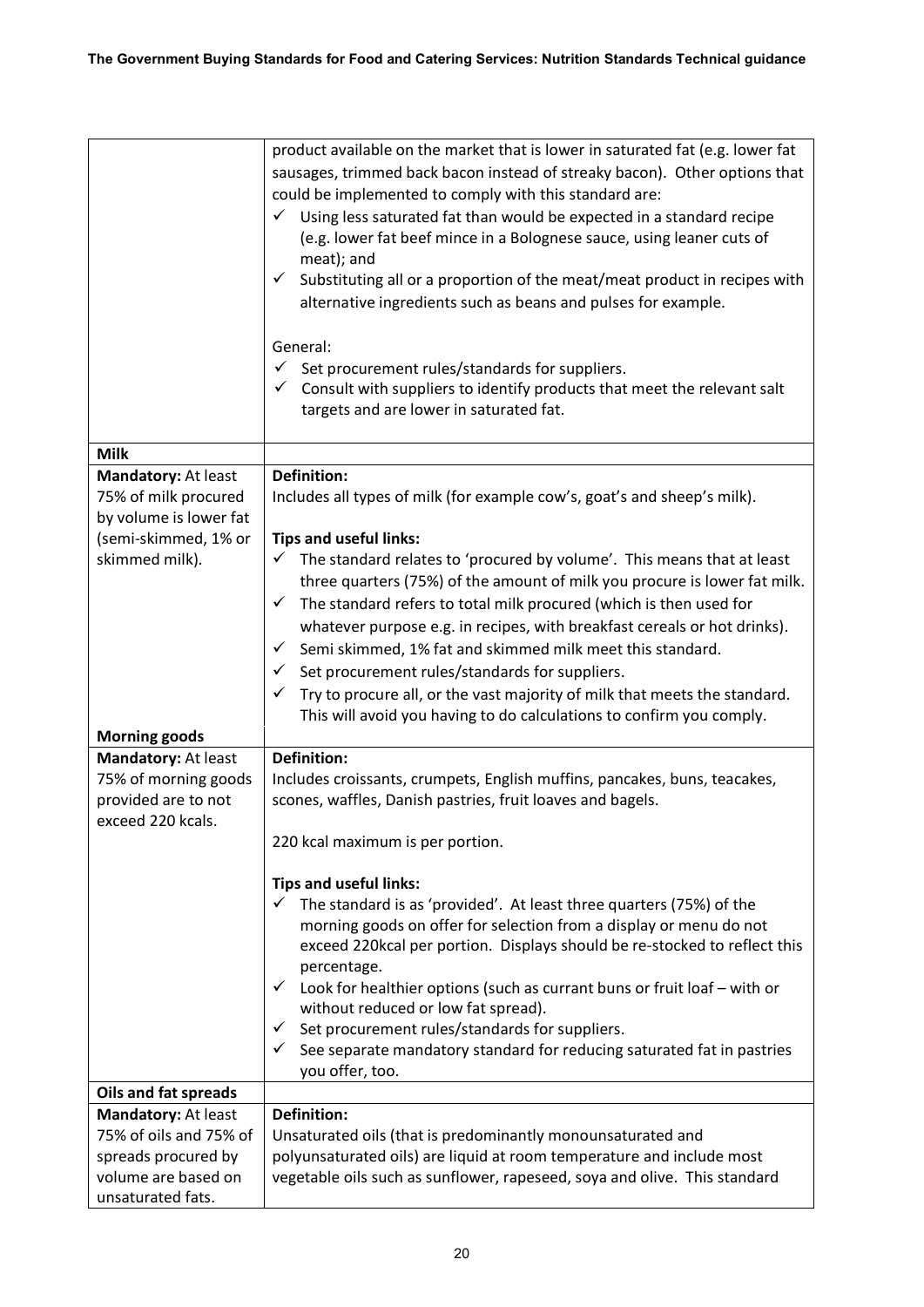| | |
|---|---|
| | product available on the market that is lower in saturated fat (e.g. lower fat sausages, trimmed back bacon instead of streaky bacon). Other options that could be implemented to comply with this standard are:<br>✓ Using less saturated fat than would be expected in a standard recipe (e.g. lower fat beef mince in a Bolognese sauce, using leaner cuts of meat); and<br>✓ Substituting all or a proportion of the meat/meat product in recipes with alternative ingredients such as beans and pulses for example.<br><br>General:<br>✓ Set procurement rules/standards for suppliers.<br>✓ Consult with suppliers to identify products that meet the relevant salt targets and are lower in saturated fat. |
| **Milk** | |
| **Mandatory:** At least 75% of milk procured by volume is lower fat (semi-skimmed, 1% or skimmed milk). | **Definition:**<br>Includes all types of milk (for example cow's, goat's and sheep's milk).<br><br>**Tips and useful links:**<br>✓ The standard relates to 'procured by volume'. This means that at least three quarters (75%) of the amount of milk you procure is lower fat milk.<br>✓ The standard refers to total milk procured (which is then used for whatever purpose e.g. in recipes, with breakfast cereals or hot drinks).<br>✓ Semi skimmed, 1% fat and skimmed milk meet this standard.<br>✓ Set procurement rules/standards for suppliers.<br>✓ Try to procure all, or the vast majority of milk that meets the standard. This will avoid you having to do calculations to confirm you comply. |
| **Morning goods** | |
| **Mandatory:** At least 75% of morning goods provided are to not exceed 220 kcals. | **Definition:**<br>Includes croissants, crumpets, English muffins, pancakes, buns, teacakes, scones, waffles, Danish pastries, fruit loaves and bagels.<br><br>220 kcal maximum is per portion.<br><br>**Tips and useful links:**<br>✓ The standard is as 'provided'. At least three quarters (75%) of the morning goods on offer for selection from a display or menu do not exceed 220kcal per portion. Displays should be re-stocked to reflect this percentage.<br>✓ Look for healthier options (such as currant buns or fruit loaf – with or without reduced or low fat spread).<br>✓ Set procurement rules/standards for suppliers.<br>✓ See separate mandatory standard for reducing saturated fat in pastries you offer, too. |
| **Oils and fat spreads** | |
| **Mandatory:** At least 75% of oils and 75% of spreads procured by volume are based on unsaturated fats. | **Definition:**<br>Unsaturated oils (that is predominantly monounsaturated and polyunsaturated oils) are liquid at room temperature and include most vegetable oils such as sunflower, rapeseed, soya and olive. This standard |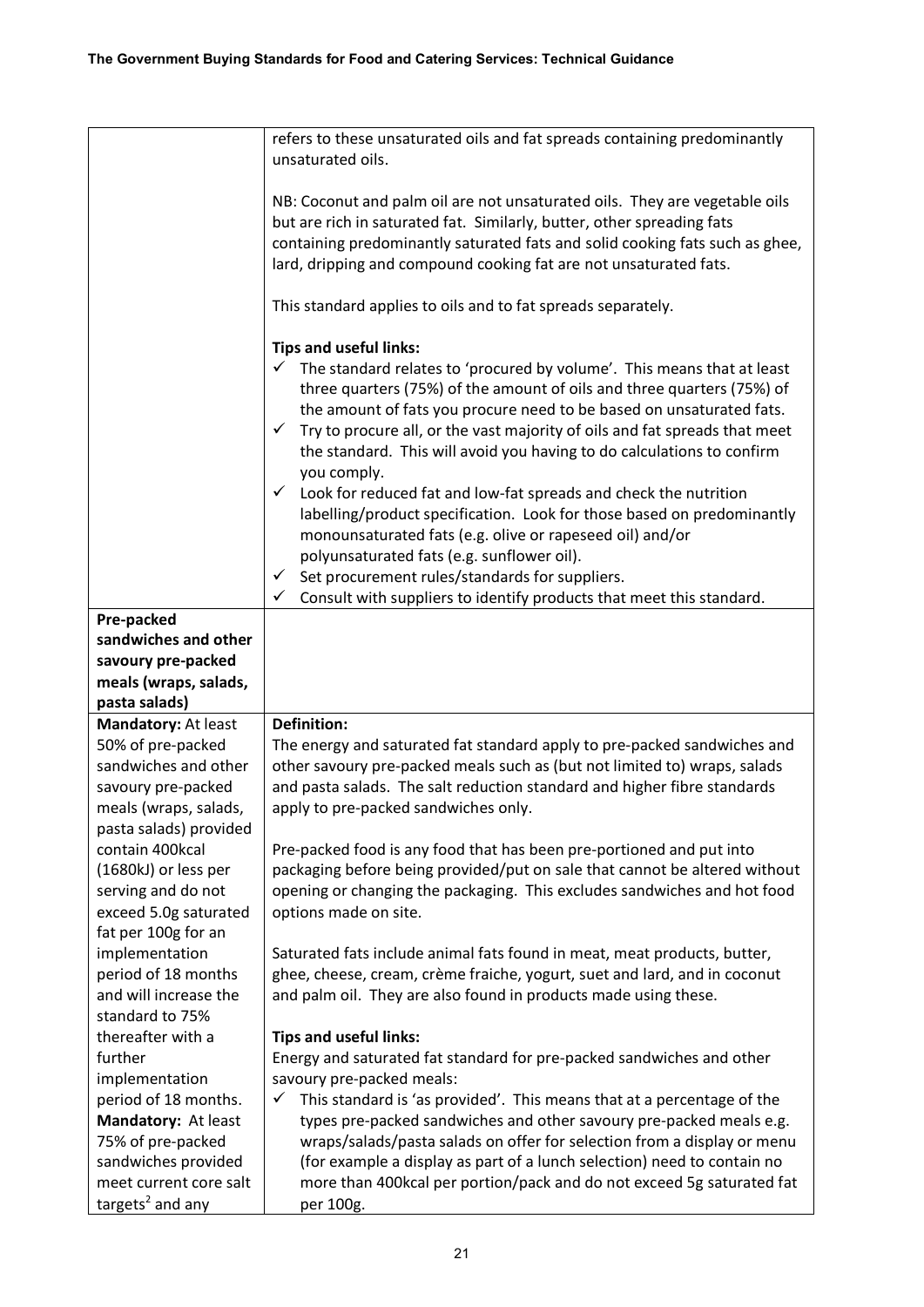| | |
|---|---|
| | refers to these unsaturated oils and fat spreads containing predominantly unsaturated oils.<br><br>NB: Coconut and palm oil are not unsaturated oils. They are vegetable oils but are rich in saturated fat. Similarly, butter, other spreading fats containing predominantly saturated fats and solid cooking fats such as ghee, lard, dripping and compound cooking fat are not unsaturated fats.<br><br>This standard applies to oils and to fat spreads separately.<br><br>**Tips and useful links:**<br>✓ The standard relates to 'procured by volume'. This means that at least three quarters (75%) of the amount of oils and three quarters (75%) of the amount of fats you procure need to be based on unsaturated fats.<br>✓ Try to procure all, or the vast majority of oils and fat spreads that meet the standard. This will avoid you having to do calculations to confirm you comply.<br>✓ Look for reduced fat and low-fat spreads and check the nutrition labelling/product specification. Look for those based on predominantly monounsaturated fats (e.g. olive or rapeseed oil) and/or polyunsaturated fats (e.g. sunflower oil).<br>✓ Set procurement rules/standards for suppliers.<br>✓ Consult with suppliers to identify products that meet this standard. |
| **Pre-packed sandwiches and other savoury pre-packed meals (wraps, salads, pasta salads)** | |
| **Mandatory:** At least 50% of pre-packed sandwiches and other savoury pre-packed meals (wraps, salads, pasta salads) provided contain 400kcal (1680kJ) or less per serving and do not exceed 5.0g saturated fat per 100g for an implementation period of 18 months and will increase the standard to 75% thereafter with a further implementation period of 18 months.<br>**Mandatory:** At least 75% of pre-packed sandwiches provided meet current core salt targets[2] and any | **Definition:**<br>The energy and saturated fat standard apply to pre-packed sandwiches and other savoury pre-packed meals such as (but not limited to) wraps, salads and pasta salads. The salt reduction standard and higher fibre standards apply to pre-packed sandwiches only.<br><br>Pre-packed food is any food that has been pre-portioned and put into packaging before being provided/put on sale that cannot be altered without opening or changing the packaging. This excludes sandwiches and hot food options made on site.<br><br>Saturated fats include animal fats found in meat, meat products, butter, ghee, cheese, cream, crème fraiche, yogurt, suet and lard, and in coconut and palm oil. They are also found in products made using these.<br><br>**Tips and useful links:**<br>Energy and saturated fat standard for pre-packed sandwiches and other savoury pre-packed meals:<br>✓ This standard is 'as provided'. This means that at a percentage of the types pre-packed sandwiches and other savoury pre-packed meals e.g. wraps/salads/pasta salads on offer for selection from a display or menu (for example a display as part of a lunch selection) need to contain no more than 400kcal per portion/pack and do not exceed 5g saturated fat per 100g. |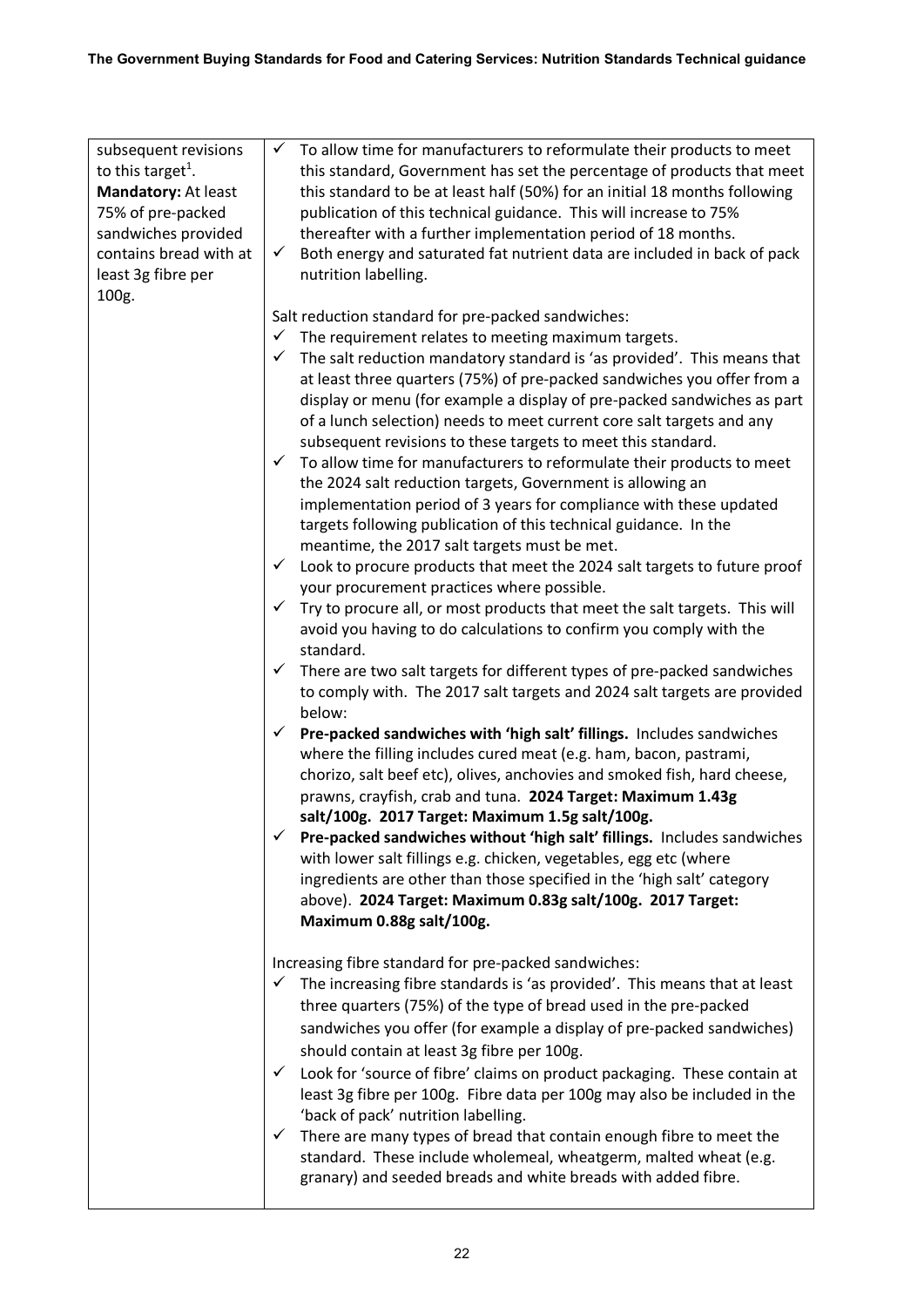| | |
|---|---|
| subsequent revisions to this target[1]. **Mandatory:** At least 75% of pre-packed sandwiches provided contains bread with at least 3g fibre per 100g. | ✓ To allow time for manufacturers to reformulate their products to meet this standard, Government has set the percentage of products that meet this standard to be at least half (50%) for an initial 18 months following publication of this technical guidance. This will increase to 75% thereafter with a further implementation period of 18 months.<br>✓ Both energy and saturated fat nutrient data are included in back of pack nutrition labelling.<br><br>Salt reduction standard for pre-packed sandwiches:<br>✓ The requirement relates to meeting maximum targets.<br>✓ The salt reduction mandatory standard is 'as provided'. This means that at least three quarters (75%) of pre-packed sandwiches you offer from a display or menu (for example a display of pre-packed sandwiches as part of a lunch selection) needs to meet current core salt targets and any subsequent revisions to these targets to meet this standard.<br>✓ To allow time for manufacturers to reformulate their products to meet the 2024 salt reduction targets, Government is allowing an implementation period of 3 years for compliance with these updated targets following publication of this technical guidance. In the meantime, the 2017 salt targets must be met.<br>✓ Look to procure products that meet the 2024 salt targets to future proof your procurement practices where possible.<br>✓ Try to procure all, or most products that meet the salt targets. This will avoid you having to do calculations to confirm you comply with the standard.<br>✓ There are two salt targets for different types of pre-packed sandwiches to comply with. The 2017 salt targets and 2024 salt targets are provided below:<br>✓ **Pre-packed sandwiches with 'high salt' fillings.** Includes sandwiches where the filling includes cured meat (e.g. ham, bacon, pastrami, chorizo, salt beef etc), olives, anchovies and smoked fish, hard cheese, prawns, crayfish, crab and tuna. **2024 Target: Maximum 1.43g salt/100g. 2017 Target: Maximum 1.5g salt/100g.**<br>✓ **Pre-packed sandwiches without 'high salt' fillings.** Includes sandwiches with lower salt fillings e.g. chicken, vegetables, egg etc (where ingredients are other than those specified in the 'high salt' category above). **2024 Target: Maximum 0.83g salt/100g. 2017 Target: Maximum 0.88g salt/100g.**<br><br>Increasing fibre standard for pre-packed sandwiches:<br>✓ The increasing fibre standards is 'as provided'. This means that at least three quarters (75%) of the type of bread used in the pre-packed sandwiches you offer (for example a display of pre-packed sandwiches) should contain at least 3g fibre per 100g.<br>✓ Look for 'source of fibre' claims on product packaging. These contain at least 3g fibre per 100g. Fibre data per 100g may also be included in the 'back of pack' nutrition labelling.<br>✓ There are many types of bread that contain enough fibre to meet the standard. These include wholemeal, wheatgerm, malted wheat (e.g. granary) and seeded breads and white breads with added fibre. |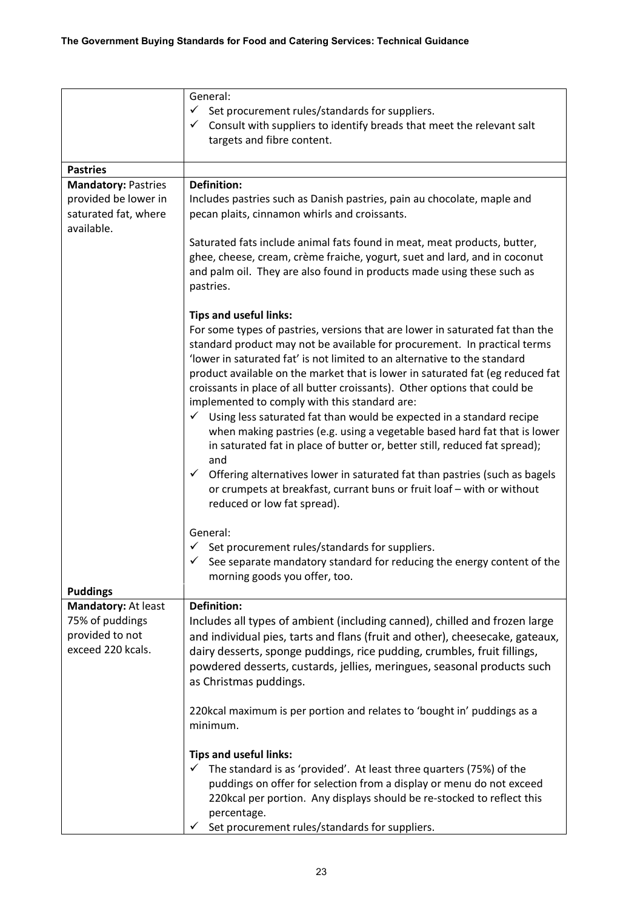| | |
|---|---|
| | General:<br>✓ Set procurement rules/standards for suppliers.<br>✓ Consult with suppliers to identify breads that meet the relevant salt targets and fibre content. |
| **Pastries** | |
| **Mandatory:** Pastries provided be lower in saturated fat, where available. | **Definition:**<br>Includes pastries such as Danish pastries, pain au chocolate, maple and pecan plaits, cinnamon whirls and croissants.<br><br>Saturated fats include animal fats found in meat, meat products, butter, ghee, cheese, cream, crème fraiche, yogurt, suet and lard, and in coconut and palm oil. They are also found in products made using these such as pastries.<br><br>**Tips and useful links:**<br>For some types of pastries, versions that are lower in saturated fat than the standard product may not be available for procurement. In practical terms 'lower in saturated fat' is not limited to an alternative to the standard product available on the market that is lower in saturated fat (eg reduced fat croissants in place of all butter croissants). Other options that could be implemented to comply with this standard are:<br>✓ Using less saturated fat than would be expected in a standard recipe when making pastries (e.g. using a vegetable based hard fat that is lower in saturated fat in place of butter or, better still, reduced fat spread); and<br>✓ Offering alternatives lower in saturated fat than pastries (such as bagels or crumpets at breakfast, currant buns or fruit loaf – with or without reduced or low fat spread).<br><br>General:<br>✓ Set procurement rules/standards for suppliers.<br>✓ See separate mandatory standard for reducing the energy content of the morning goods you offer, too. |
| **Puddings** | |
| **Mandatory:** At least 75% of puddings provided to not exceed 220 kcals. | **Definition:**<br>Includes all types of ambient (including canned), chilled and frozen large and individual pies, tarts and flans (fruit and other), cheesecake, gateaux, dairy desserts, sponge puddings, rice pudding, crumbles, fruit fillings, powdered desserts, custards, jellies, meringues, seasonal products such as Christmas puddings.<br><br>220kcal maximum is per portion and relates to 'bought in' puddings as a minimum.<br><br>**Tips and useful links:**<br>✓ The standard is as 'provided'. At least three quarters (75%) of the puddings on offer for selection from a display or menu do not exceed 220kcal per portion. Any displays should be re-stocked to reflect this percentage.<br>✓ Set procurement rules/standards for suppliers. |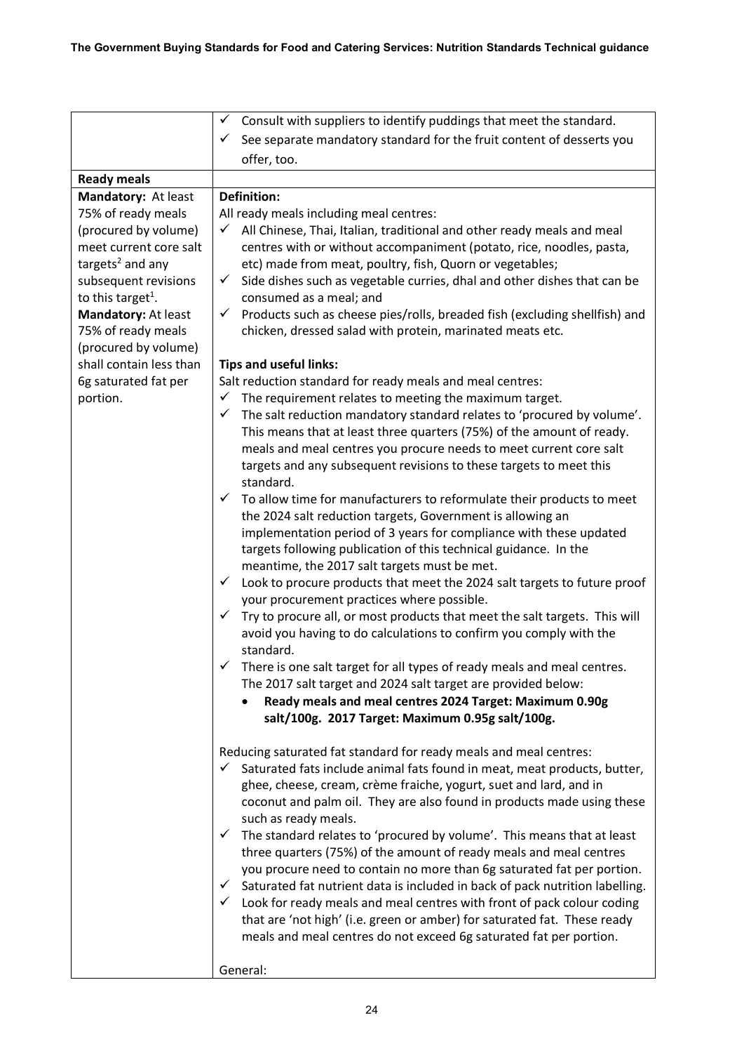| | |
|---|---|
| | ✓ Consult with suppliers to identify puddings that meet the standard.<br>✓ See separate mandatory standard for the fruit content of desserts you offer, too. |
| **Ready meals** | |
| **Mandatory:** At least 75% of ready meals (procured by volume) meet current core salt targets[2] and any subsequent revisions to this target[1].<br>**Mandatory:** At least 75% of ready meals (procured by volume) shall contain less than 6g saturated fat per portion. | **Definition:**<br>All ready meals including meal centres:<br>✓ All Chinese, Thai, Italian, traditional and other ready meals and meal centres with or without accompaniment (potato, rice, noodles, pasta, etc) made from meat, poultry, fish, Quorn or vegetables;<br>✓ Side dishes such as vegetable curries, dhal and other dishes that can be consumed as a meal; and<br>✓ Products such as cheese pies/rolls, breaded fish (excluding shellfish) and chicken, dressed salad with protein, marinated meats etc.<br><br>**Tips and useful links:**<br>Salt reduction standard for ready meals and meal centres:<br>✓ The requirement relates to meeting the maximum target.<br>✓ The salt reduction mandatory standard relates to 'procured by volume'. This means that at least three quarters (75%) of the amount of ready. meals and meal centres you procure needs to meet current core salt targets and any subsequent revisions to these targets to meet this standard.<br>✓ To allow time for manufacturers to reformulate their products to meet the 2024 salt reduction targets, Government is allowing an implementation period of 3 years for compliance with these updated targets following publication of this technical guidance. In the meantime, the 2017 salt targets must be met.<br>✓ Look to procure products that meet the 2024 salt targets to future proof your procurement practices where possible.<br>✓ Try to procure all, or most products that meet the salt targets. This will avoid you having to do calculations to confirm you comply with the standard.<br>✓ There is one salt target for all types of ready meals and meal centres. The 2017 salt target and 2024 salt target are provided below:<br>• **Ready meals and meal centres 2024 Target: Maximum 0.90g salt/100g. 2017 Target: Maximum 0.95g salt/100g.**<br><br>Reducing saturated fat standard for ready meals and meal centres:<br>✓ Saturated fats include animal fats found in meat, meat products, butter, ghee, cheese, cream, crème fraiche, yogurt, suet and lard, and in coconut and palm oil. They are also found in products made using these such as ready meals.<br>✓ The standard relates to 'procured by volume'. This means that at least three quarters (75%) of the amount of ready meals and meal centres you procure need to contain no more than 6g saturated fat per portion.<br>✓ Saturated fat nutrient data is included in back of pack nutrition labelling.<br>✓ Look for ready meals and meal centres with front of pack colour coding that are 'not high' (i.e. green or amber) for saturated fat. These ready meals and meal centres do not exceed 6g saturated fat per portion.<br><br>General: |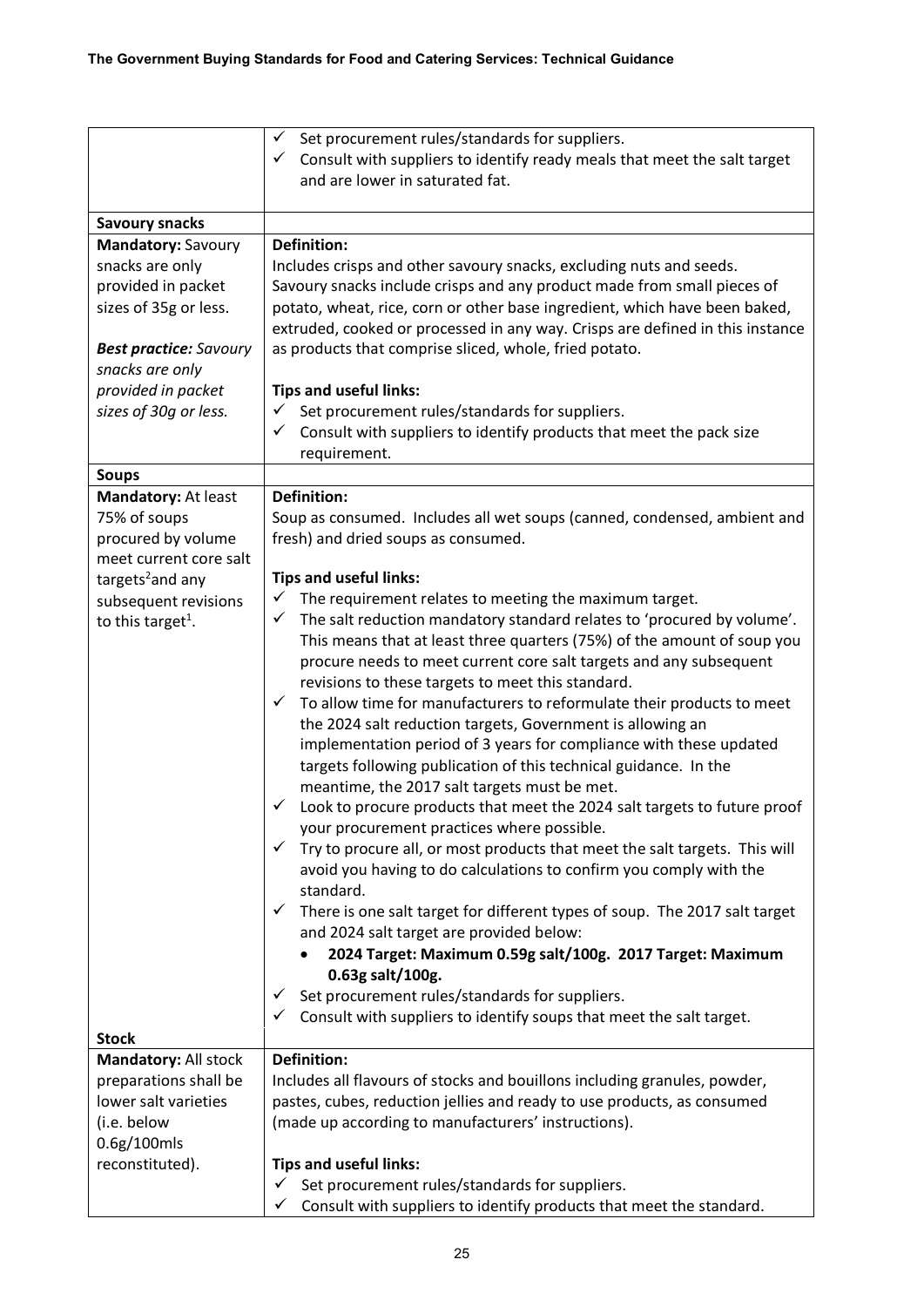| | |
|---|---|
| | ✓ Set procurement rules/standards for suppliers.<br>✓ Consult with suppliers to identify ready meals that meet the salt target and are lower in saturated fat. |
| **Savoury snacks** | |
| **Mandatory:** Savoury snacks are only provided in packet sizes of 35g or less.<br><br>***Best practice:*** *Savoury snacks are only provided in packet sizes of 30g or less.* | **Definition:**<br>Includes crisps and other savoury snacks, excluding nuts and seeds. Savoury snacks include crisps and any product made from small pieces of potato, wheat, rice, corn or other base ingredient, which have been baked, extruded, cooked or processed in any way. Crisps are defined in this instance as products that comprise sliced, whole, fried potato.<br><br>**Tips and useful links:**<br>✓ Set procurement rules/standards for suppliers.<br>✓ Consult with suppliers to identify products that meet the pack size requirement. |
| **Soups** | |
| **Mandatory:** At least 75% of soups procured by volume meet current core salt targets[2] and any subsequent revisions to this target[1]. | **Definition:**<br>Soup as consumed. Includes all wet soups (canned, condensed, ambient and fresh) and dried soups as consumed.<br><br>**Tips and useful links:**<br>✓ The requirement relates to meeting the maximum target.<br>✓ The salt reduction mandatory standard relates to 'procured by volume'. This means that at least three quarters (75%) of the amount of soup you procure needs to meet current core salt targets and any subsequent revisions to these targets to meet this standard.<br>✓ To allow time for manufacturers to reformulate their products to meet the 2024 salt reduction targets, Government is allowing an implementation period of 3 years for compliance with these updated targets following publication of this technical guidance. In the meantime, the 2017 salt targets must be met.<br>✓ Look to procure products that meet the 2024 salt targets to future proof your procurement practices where possible.<br>✓ Try to procure all, or most products that meet the salt targets. This will avoid you having to do calculations to confirm you comply with the standard.<br>✓ There is one salt target for different types of soup. The 2017 salt target and 2024 salt target are provided below:<br>• **2024 Target: Maximum 0.59g salt/100g. 2017 Target: Maximum 0.63g salt/100g.**<br>✓ Set procurement rules/standards for suppliers.<br>✓ Consult with suppliers to identify soups that meet the salt target. |
| **Stock** | |
| **Mandatory:** All stock preparations shall be lower salt varieties (i.e. below 0.6g/100mls reconstituted). | **Definition:**<br>Includes all flavours of stocks and bouillons including granules, powder, pastes, cubes, reduction jellies and ready to use products, as consumed (made up according to manufacturers' instructions).<br><br>**Tips and useful links:**<br>✓ Set procurement rules/standards for suppliers.<br>✓ Consult with suppliers to identify products that meet the standard. |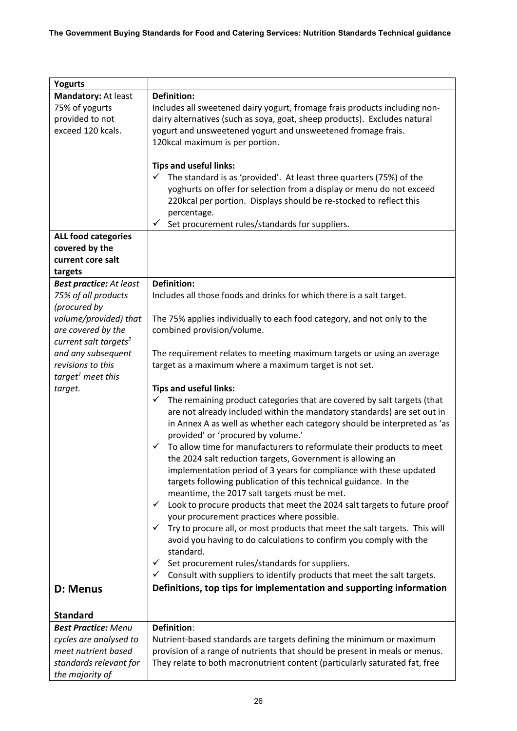| Yogurts | |
|---|---|
| **Mandatory:** At least 75% of yogurts provided to not exceed 120 kcals. | **Definition:**<br>Includes all sweetened dairy yogurt, fromage frais products including non-dairy alternatives (such as soya, goat, sheep products). Excludes natural yogurt and unsweetened yogurt and unsweetened fromage frais.<br>120kcal maximum is per portion.<br><br>**Tips and useful links:**<br>✓ The standard is as 'provided'. At least three quarters (75%) of the yoghurts on offer for selection from a display or menu do not exceed 220kcal per portion. Displays should be re-stocked to reflect this percentage.<br>✓ Set procurement rules/standards for suppliers. |
| **ALL food categories covered by the current core salt targets** | |
| ***Best practice:** At least 75% of all products (procured by volume/provided) that are covered by the current salt targets[2] and any subsequent revisions to this target[1] meet this target.* | **Definition:**<br>Includes all those foods and drinks for which there is a salt target.<br><br>The 75% applies individually to each food category, and not only to the combined provision/volume.<br><br>The requirement relates to meeting maximum targets or using an average target as a maximum where a maximum target is not set.<br><br>**Tips and useful links:**<br>✓ The remaining product categories that are covered by salt targets (that are not already included within the mandatory standards) are set out in Annex A as well as whether each category should be interpreted as 'as provided' or 'procured by volume.'<br>✓ To allow time for manufacturers to reformulate their products to meet the 2024 salt reduction targets, Government is allowing an implementation period of 3 years for compliance with these updated targets following publication of this technical guidance. In the meantime, the 2017 salt targets must be met.<br>✓ Look to procure products that meet the 2024 salt targets to future proof your procurement practices where possible.<br>✓ Try to procure all, or most products that meet the salt targets. This will avoid you having to do calculations to confirm you comply with the standard.<br>✓ Set procurement rules/standards for suppliers.<br>✓ Consult with suppliers to identify products that meet the salt targets. |

| **D: Menus**<br><br>**Standard** | **Definitions, top tips for implementation and supporting information** |
|---|---|
| ***Best Practice:** Menu cycles are analysed to meet nutrient based standards relevant for the majority of* | **Definition**:<br>Nutrient-based standards are targets defining the minimum or maximum provision of a range of nutrients that should be present in meals or menus. They relate to both macronutrient content (particularly saturated fat, free |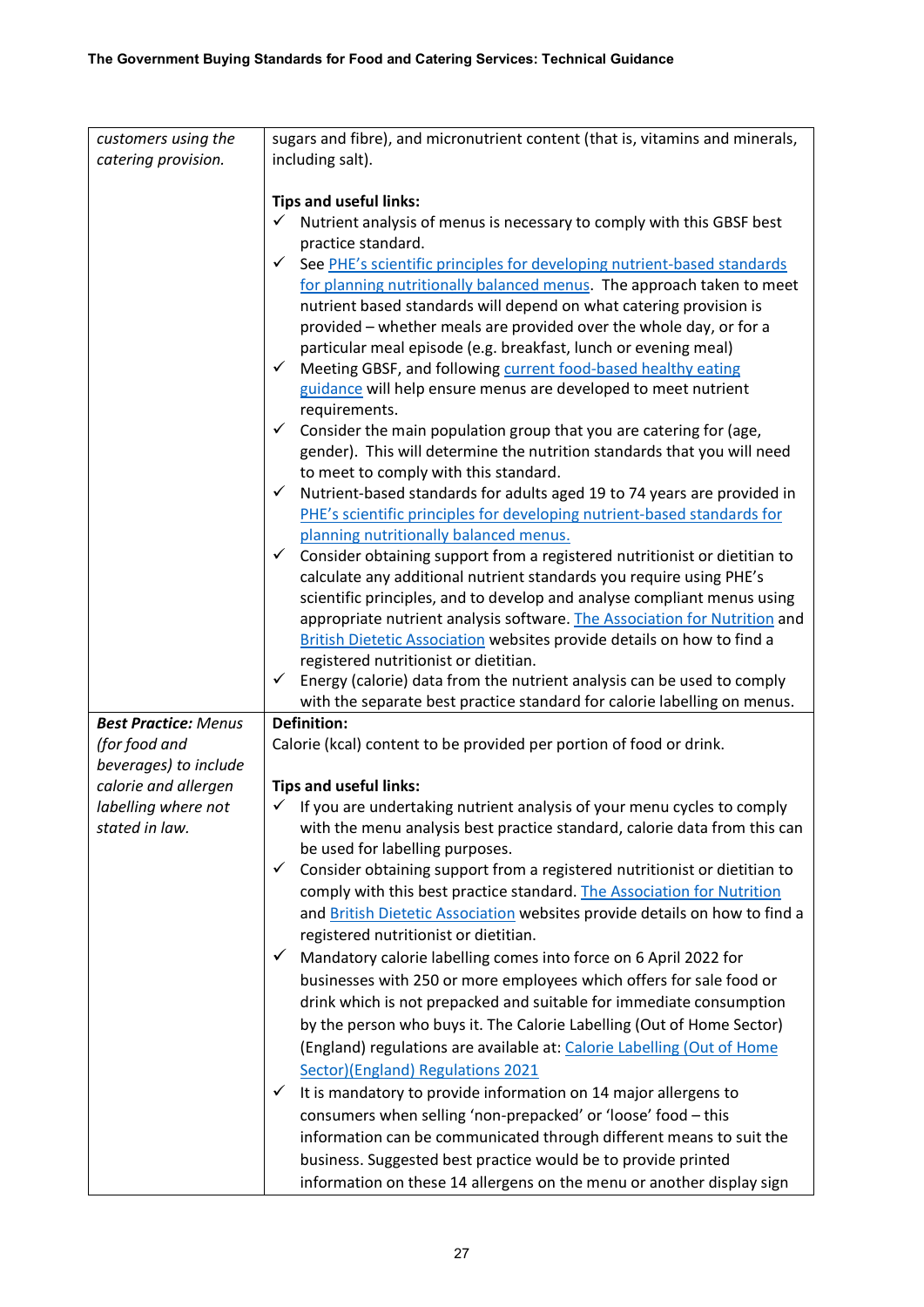| | |
|---|---|
| *customers using the catering provision.* | sugars and fibre), and micronutrient content (that is, vitamins and minerals, including salt).<br><br>**Tips and useful links:**<br>✓ Nutrient analysis of menus is necessary to comply with this GBSF best practice standard.<br>✓ See PHE's scientific principles for developing nutrient-based standards for planning nutritionally balanced menus. The approach taken to meet nutrient based standards will depend on what catering provision is provided – whether meals are provided over the whole day, or for a particular meal episode (e.g. breakfast, lunch or evening meal)<br>✓ Meeting GBSF, and following current food-based healthy eating guidance will help ensure menus are developed to meet nutrient requirements.<br>✓ Consider the main population group that you are catering for (age, gender). This will determine the nutrition standards that you will need to meet to comply with this standard.<br>✓ Nutrient-based standards for adults aged 19 to 74 years are provided in PHE's scientific principles for developing nutrient-based standards for planning nutritionally balanced menus.<br>✓ Consider obtaining support from a registered nutritionist or dietitian to calculate any additional nutrient standards you require using PHE's scientific principles, and to develop and analyse compliant menus using appropriate nutrient analysis software. The Association for Nutrition and British Dietetic Association websites provide details on how to find a registered nutritionist or dietitian.<br>✓ Energy (calorie) data from the nutrient analysis can be used to comply with the separate best practice standard for calorie labelling on menus. |
| ***Best Practice:*** *Menus (for food and beverages) to include calorie and allergen labelling where not stated in law.* | **Definition:**<br>Calorie (kcal) content to be provided per portion of food or drink.<br><br>**Tips and useful links:**<br>✓ If you are undertaking nutrient analysis of your menu cycles to comply with the menu analysis best practice standard, calorie data from this can be used for labelling purposes.<br>✓ Consider obtaining support from a registered nutritionist or dietitian to comply with this best practice standard. The Association for Nutrition and British Dietetic Association websites provide details on how to find a registered nutritionist or dietitian.<br>✓ Mandatory calorie labelling comes into force on 6 April 2022 for businesses with 250 or more employees which offers for sale food or drink which is not prepacked and suitable for immediate consumption by the person who buys it. The Calorie Labelling (Out of Home Sector) (England) regulations are available at: Calorie Labelling (Out of Home Sector)(England) Regulations 2021<br>✓ It is mandatory to provide information on 14 major allergens to consumers when selling 'non-prepacked' or 'loose' food – this information can be communicated through different means to suit the business. Suggested best practice would be to provide printed information on these 14 allergens on the menu or another display sign |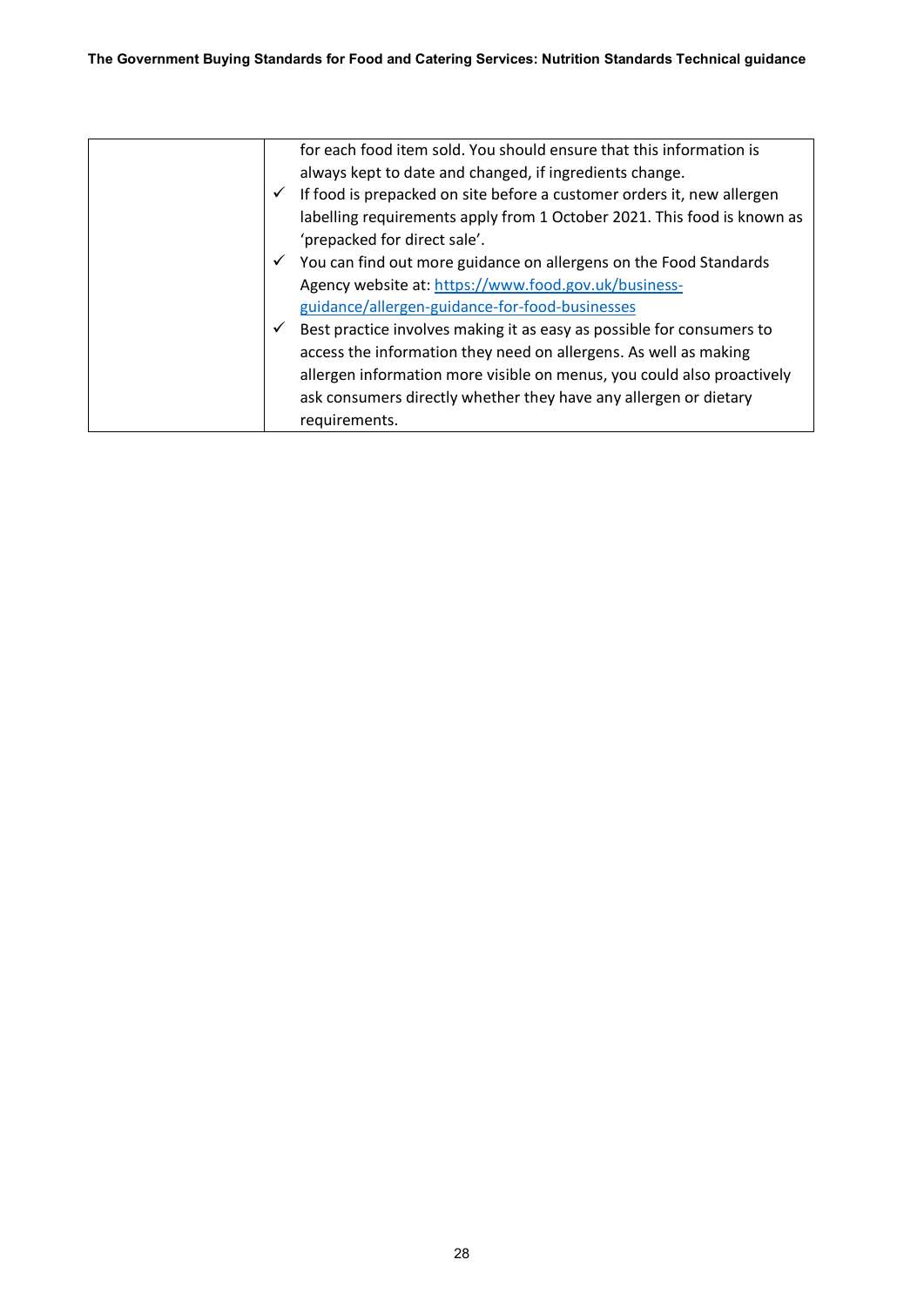| | |
|---|---|
| | for each food item sold. You should ensure that this information is always kept to date and changed, if ingredients change.<br>✓ If food is prepacked on site before a customer orders it, new allergen labelling requirements apply from 1 October 2021. This food is known as 'prepacked for direct sale'.<br>✓ You can find out more guidance on allergens on the Food Standards Agency website at: [https://www.food.gov.uk/business-guidance/allergen-guidance-for-food-businesses](https://www.food.gov.uk/business-guidance/allergen-guidance-for-food-businesses)<br>✓ Best practice involves making it as easy as possible for consumers to access the information they need on allergens. As well as making allergen information more visible on menus, you could also proactively ask consumers directly whether they have any allergen or dietary requirements. |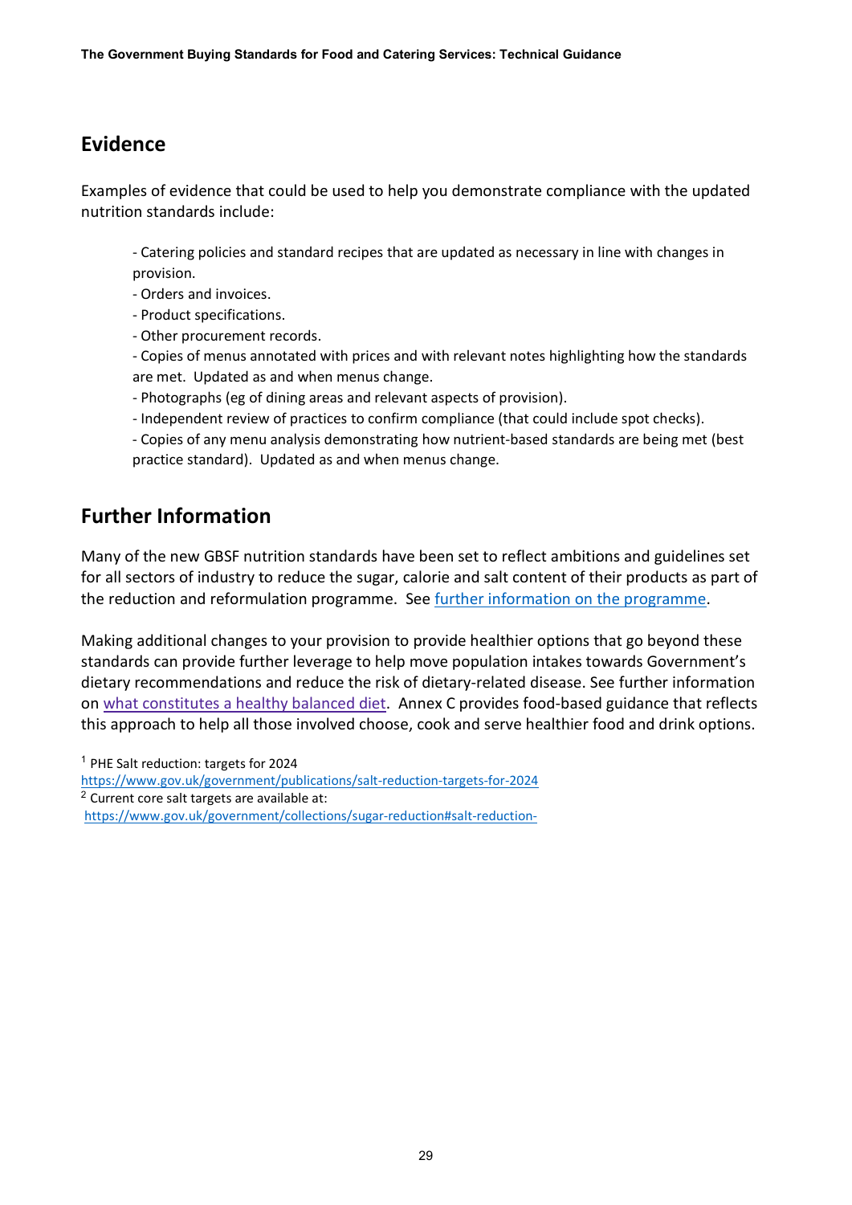## Evidence

Examples of evidence that could be used to help you demonstrate compliance with the updated nutrition standards include:

- Catering policies and standard recipes that are updated as necessary in line with changes in provision.
- Orders and invoices.
- Product specifications.
- Other procurement records.
- Copies of menus annotated with prices and with relevant notes highlighting how the standards are met. Updated as and when menus change.
- Photographs (eg of dining areas and relevant aspects of provision).
- Independent review of practices to confirm compliance (that could include spot checks).
- Copies of any menu analysis demonstrating how nutrient-based standards are being met (best practice standard). Updated as and when menus change.

## Further Information

Many of the new GBSF nutrition standards have been set to reflect ambitions and guidelines set for all sectors of industry to reduce the sugar, calorie and salt content of their products as part of the reduction and reformulation programme. See further information on the programme.

Making additional changes to your provision to provide healthier options that go beyond these standards can provide further leverage to help move population intakes towards Government's dietary recommendations and reduce the risk of dietary-related disease. See further information on what constitutes a healthy balanced diet. Annex C provides food-based guidance that reflects this approach to help all those involved choose, cook and serve healthier food and drink options.

[1] PHE Salt reduction: targets for 2024
https://www.gov.uk/government/publications/salt-reduction-targets-for-2024

[2] Current core salt targets are available at:
https://www.gov.uk/government/collections/sugar-reduction#salt-reduction-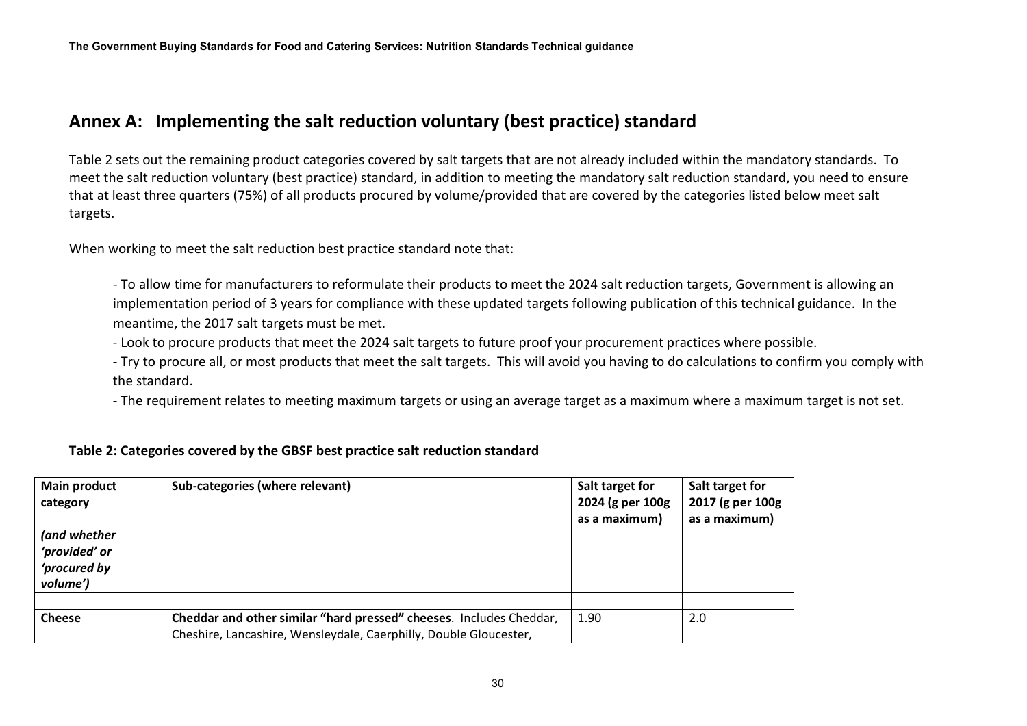## Annex A: Implementing the salt reduction voluntary (best practice) standard

Table 2 sets out the remaining product categories covered by salt targets that are not already included within the mandatory standards. To meet the salt reduction voluntary (best practice) standard, in addition to meeting the mandatory salt reduction standard, you need to ensure that at least three quarters (75%) of all products procured by volume/provided that are covered by the categories listed below meet salt targets.

When working to meet the salt reduction best practice standard note that:

- To allow time for manufacturers to reformulate their products to meet the 2024 salt reduction targets, Government is allowing an implementation period of 3 years for compliance with these updated targets following publication of this technical guidance. In the meantime, the 2017 salt targets must be met.
- Look to procure products that meet the 2024 salt targets to future proof your procurement practices where possible.
- Try to procure all, or most products that meet the salt targets. This will avoid you having to do calculations to confirm you comply with the standard.
- The requirement relates to meeting maximum targets or using an average target as a maximum where a maximum target is not set.

**Table 2: Categories covered by the GBSF best practice salt reduction standard**

| **Main product category** *(and whether 'provided' or 'procured by volume')* | **Sub-categories (where relevant)** | **Salt target for 2024 (g per 100g as a maximum)** | **Salt target for 2017 (g per 100g as a maximum)** |
|---|---|---|---|
| | | | |
| **Cheese** | **Cheddar and other similar "hard pressed" cheeses**. Includes Cheddar, Cheshire, Lancashire, Wensleydale, Caerphilly, Double Gloucester, | 1.90 | 2.0 |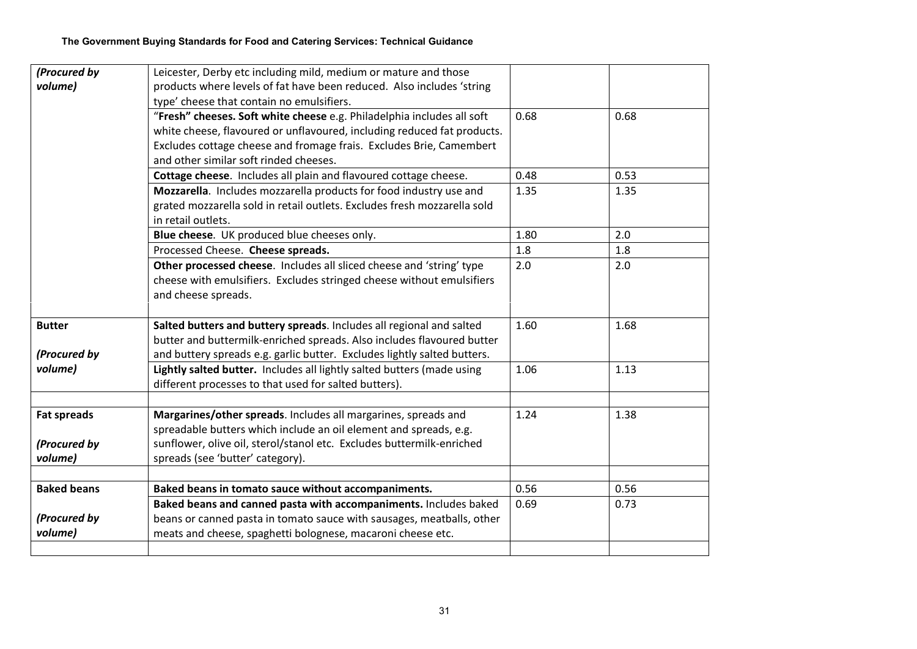| | | | |
|---|---|---|---|
| *(Procured by volume)* | Leicester, Derby etc including mild, medium or mature and those products where levels of fat have been reduced. Also includes 'string type' cheese that contain no emulsifiers. | | |
| | "**Fresh" cheeses. Soft white cheese** e.g. Philadelphia includes all soft white cheese, flavoured or unflavoured, including reduced fat products. Excludes cottage cheese and fromage frais. Excludes Brie, Camembert and other similar soft rinded cheeses. | 0.68 | 0.68 |
| | **Cottage cheese**. Includes all plain and flavoured cottage cheese. | 0.48 | 0.53 |
| | **Mozzarella**. Includes mozzarella products for food industry use and grated mozzarella sold in retail outlets. Excludes fresh mozzarella sold in retail outlets. | 1.35 | 1.35 |
| | **Blue cheese**. UK produced blue cheeses only. | 1.80 | 2.0 |
| | Processed Cheese. **Cheese spreads.** | 1.8 | 1.8 |
| | **Other processed cheese**. Includes all sliced cheese and 'string' type cheese with emulsifiers. Excludes stringed cheese without emulsifiers and cheese spreads. | 2.0 | 2.0 |
| **Butter**<br><br>*(Procured by volume)* | **Salted butters and buttery spreads**. Includes all regional and salted butter and buttermilk-enriched spreads. Also includes flavoured butter and buttery spreads e.g. garlic butter. Excludes lightly salted butters. | 1.60 | 1.68 |
| | **Lightly salted butter.** Includes all lightly salted butters (made using different processes to that used for salted butters). | 1.06 | 1.13 |
| | | | |
| **Fat spreads**<br><br>*(Procured by volume)* | **Margarines/other spreads**. Includes all margarines, spreads and spreadable butters which include an oil element and spreads, e.g. sunflower, olive oil, sterol/stanol etc. Excludes buttermilk-enriched spreads (see 'butter' category). | 1.24 | 1.38 |
| | | | |
| **Baked beans**<br><br>*(Procured by volume)* | **Baked beans in tomato sauce without accompaniments.** | 0.56 | 0.56 |
| | **Baked beans and canned pasta with accompaniments.** Includes baked beans or canned pasta in tomato sauce with sausages, meatballs, other meats and cheese, spaghetti bolognese, macaroni cheese etc. | 0.69 | 0.73 |
| | | | |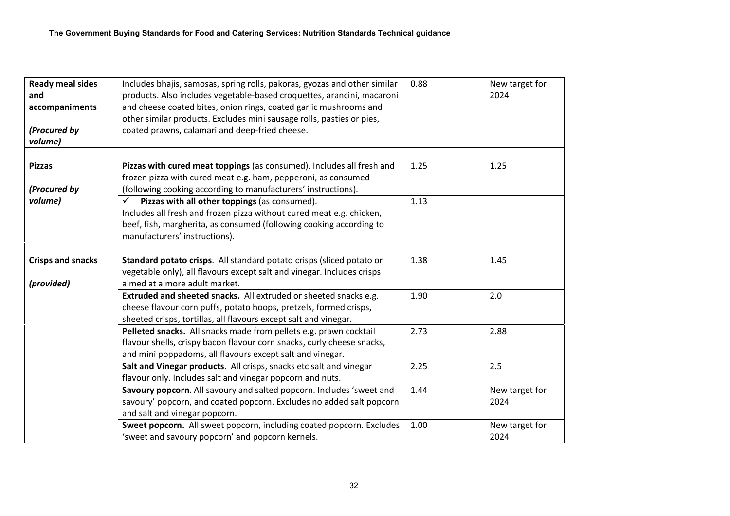| | | | |
|---|---|---|---|
| **Ready meal sides and accompaniments** *(Procured by volume)* | Includes bhajis, samosas, spring rolls, pakoras, gyozas and other similar products. Also includes vegetable-based croquettes, arancini, macaroni and cheese coated bites, onion rings, coated garlic mushrooms and other similar products. Excludes mini sausage rolls, pasties or pies, coated prawns, calamari and deep-fried cheese. | 0.88 | New target for 2024 |
| | | | |
| **Pizzas** *(Procured by volume)* | **Pizzas with cured meat toppings** (as consumed). Includes all fresh and frozen pizza with cured meat e.g. ham, pepperoni, as consumed (following cooking according to manufacturers' instructions). | 1.25 | 1.25 |
| | ✓ **Pizzas with all other toppings** (as consumed). Includes all fresh and frozen pizza without cured meat e.g. chicken, beef, fish, margherita, as consumed (following cooking according to manufacturers' instructions). | 1.13 | |
| **Crisps and snacks** *(provided)* | **Standard potato crisps**. All standard potato crisps (sliced potato or vegetable only), all flavours except salt and vinegar. Includes crisps aimed at a more adult market. | 1.38 | 1.45 |
| | **Extruded and sheeted snacks.** All extruded or sheeted snacks e.g. cheese flavour corn puffs, potato hoops, pretzels, formed crisps, sheeted crisps, tortillas, all flavours except salt and vinegar. | 1.90 | 2.0 |
| | **Pelleted snacks.** All snacks made from pellets e.g. prawn cocktail flavour shells, crispy bacon flavour corn snacks, curly cheese snacks, and mini poppadoms, all flavours except salt and vinegar. | 2.73 | 2.88 |
| | **Salt and Vinegar products**. All crisps, snacks etc salt and vinegar flavour only. Includes salt and vinegar popcorn and nuts. | 2.25 | 2.5 |
| | **Savoury popcorn**. All savoury and salted popcorn. Includes 'sweet and savoury' popcorn, and coated popcorn. Excludes no added salt popcorn and salt and vinegar popcorn. | 1.44 | New target for 2024 |
| | **Sweet popcorn.** All sweet popcorn, including coated popcorn. Excludes 'sweet and savoury popcorn' and popcorn kernels. | 1.00 | New target for 2024 |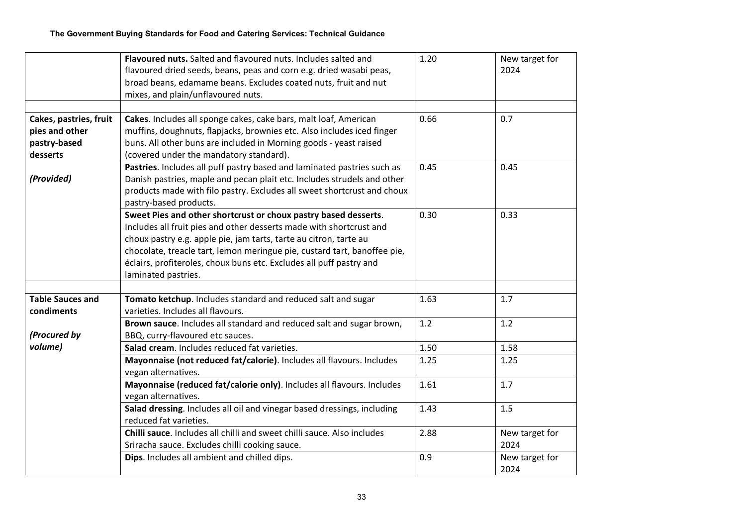| | | | |
|---|---|---|---|
| | **Flavoured nuts.** Salted and flavoured nuts. Includes salted and flavoured dried seeds, beans, peas and corn e.g. dried wasabi peas, broad beans, edamame beans. Excludes coated nuts, fruit and nut mixes, and plain/unflavoured nuts. | 1.20 | New target for 2024 |
| | | | |
| **Cakes, pastries, fruit pies and other pastry-based desserts** *(Provided)* | **Cakes**. Includes all sponge cakes, cake bars, malt loaf, American muffins, doughnuts, flapjacks, brownies etc. Also includes iced finger buns. All other buns are included in Morning goods - yeast raised (covered under the mandatory standard). | 0.66 | 0.7 |
| | **Pastries**. Includes all puff pastry based and laminated pastries such as Danish pastries, maple and pecan plait etc. Includes strudels and other products made with filo pastry. Excludes all sweet shortcrust and choux pastry-based products. | 0.45 | 0.45 |
| | **Sweet Pies and other shortcrust or choux pastry based desserts**. Includes all fruit pies and other desserts made with shortcrust and choux pastry e.g. apple pie, jam tarts, tarte au citron, tarte au chocolate, treacle tart, lemon meringue pie, custard tart, banoffee pie, éclairs, profiteroles, choux buns etc. Excludes all puff pastry and laminated pastries. | 0.30 | 0.33 |
| | | | |
| **Table Sauces and condiments** *(Procured by volume)* | **Tomato ketchup**. Includes standard and reduced salt and sugar varieties. Includes all flavours. | 1.63 | 1.7 |
| | **Brown sauce**. Includes all standard and reduced salt and sugar brown, BBQ, curry-flavoured etc sauces. | 1.2 | 1.2 |
| | **Salad cream**. Includes reduced fat varieties. | 1.50 | 1.58 |
| | **Mayonnaise (not reduced fat/calorie)**. Includes all flavours. Includes vegan alternatives. | 1.25 | 1.25 |
| | **Mayonnaise (reduced fat/calorie only)**. Includes all flavours. Includes vegan alternatives. | 1.61 | 1.7 |
| | **Salad dressing**. Includes all oil and vinegar based dressings, including reduced fat varieties. | 1.43 | 1.5 |
| | **Chilli sauce**. Includes all chilli and sweet chilli sauce. Also includes Sriracha sauce. Excludes chilli cooking sauce. | 2.88 | New target for 2024 |
| | **Dips**. Includes all ambient and chilled dips. | 0.9 | New target for 2024 |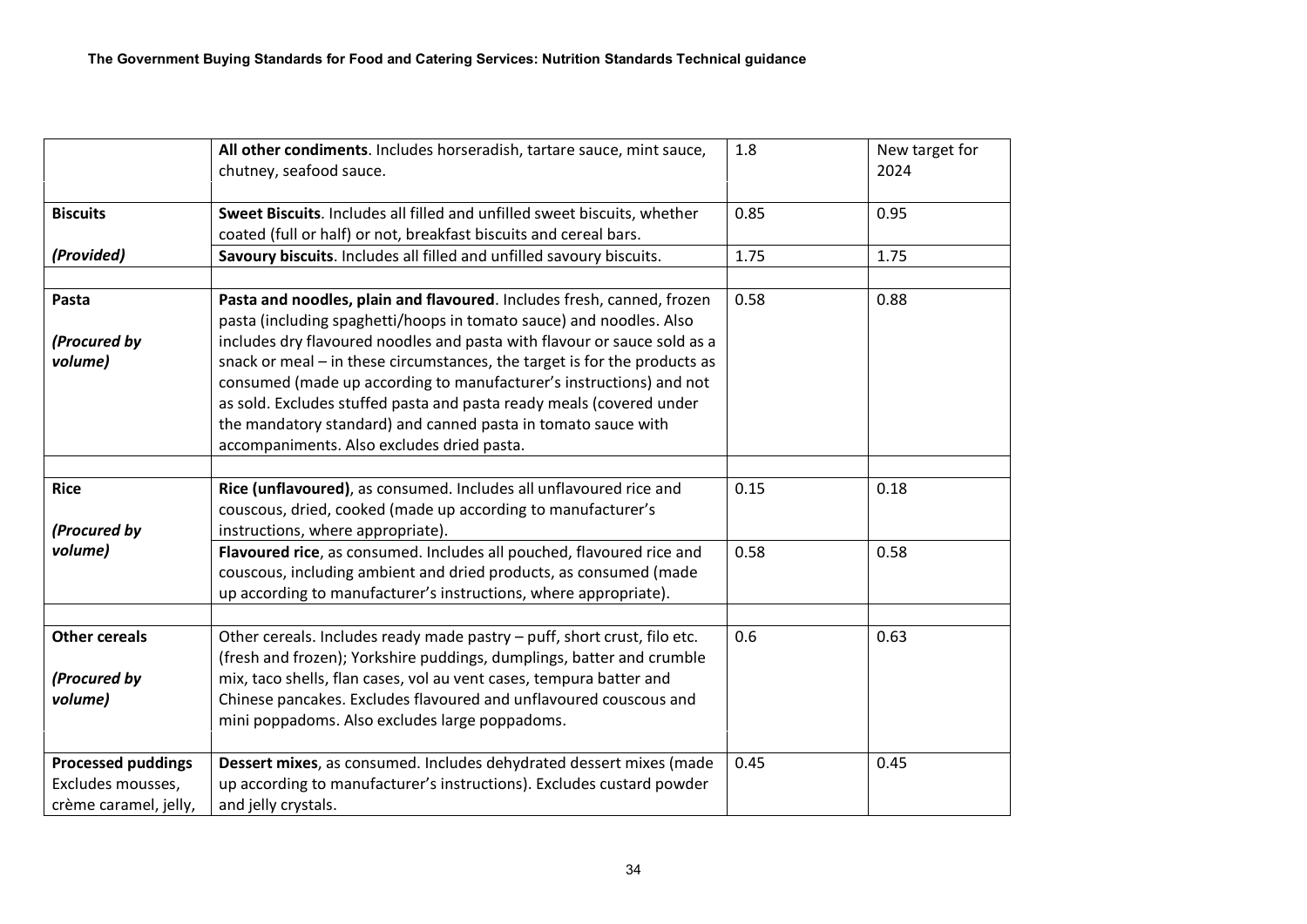| | | | |
|---|---|---|---|
| | **All other condiments**. Includes horseradish, tartare sauce, mint sauce, chutney, seafood sauce. | 1.8 | New target for 2024 |
| **Biscuits** | **Sweet Biscuits**. Includes all filled and unfilled sweet biscuits, whether coated (full or half) or not, breakfast biscuits and cereal bars. | 0.85 | 0.95 |
| ***(Provided)*** | **Savoury biscuits**. Includes all filled and unfilled savoury biscuits. | 1.75 | 1.75 |
| | | | |
| **Pasta** <br><br> ***(Procured by volume)*** | **Pasta and noodles, plain and flavoured**. Includes fresh, canned, frozen pasta (including spaghetti/hoops in tomato sauce) and noodles. Also includes dry flavoured noodles and pasta with flavour or sauce sold as a snack or meal – in these circumstances, the target is for the products as consumed (made up according to manufacturer's instructions) and not as sold. Excludes stuffed pasta and pasta ready meals (covered under the mandatory standard) and canned pasta in tomato sauce with accompaniments. Also excludes dried pasta. | 0.58 | 0.88 |
| | | | |
| **Rice** <br><br> ***(Procured by volume)*** | **Rice (unflavoured)**, as consumed. Includes all unflavoured rice and couscous, dried, cooked (made up according to manufacturer's instructions, where appropriate). | 0.15 | 0.18 |
| | **Flavoured rice**, as consumed. Includes all pouched, flavoured rice and couscous, including ambient and dried products, as consumed (made up according to manufacturer's instructions, where appropriate). | 0.58 | 0.58 |
| | | | |
| **Other cereals** <br><br> ***(Procured by volume)*** | Other cereals. Includes ready made pastry – puff, short crust, filo etc. (fresh and frozen); Yorkshire puddings, dumplings, batter and crumble mix, taco shells, flan cases, vol au vent cases, tempura batter and Chinese pancakes. Excludes flavoured and unflavoured couscous and mini poppadoms. Also excludes large poppadoms. | 0.6 | 0.63 |
| **Processed puddings** Excludes mousses, crème caramel, jelly, | **Dessert mixes**, as consumed. Includes dehydrated dessert mixes (made up according to manufacturer's instructions). Excludes custard powder and jelly crystals. | 0.45 | 0.45 |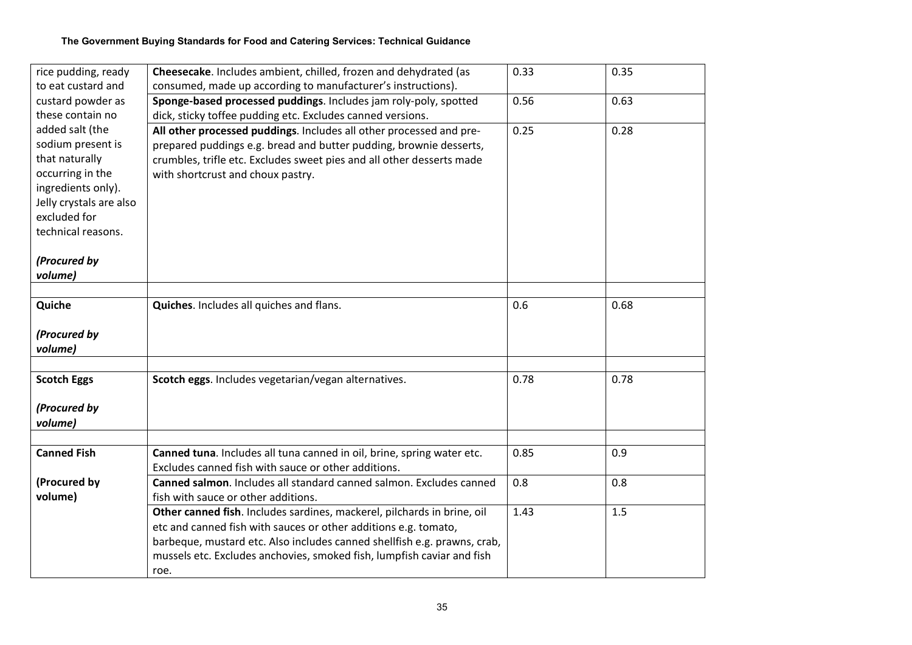| | | | |
|---|---|---|---|
| rice pudding, ready to eat custard and custard powder as these contain no added salt (the sodium present is that naturally occurring in the ingredients only). Jelly crystals are also excluded for technical reasons.<br><br>*(Procured by volume)* | **Cheesecake**. Includes ambient, chilled, frozen and dehydrated (as consumed, made up according to manufacturer's instructions). | 0.33 | 0.35 |
| | **Sponge-based processed puddings**. Includes jam roly-poly, spotted dick, sticky toffee pudding etc. Excludes canned versions. | 0.56 | 0.63 |
| | **All other processed puddings**. Includes all other processed and pre-prepared puddings e.g. bread and butter pudding, brownie desserts, crumbles, trifle etc. Excludes sweet pies and all other desserts made with shortcrust and choux pastry. | 0.25 | 0.28 |
| | | | |
| **Quiche**<br><br>*(Procured by volume)* | **Quiches**. Includes all quiches and flans. | 0.6 | 0.68 |
| | | | |
| **Scotch Eggs**<br><br>*(Procured by volume)* | **Scotch eggs**. Includes vegetarian/vegan alternatives. | 0.78 | 0.78 |
| | | | |
| **Canned Fish**<br><br>**(Procured by volume)** | **Canned tuna**. Includes all tuna canned in oil, brine, spring water etc. Excludes canned fish with sauce or other additions. | 0.85 | 0.9 |
| | **Canned salmon**. Includes all standard canned salmon. Excludes canned fish with sauce or other additions. | 0.8 | 0.8 |
| | **Other canned fish**. Includes sardines, mackerel, pilchards in brine, oil etc and canned fish with sauces or other additions e.g. tomato, barbeque, mustard etc. Also includes canned shellfish e.g. prawns, crab, mussels etc. Excludes anchovies, smoked fish, lumpfish caviar and fish roe. | 1.43 | 1.5 |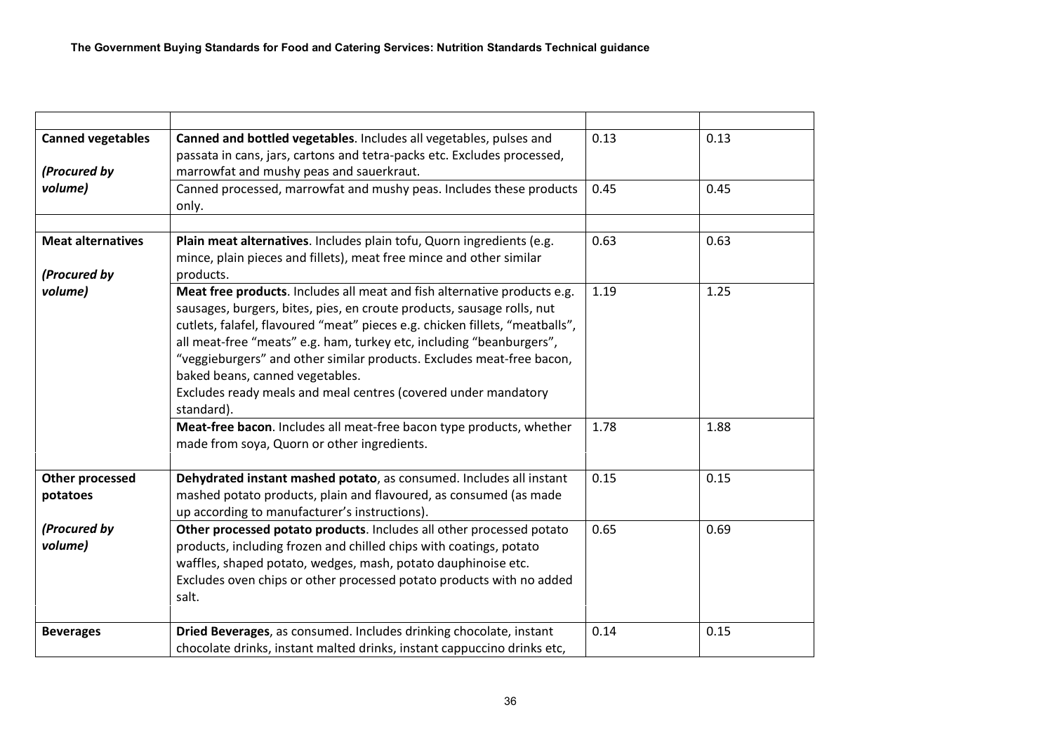| | | | |
|---|---|---|---|
| **Canned vegetables** *(Procured by volume)* | **Canned and bottled vegetables**. Includes all vegetables, pulses and passata in cans, jars, cartons and tetra-packs etc. Excludes processed, marrowfat and mushy peas and sauerkraut. | 0.13 | 0.13 |
| | Canned processed, marrowfat and mushy peas. Includes these products only. | 0.45 | 0.45 |
| | | | |
| **Meat alternatives** *(Procured by volume)* | **Plain meat alternatives**. Includes plain tofu, Quorn ingredients (e.g. mince, plain pieces and fillets), meat free mince and other similar products. | 0.63 | 0.63 |
| | **Meat free products**. Includes all meat and fish alternative products e.g. sausages, burgers, bites, pies, en croute products, sausage rolls, nut cutlets, falafel, flavoured "meat" pieces e.g. chicken fillets, "meatballs", all meat-free "meats" e.g. ham, turkey etc, including "beanburgers", "veggieburgers" and other similar products. Excludes meat-free bacon, baked beans, canned vegetables. Excludes ready meals and meal centres (covered under mandatory standard). | 1.19 | 1.25 |
| | **Meat-free bacon**. Includes all meat-free bacon type products, whether made from soya, Quorn or other ingredients. | 1.78 | 1.88 |
| **Other processed potatoes** *(Procured by volume)* | **Dehydrated instant mashed potato**, as consumed. Includes all instant mashed potato products, plain and flavoured, as consumed (as made up according to manufacturer's instructions). | 0.15 | 0.15 |
| | **Other processed potato products**. Includes all other processed potato products, including frozen and chilled chips with coatings, potato waffles, shaped potato, wedges, mash, potato dauphinoise etc. Excludes oven chips or other processed potato products with no added salt. | 0.65 | 0.69 |
| **Beverages** | **Dried Beverages**, as consumed. Includes drinking chocolate, instant chocolate drinks, instant malted drinks, instant cappuccino drinks etc, | 0.14 | 0.15 |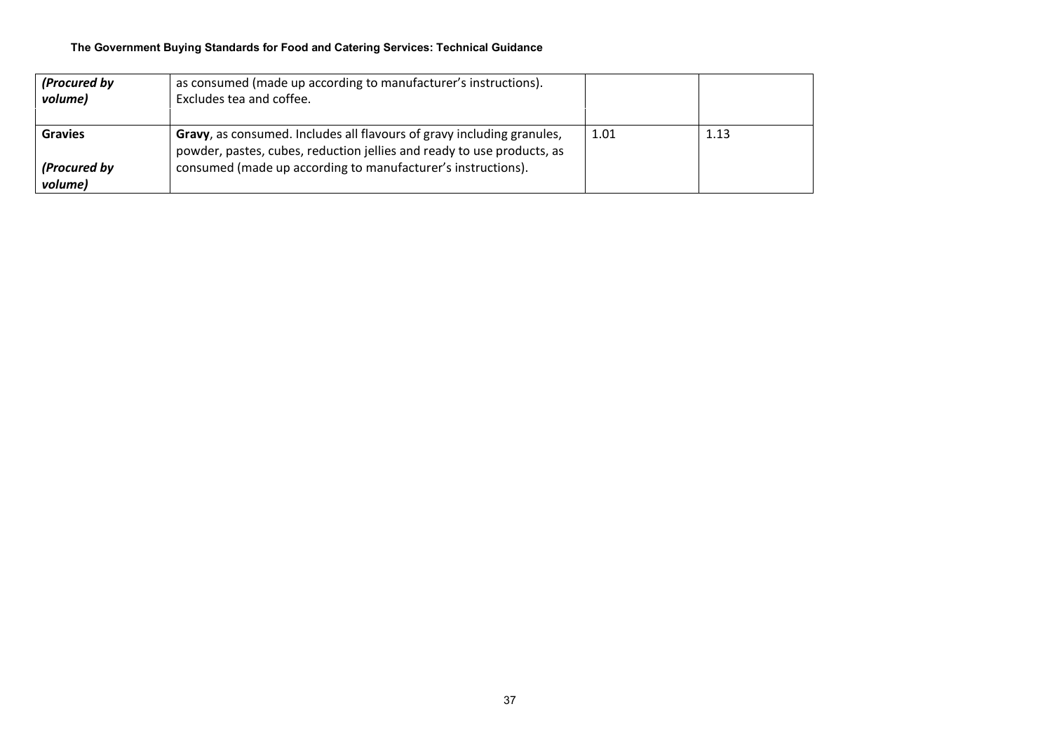| | | | |
|---|---|---|---|
| *(Procured by volume)* | as consumed (made up according to manufacturer's instructions). Excludes tea and coffee. | | |
| **Gravies**<br><br>*(Procured by volume)* | **Gravy**, as consumed. Includes all flavours of gravy including granules, powder, pastes, cubes, reduction jellies and ready to use products, as consumed (made up according to manufacturer's instructions). | 1.01 | 1.13 |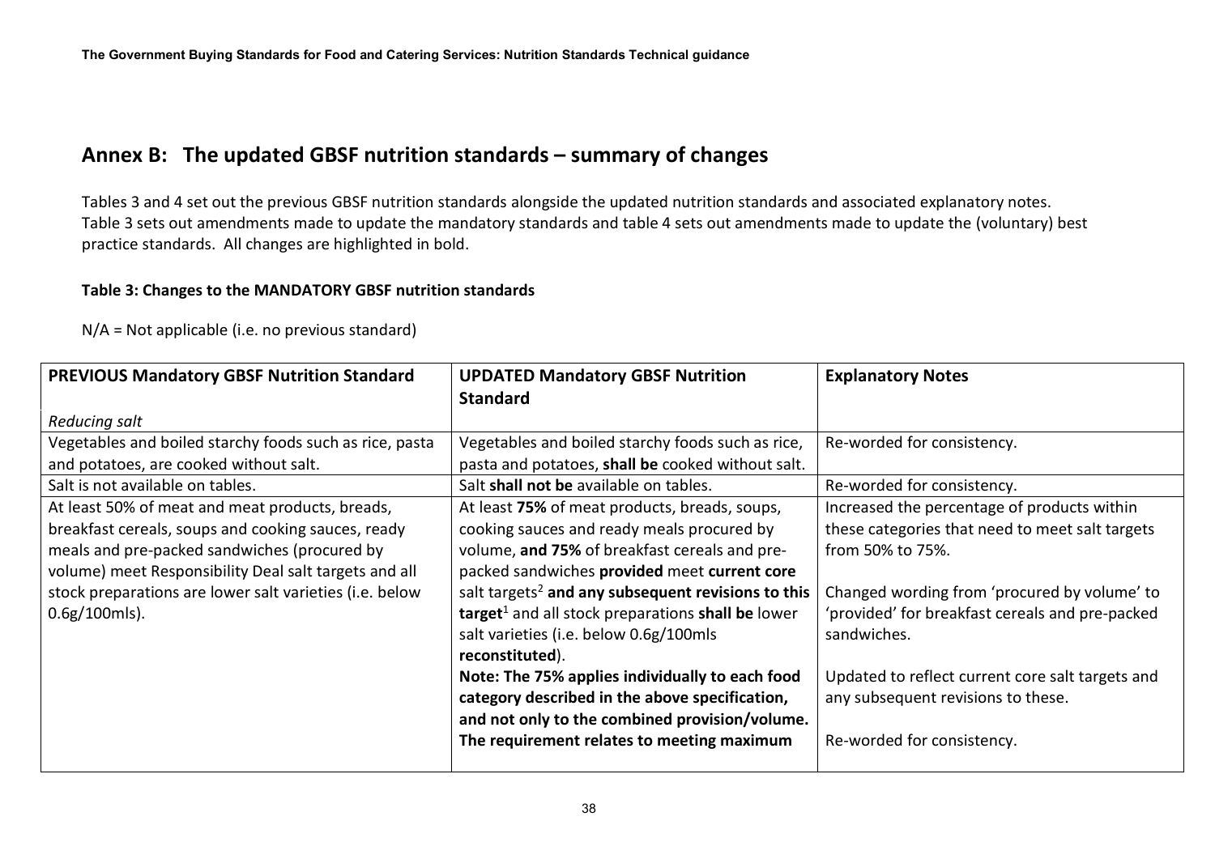## Annex B: The updated GBSF nutrition standards – summary of changes

Tables 3 and 4 set out the previous GBSF nutrition standards alongside the updated nutrition standards and associated explanatory notes. Table 3 sets out amendments made to update the mandatory standards and table 4 sets out amendments made to update the (voluntary) best practice standards. All changes are highlighted in bold.

**Table 3: Changes to the MANDATORY GBSF nutrition standards**

N/A = Not applicable (i.e. no previous standard)

| **PREVIOUS Mandatory GBSF Nutrition Standard** | **UPDATED Mandatory GBSF Nutrition Standard** | **Explanatory Notes** |
|---|---|---|
| *Reducing salt* | | |
| Vegetables and boiled starchy foods such as rice, pasta and potatoes, are cooked without salt. | Vegetables and boiled starchy foods such as rice, pasta and potatoes, **shall be** cooked without salt. | Re-worded for consistency. |
| Salt is not available on tables. | Salt **shall not be** available on tables. | Re-worded for consistency. |
| At least 50% of meat and meat products, breads, breakfast cereals, soups and cooking sauces, ready meals and pre-packed sandwiches (procured by volume) meet Responsibility Deal salt targets and all stock preparations are lower salt varieties (i.e. below 0.6g/100mls). | At least **75%** of meat products, breads, soups, cooking sauces and ready meals procured by volume, **and 75%** of breakfast cereals and pre-packed sandwiches **provided** meet **current core** salt targets[2] **and any subsequent revisions to this target**[1] and all stock preparations **shall be** lower salt varieties (i.e. below 0.6g/100mls **reconstituted**).<br>**Note: The 75% applies individually to each food category described in the above specification, and not only to the combined provision/volume. The requirement relates to meeting maximum** | Increased the percentage of products within these categories that need to meet salt targets from 50% to 75%.<br><br>Changed wording from 'procured by volume' to 'provided' for breakfast cereals and pre-packed sandwiches.<br><br>Updated to reflect current core salt targets and any subsequent revisions to these.<br><br>Re-worded for consistency. |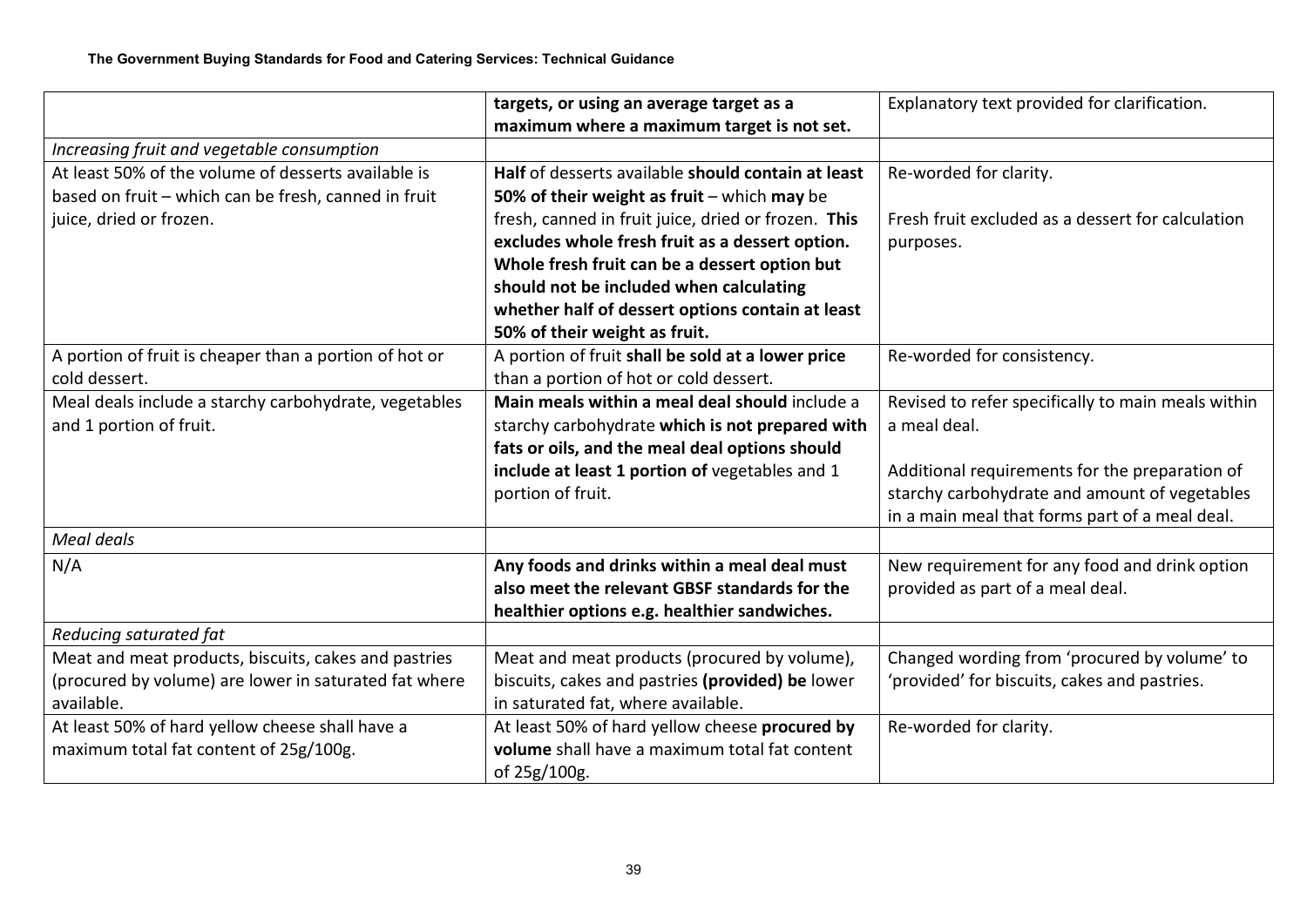| | | |
|---|---|---|
| | **targets, or using an average target as a maximum where a maximum target is not set.** | Explanatory text provided for clarification. |
| *Increasing fruit and vegetable consumption* | | |
| At least 50% of the volume of desserts available is based on fruit – which can be fresh, canned in fruit juice, dried or frozen. | **Half** of desserts available **should contain at least 50% of their weight as fruit** – which **may** be fresh, canned in fruit juice, dried or frozen. **This excludes whole fresh fruit as a dessert option. Whole fresh fruit can be a dessert option but should not be included when calculating whether half of dessert options contain at least 50% of their weight as fruit.** | Re-worded for clarity.<br><br>Fresh fruit excluded as a dessert for calculation purposes. |
| A portion of fruit is cheaper than a portion of hot or cold dessert. | A portion of fruit **shall be sold at a lower price** than a portion of hot or cold dessert. | Re-worded for consistency. |
| Meal deals include a starchy carbohydrate, vegetables and 1 portion of fruit. | **Main meals within a meal deal should** include a starchy carbohydrate **which is not prepared with fats or oils, and the meal deal options should include at least 1 portion of** vegetables and 1 portion of fruit. | Revised to refer specifically to main meals within a meal deal.<br><br>Additional requirements for the preparation of starchy carbohydrate and amount of vegetables in a main meal that forms part of a meal deal. |
| *Meal deals* | | |
| N/A | **Any foods and drinks within a meal deal must also meet the relevant GBSF standards for the healthier options e.g. healthier sandwiches.** | New requirement for any food and drink option provided as part of a meal deal. |
| *Reducing saturated fat* | | |
| Meat and meat products, biscuits, cakes and pastries (procured by volume) are lower in saturated fat where available. | Meat and meat products (procured by volume), biscuits, cakes and pastries **(provided) be** lower in saturated fat, where available. | Changed wording from 'procured by volume' to 'provided' for biscuits, cakes and pastries. |
| At least 50% of hard yellow cheese shall have a maximum total fat content of 25g/100g. | At least 50% of hard yellow cheese **procured by volume** shall have a maximum total fat content of 25g/100g. | Re-worded for clarity. |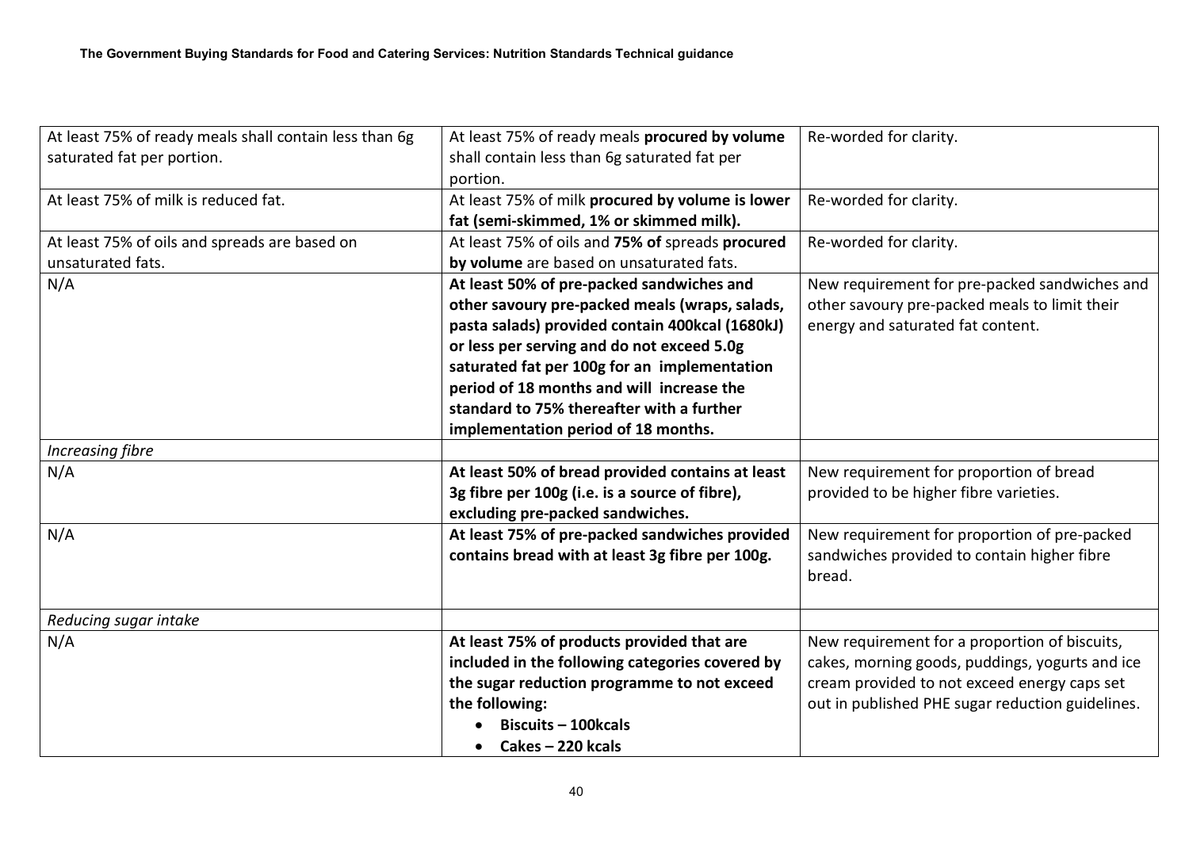| | | |
|---|---|---|
| At least 75% of ready meals shall contain less than 6g saturated fat per portion. | At least 75% of ready meals **procured by volume** shall contain less than 6g saturated fat per portion. | Re-worded for clarity. |
| At least 75% of milk is reduced fat. | At least 75% of milk **procured by volume is lower fat (semi-skimmed, 1% or skimmed milk).** | Re-worded for clarity. |
| At least 75% of oils and spreads are based on unsaturated fats. | At least 75% of oils and **75% of** spreads **procured by volume** are based on unsaturated fats. | Re-worded for clarity. |
| N/A | **At least 50% of pre-packed sandwiches and other savoury pre-packed meals (wraps, salads, pasta salads) provided contain 400kcal (1680kJ) or less per serving and do not exceed 5.0g saturated fat per 100g for an implementation period of 18 months and will increase the standard to 75% thereafter with a further implementation period of 18 months.** | New requirement for pre-packed sandwiches and other savoury pre-packed meals to limit their energy and saturated fat content. |
| *Increasing fibre* | | |
| N/A | **At least 50% of bread provided contains at least 3g fibre per 100g (i.e. is a source of fibre), excluding pre-packed sandwiches.** | New requirement for proportion of bread provided to be higher fibre varieties. |
| N/A | **At least 75% of pre-packed sandwiches provided contains bread with at least 3g fibre per 100g.** | New requirement for proportion of pre-packed sandwiches provided to contain higher fibre bread. |
| *Reducing sugar intake* | | |
| N/A | **At least 75% of products provided that are included in the following categories covered by the sugar reduction programme to not exceed the following:**<br>• **Biscuits – 100kcals**<br>• **Cakes – 220 kcals** | New requirement for a proportion of biscuits, cakes, morning goods, puddings, yogurts and ice cream provided to not exceed energy caps set out in published PHE sugar reduction guidelines. |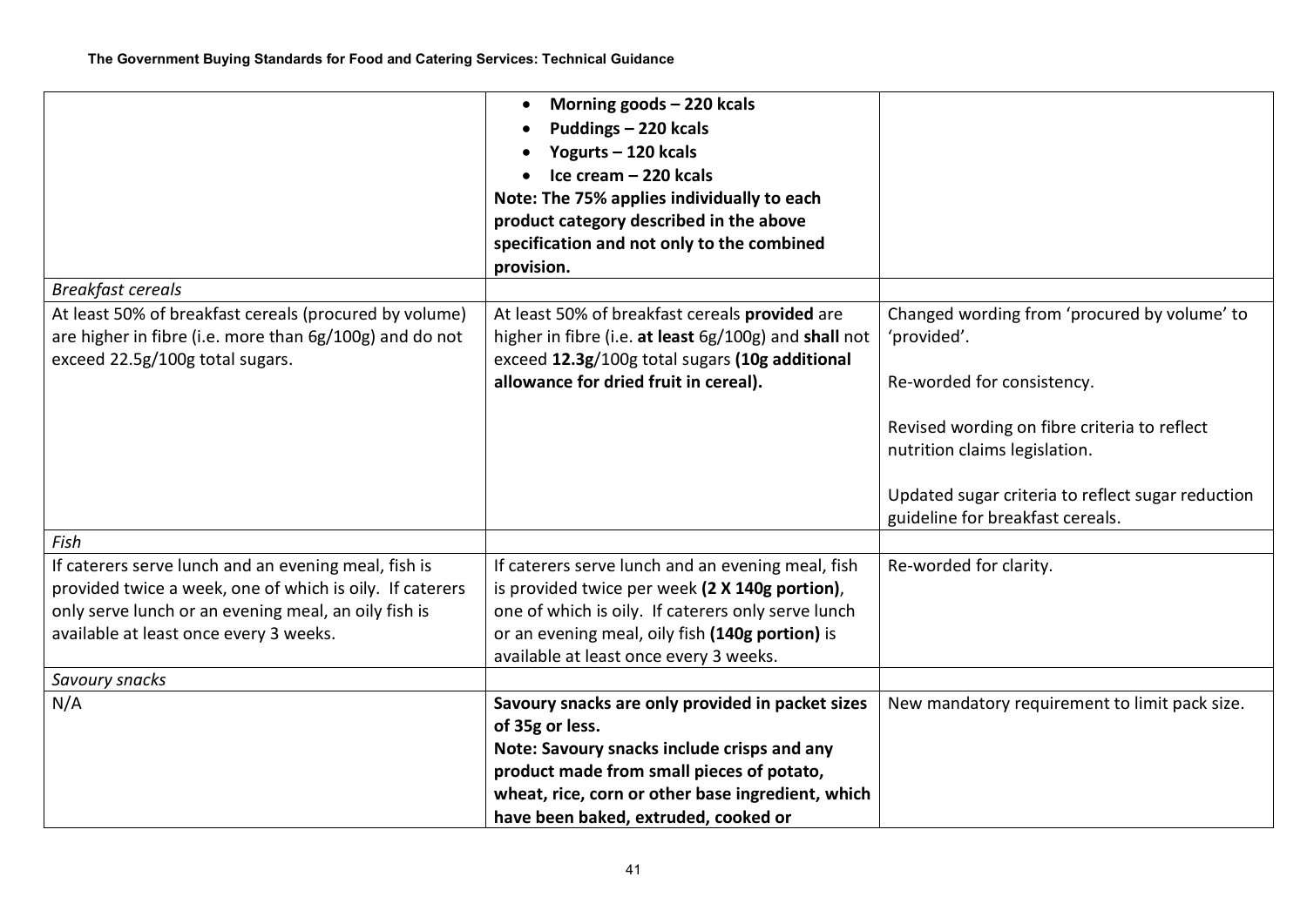| | | |
|---|---|---|
| | • **Morning goods – 220 kcals**<br>• **Puddings – 220 kcals**<br>• **Yogurts – 120 kcals**<br>• **Ice cream – 220 kcals**<br>**Note: The 75% applies individually to each product category described in the above specification and not only to the combined provision.** | |
| *Breakfast cereals* | | |
| At least 50% of breakfast cereals (procured by volume) are higher in fibre (i.e. more than 6g/100g) and do not exceed 22.5g/100g total sugars. | At least 50% of breakfast cereals **provided** are higher in fibre (i.e. **at least** 6g/100g) and **shall** not exceed **12.3g**/100g total sugars **(10g additional allowance for dried fruit in cereal).** | Changed wording from 'procured by volume' to 'provided'.<br><br>Re-worded for consistency.<br><br>Revised wording on fibre criteria to reflect nutrition claims legislation.<br><br>Updated sugar criteria to reflect sugar reduction guideline for breakfast cereals. |
| *Fish* | | |
| If caterers serve lunch and an evening meal, fish is provided twice a week, one of which is oily. If caterers only serve lunch or an evening meal, an oily fish is available at least once every 3 weeks. | If caterers serve lunch and an evening meal, fish is provided twice per week **(2 X 140g portion)**, one of which is oily. If caterers only serve lunch or an evening meal, oily fish **(140g portion)** is available at least once every 3 weeks. | Re-worded for clarity. |
| *Savoury snacks* | | |
| N/A | **Savoury snacks are only provided in packet sizes of 35g or less.**<br>**Note: Savoury snacks include crisps and any product made from small pieces of potato, wheat, rice, corn or other base ingredient, which have been baked, extruded, cooked or** | New mandatory requirement to limit pack size. |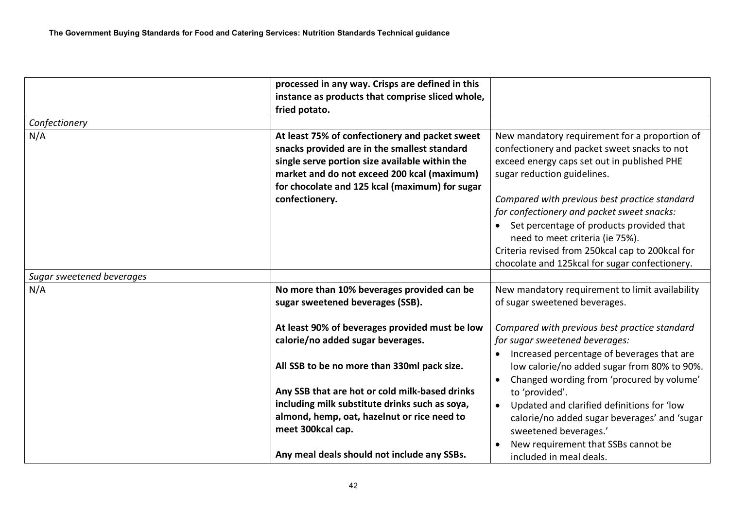| | | |
|---|---|---|
| | **processed in any way. Crisps are defined in this instance as products that comprise sliced whole, fried potato.** | |
| *Confectionery* | | |
| N/A | **At least 75% of confectionery and packet sweet snacks provided are in the smallest standard single serve portion size available within the market and do not exceed 200 kcal (maximum) for chocolate and 125 kcal (maximum) for sugar confectionery.** | New mandatory requirement for a proportion of confectionery and packet sweet snacks to not exceed energy caps set out in published PHE sugar reduction guidelines.<br><br>*Compared with previous best practice standard for confectionery and packet sweet snacks:*<br>• Set percentage of products provided that need to meet criteria (ie 75%).<br>Criteria revised from 250kcal cap to 200kcal for chocolate and 125kcal for sugar confectionery. |
| *Sugar sweetened beverages* | | |
| N/A | **No more than 10% beverages provided can be sugar sweetened beverages (SSB).**<br><br>**At least 90% of beverages provided must be low calorie/no added sugar beverages.**<br><br>**All SSB to be no more than 330ml pack size.**<br><br>**Any SSB that are hot or cold milk-based drinks including milk substitute drinks such as soya, almond, hemp, oat, hazelnut or rice need to meet 300kcal cap.**<br><br>**Any meal deals should not include any SSBs.** | New mandatory requirement to limit availability of sugar sweetened beverages.<br><br>*Compared with previous best practice standard for sugar sweetened beverages:*<br>• Increased percentage of beverages that are low calorie/no added sugar from 80% to 90%.<br>• Changed wording from 'procured by volume' to 'provided'.<br>• Updated and clarified definitions for 'low calorie/no added sugar beverages' and 'sugar sweetened beverages.'<br>• New requirement that SSBs cannot be included in meal deals. |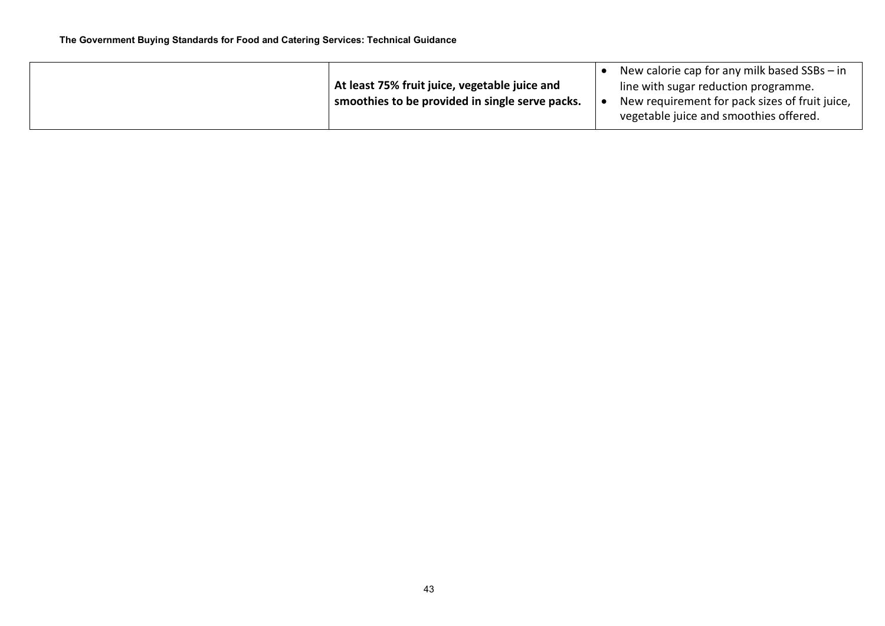| | | |
|---|---|---|
| | **At least 75% fruit juice, vegetable juice and smoothies to be provided in single serve packs.** | • New calorie cap for any milk based SSBs – in line with sugar reduction programme.<br>• New requirement for pack sizes of fruit juice, vegetable juice and smoothies offered. |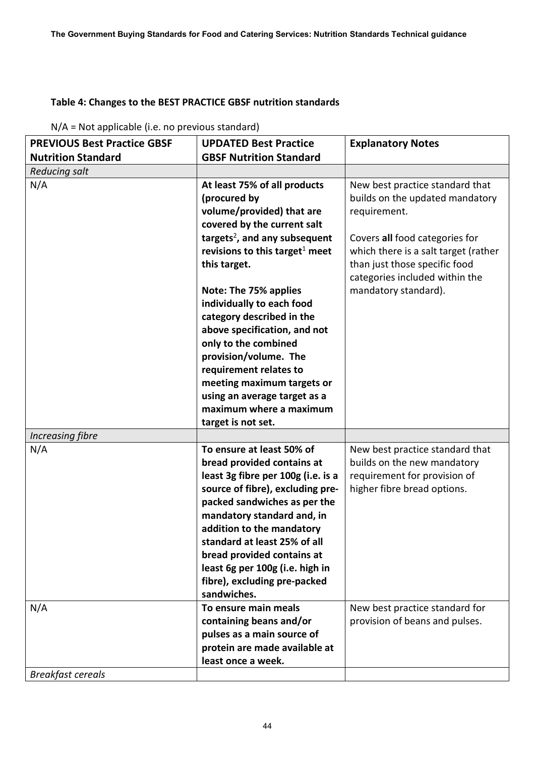**Table 4: Changes to the BEST PRACTICE GBSF nutrition standards**

N/A = Not applicable (i.e. no previous standard)

| PREVIOUS Best Practice GBSF Nutrition Standard | UPDATED Best Practice GBSF Nutrition Standard | Explanatory Notes |
|---|---|---|
| *Reducing salt* | | |
| N/A | **At least 75% of all products (procured by volume/provided) that are covered by the current salt targets[2], and any subsequent revisions to this target[1] meet this target.** <br><br> **Note: The 75% applies individually to each food category described in the above specification, and not only to the combined provision/volume. The requirement relates to meeting maximum targets or using an average target as a maximum where a maximum target is not set.** | New best practice standard that builds on the updated mandatory requirement. <br><br> Covers **all** food categories for which there is a salt target (rather than just those specific food categories included within the mandatory standard). |
| *Increasing fibre* | | |
| N/A | **To ensure at least 50% of bread provided contains at least 3g fibre per 100g (i.e. is a source of fibre), excluding pre-packed sandwiches as per the mandatory standard and, in addition to the mandatory standard at least 25% of all bread provided contains at least 6g per 100g (i.e. high in fibre), excluding pre-packed sandwiches.** | New best practice standard that builds on the new mandatory requirement for provision of higher fibre bread options. |
| N/A | **To ensure main meals containing beans and/or pulses as a main source of protein are made available at least once a week.** | New best practice standard for provision of beans and pulses. |
| *Breakfast cereals* | | |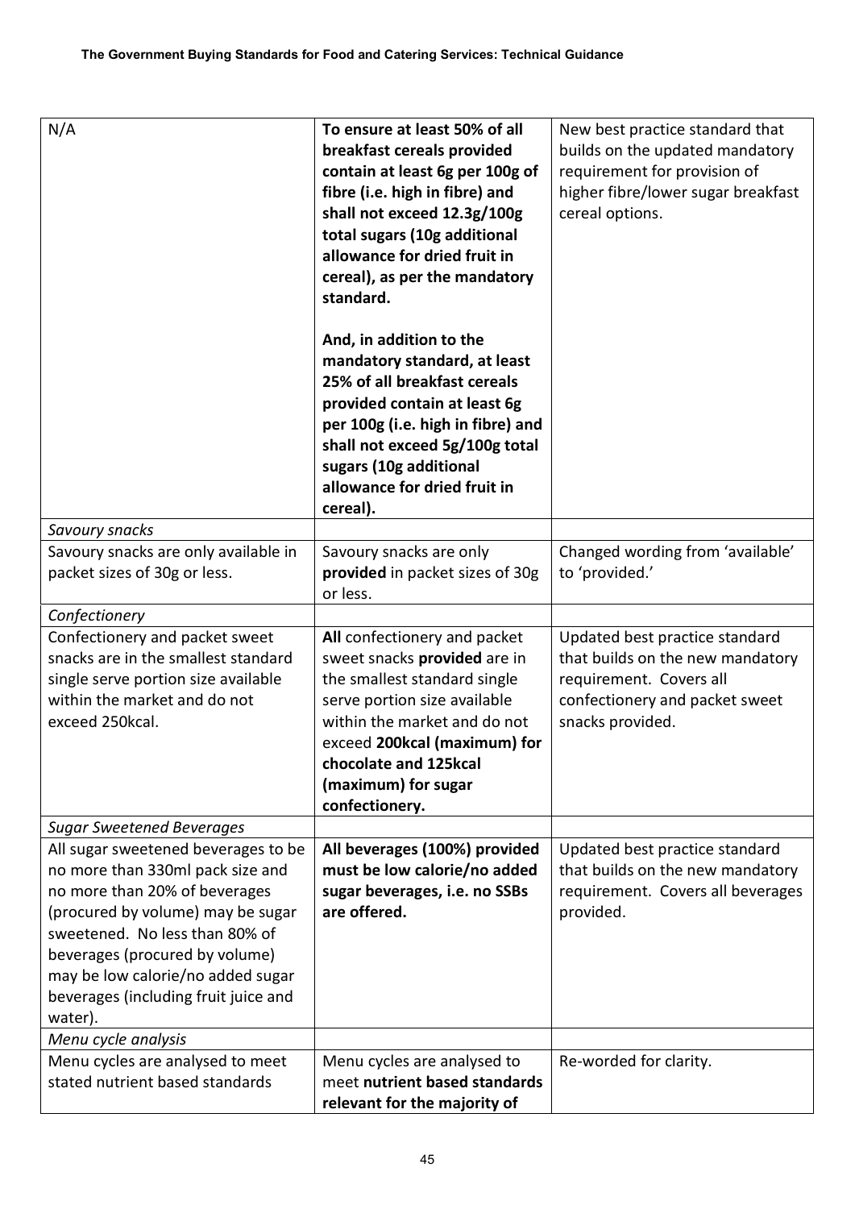| | | |
|---|---|---|
| N/A | **To ensure at least 50% of all breakfast cereals provided contain at least 6g per 100g of fibre (i.e. high in fibre) and shall not exceed 12.3g/100g total sugars (10g additional allowance for dried fruit in cereal), as per the mandatory standard.**<br><br>**And, in addition to the mandatory standard, at least 25% of all breakfast cereals provided contain at least 6g per 100g (i.e. high in fibre) and shall not exceed 5g/100g total sugars (10g additional allowance for dried fruit in cereal).** | New best practice standard that builds on the updated mandatory requirement for provision of higher fibre/lower sugar breakfast cereal options. |
| *Savoury snacks* | | |
| Savoury snacks are only available in packet sizes of 30g or less. | Savoury snacks are only **provided** in packet sizes of 30g or less. | Changed wording from 'available' to 'provided.' |
| *Confectionery* | | |
| Confectionery and packet sweet snacks are in the smallest standard single serve portion size available within the market and do not exceed 250kcal. | **All** confectionery and packet sweet snacks **provided** are in the smallest standard single serve portion size available within the market and do not exceed **200kcal (maximum) for chocolate and 125kcal (maximum) for sugar confectionery.** | Updated best practice standard that builds on the new mandatory requirement. Covers all confectionery and packet sweet snacks provided. |
| *Sugar Sweetened Beverages* | | |
| All sugar sweetened beverages to be no more than 330ml pack size and no more than 20% of beverages (procured by volume) may be sugar sweetened. No less than 80% of beverages (procured by volume) may be low calorie/no added sugar beverages (including fruit juice and water). | **All beverages (100%) provided must be low calorie/no added sugar beverages, i.e. no SSBs are offered.** | Updated best practice standard that builds on the new mandatory requirement. Covers all beverages provided. |
| *Menu cycle analysis* | | |
| Menu cycles are analysed to meet stated nutrient based standards | Menu cycles are analysed to meet **nutrient based standards relevant for the majority of** | Re-worded for clarity. |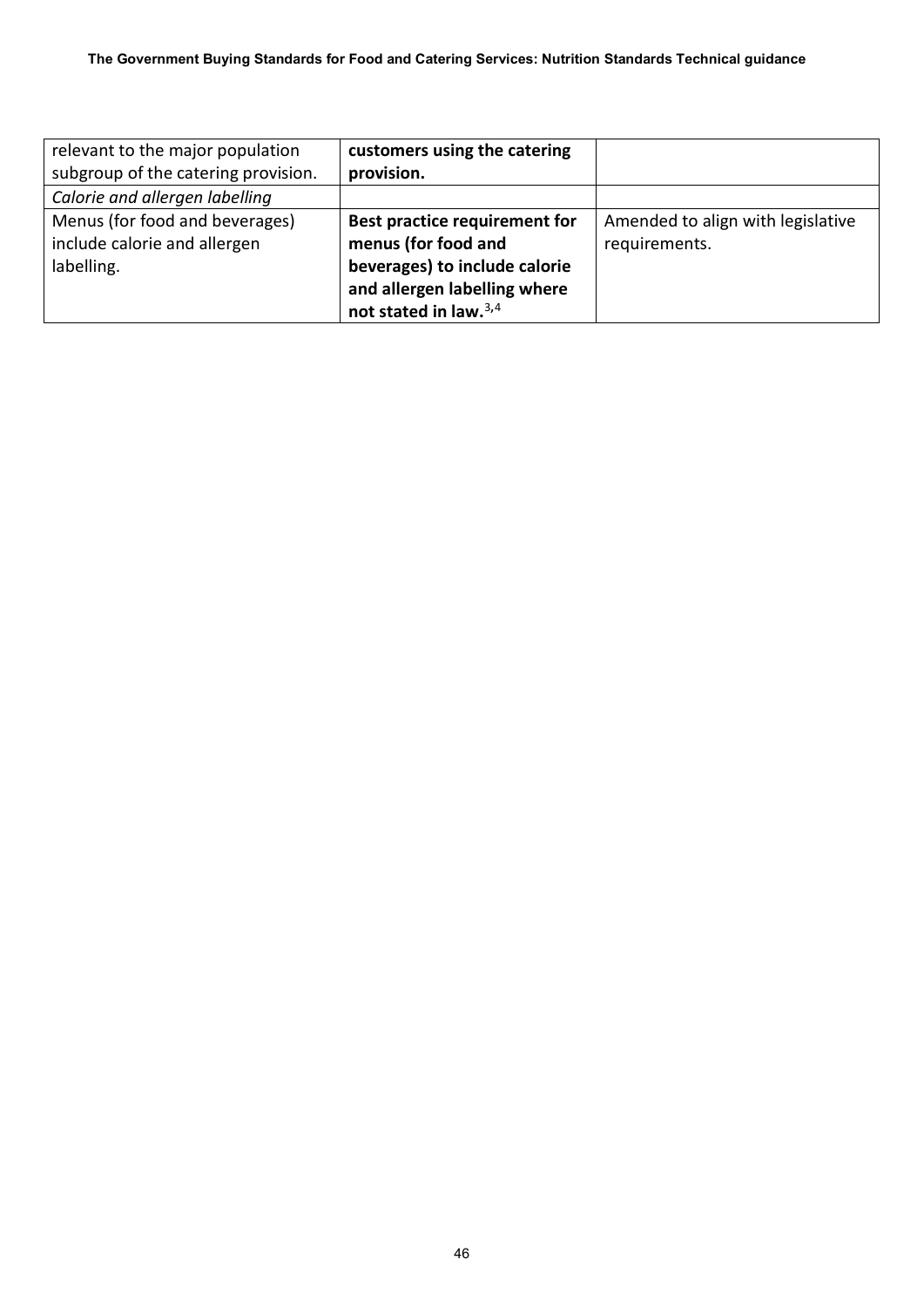| | | |
|---|---|---|
| relevant to the major population subgroup of the catering provision. | **customers using the catering provision.** | |
| *Calorie and allergen labelling* | | |
| Menus (for food and beverages) include calorie and allergen labelling. | **Best practice requirement for menus (for food and beverages) to include calorie and allergen labelling where not stated in law.**[3,4] | Amended to align with legislative requirements. |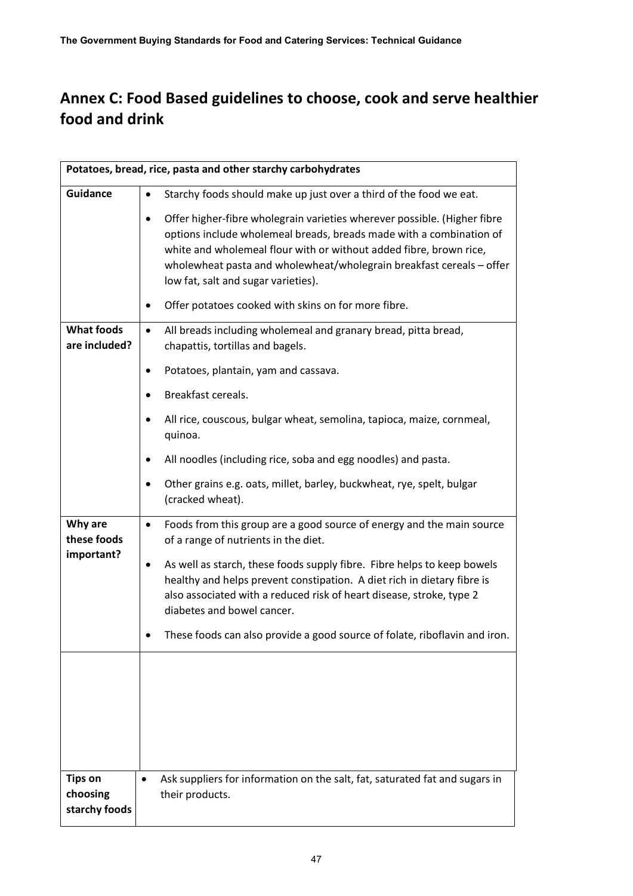## Annex C: Food Based guidelines to choose, cook and serve healthier food and drink

| Potatoes, bread, rice, pasta and other starchy carbohydrates | |
|---|---|
| **Guidance** | • Starchy foods should make up just over a third of the food we eat.<br>• Offer higher-fibre wholegrain varieties wherever possible. (Higher fibre options include wholemeal breads, breads made with a combination of white and wholemeal flour with or without added fibre, brown rice, wholewheat pasta and wholewheat/wholegrain breakfast cereals – offer low fat, salt and sugar varieties).<br>• Offer potatoes cooked with skins on for more fibre. |
| **What foods are included?** | • All breads including wholemeal and granary bread, pitta bread, chapattis, tortillas and bagels.<br>• Potatoes, plantain, yam and cassava.<br>• Breakfast cereals.<br>• All rice, couscous, bulgar wheat, semolina, tapioca, maize, cornmeal, quinoa.<br>• All noodles (including rice, soba and egg noodles) and pasta.<br>• Other grains e.g. oats, millet, barley, buckwheat, rye, spelt, bulgar (cracked wheat). |
| **Why are these foods important?** | • Foods from this group are a good source of energy and the main source of a range of nutrients in the diet.<br>• As well as starch, these foods supply fibre. Fibre helps to keep bowels healthy and helps prevent constipation. A diet rich in dietary fibre is also associated with a reduced risk of heart disease, stroke, type 2 diabetes and bowel cancer.<br>• These foods can also provide a good source of folate, riboflavin and iron. |
| | |
| **Tips on choosing starchy foods** | • Ask suppliers for information on the salt, fat, saturated fat and sugars in their products. |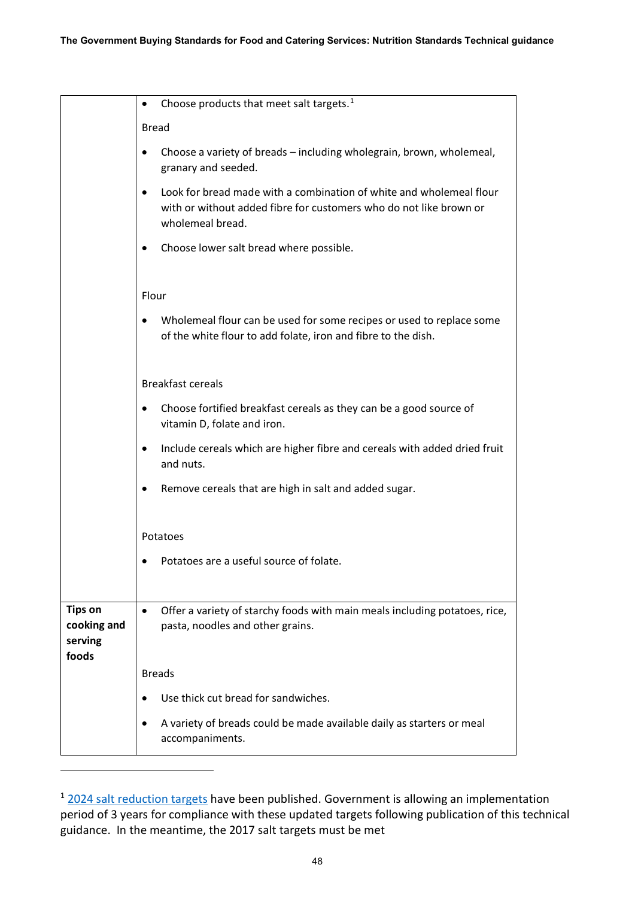| | |
|---|---|
| | • Choose products that meet salt targets.[1]<br><br>Bread<br><br>• Choose a variety of breads – including wholegrain, brown, wholemeal, granary and seeded.<br><br>• Look for bread made with a combination of white and wholemeal flour with or without added fibre for customers who do not like brown or wholemeal bread.<br><br>• Choose lower salt bread where possible.<br><br>Flour<br><br>• Wholemeal flour can be used for some recipes or used to replace some of the white flour to add folate, iron and fibre to the dish.<br><br>Breakfast cereals<br><br>• Choose fortified breakfast cereals as they can be a good source of vitamin D, folate and iron.<br><br>• Include cereals which are higher fibre and cereals with added dried fruit and nuts.<br><br>• Remove cereals that are high in salt and added sugar.<br><br>Potatoes<br><br>• Potatoes are a useful source of folate. |
| **Tips on cooking and serving foods** | • Offer a variety of starchy foods with main meals including potatoes, rice, pasta, noodles and other grains.<br><br>Breads<br><br>• Use thick cut bread for sandwiches.<br><br>• A variety of breads could be made available daily as starters or meal accompaniments. |

[1] 2024 salt reduction targets have been published. Government is allowing an implementation period of 3 years for compliance with these updated targets following publication of this technical guidance. In the meantime, the 2017 salt targets must be met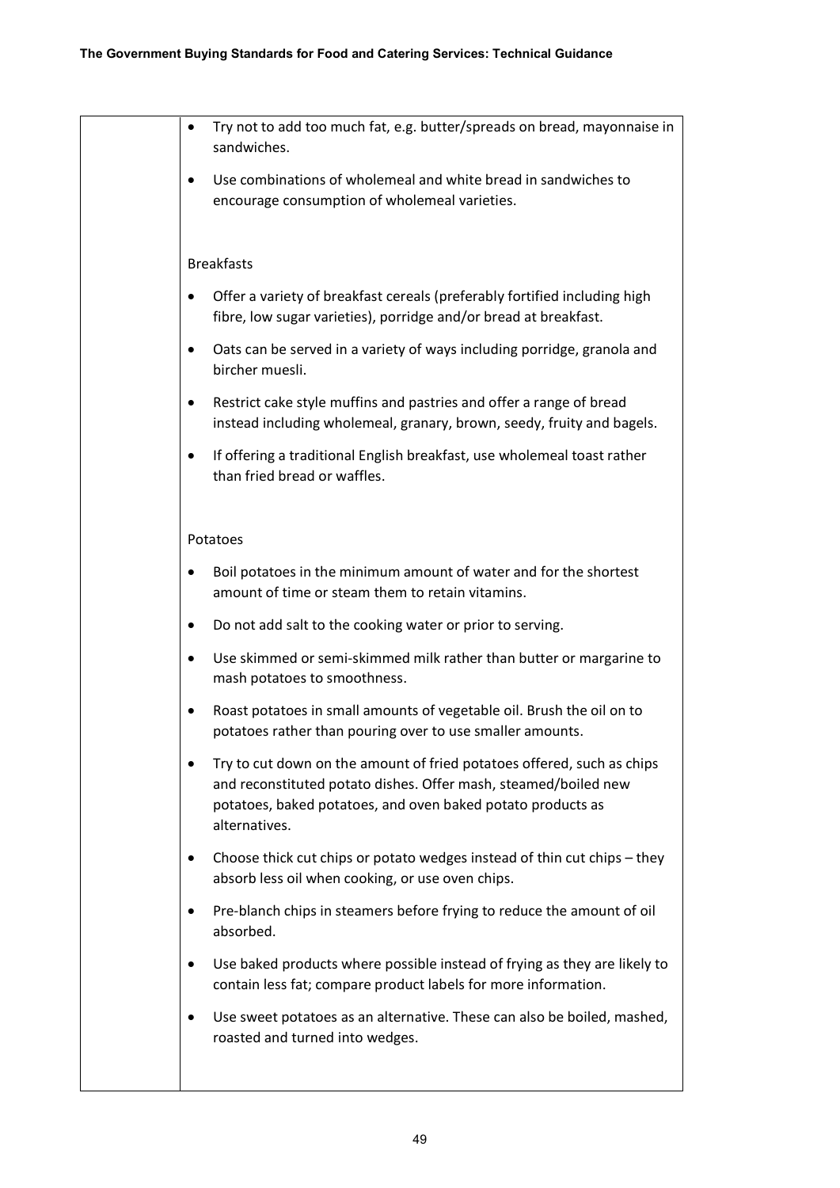- Try not to add too much fat, e.g. butter/spreads on bread, mayonnaise in sandwiches.
- Use combinations of wholemeal and white bread in sandwiches to encourage consumption of wholemeal varieties.

Breakfasts

- Offer a variety of breakfast cereals (preferably fortified including high fibre, low sugar varieties), porridge and/or bread at breakfast.
- Oats can be served in a variety of ways including porridge, granola and bircher muesli.
- Restrict cake style muffins and pastries and offer a range of bread instead including wholemeal, granary, brown, seedy, fruity and bagels.
- If offering a traditional English breakfast, use wholemeal toast rather than fried bread or waffles.

Potatoes

- Boil potatoes in the minimum amount of water and for the shortest amount of time or steam them to retain vitamins.
- Do not add salt to the cooking water or prior to serving.
- Use skimmed or semi-skimmed milk rather than butter or margarine to mash potatoes to smoothness.
- Roast potatoes in small amounts of vegetable oil. Brush the oil on to potatoes rather than pouring over to use smaller amounts.
- Try to cut down on the amount of fried potatoes offered, such as chips and reconstituted potato dishes. Offer mash, steamed/boiled new potatoes, baked potatoes, and oven baked potato products as alternatives.
- Choose thick cut chips or potato wedges instead of thin cut chips – they absorb less oil when cooking, or use oven chips.
- Pre-blanch chips in steamers before frying to reduce the amount of oil absorbed.
- Use baked products where possible instead of frying as they are likely to contain less fat; compare product labels for more information.
- Use sweet potatoes as an alternative. These can also be boiled, mashed, roasted and turned into wedges.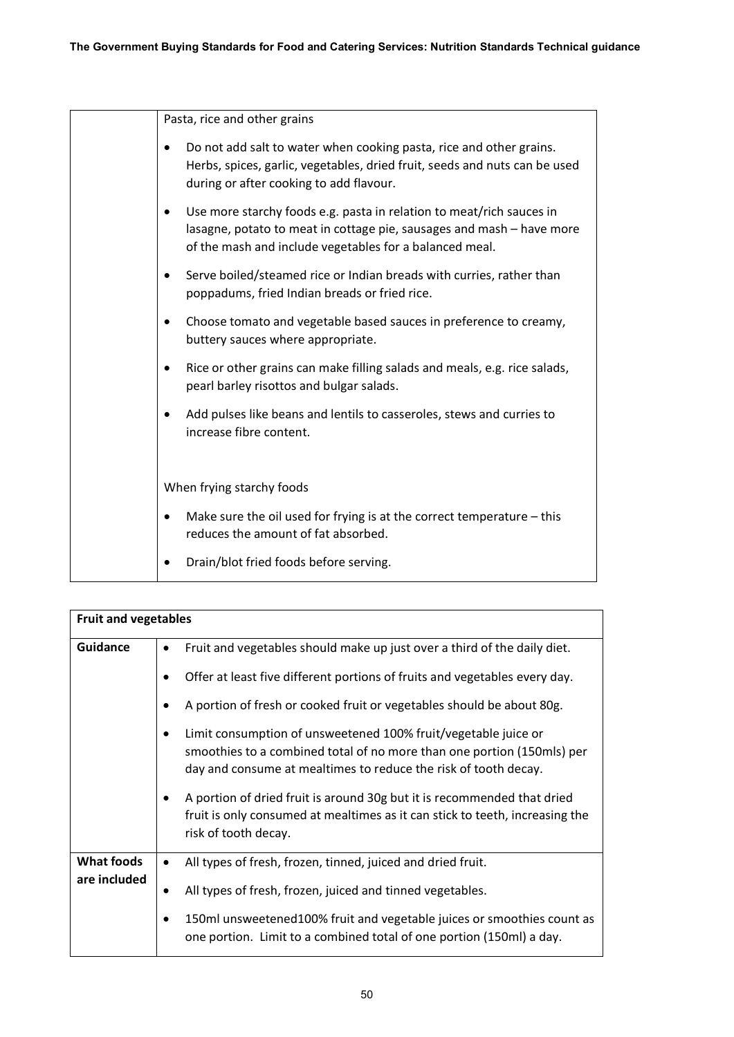| | |
|---|---|
| | Pasta, rice and other grains<br><br>• Do not add salt to water when cooking pasta, rice and other grains. Herbs, spices, garlic, vegetables, dried fruit, seeds and nuts can be used during or after cooking to add flavour.<br>• Use more starchy foods e.g. pasta in relation to meat/rich sauces in lasagne, potato to meat in cottage pie, sausages and mash – have more of the mash and include vegetables for a balanced meal.<br>• Serve boiled/steamed rice or Indian breads with curries, rather than poppadums, fried Indian breads or fried rice.<br>• Choose tomato and vegetable based sauces in preference to creamy, buttery sauces where appropriate.<br>• Rice or other grains can make filling salads and meals, e.g. rice salads, pearl barley risottos and bulgar salads.<br>• Add pulses like beans and lentils to casseroles, stews and curries to increase fibre content.<br><br>When frying starchy foods<br><br>• Make sure the oil used for frying is at the correct temperature – this reduces the amount of fat absorbed.<br>• Drain/blot fried foods before serving. |

| **Fruit and vegetables** | |
|---|---|
| **Guidance** | • Fruit and vegetables should make up just over a third of the daily diet.<br>• Offer at least five different portions of fruits and vegetables every day.<br>• A portion of fresh or cooked fruit or vegetables should be about 80g.<br>• Limit consumption of unsweetened 100% fruit/vegetable juice or smoothies to a combined total of no more than one portion (150mls) per day and consume at mealtimes to reduce the risk of tooth decay.<br>• A portion of dried fruit is around 30g but it is recommended that dried fruit is only consumed at mealtimes as it can stick to teeth, increasing the risk of tooth decay. |
| **What foods are included** | • All types of fresh, frozen, tinned, juiced and dried fruit.<br>• All types of fresh, frozen, juiced and tinned vegetables.<br>• 150ml unsweetened100% fruit and vegetable juices or smoothies count as one portion. Limit to a combined total of one portion (150ml) a day. |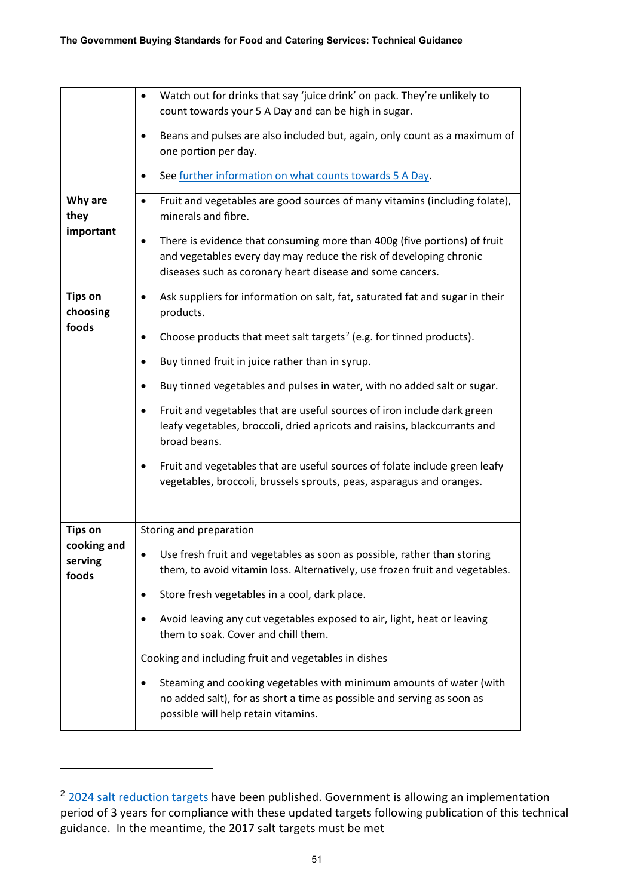| | |
|---|---|
| | • Watch out for drinks that say 'juice drink' on pack. They're unlikely to count towards your 5 A Day and can be high in sugar.<br>• Beans and pulses are also included but, again, only count as a maximum of one portion per day.<br>• See further information on what counts towards 5 A Day. |
| **Why are they important** | • Fruit and vegetables are good sources of many vitamins (including folate), minerals and fibre.<br>• There is evidence that consuming more than 400g (five portions) of fruit and vegetables every day may reduce the risk of developing chronic diseases such as coronary heart disease and some cancers. |
| **Tips on choosing foods** | • Ask suppliers for information on salt, fat, saturated fat and sugar in their products.<br>• Choose products that meet salt targets[2] (e.g. for tinned products).<br>• Buy tinned fruit in juice rather than in syrup.<br>• Buy tinned vegetables and pulses in water, with no added salt or sugar.<br>• Fruit and vegetables that are useful sources of iron include dark green leafy vegetables, broccoli, dried apricots and raisins, blackcurrants and broad beans.<br>• Fruit and vegetables that are useful sources of folate include green leafy vegetables, broccoli, brussels sprouts, peas, asparagus and oranges. |
| **Tips on cooking and serving foods** | Storing and preparation<br>• Use fresh fruit and vegetables as soon as possible, rather than storing them, to avoid vitamin loss. Alternatively, use frozen fruit and vegetables.<br>• Store fresh vegetables in a cool, dark place.<br>• Avoid leaving any cut vegetables exposed to air, light, heat or leaving them to soak. Cover and chill them.<br>Cooking and including fruit and vegetables in dishes<br>• Steaming and cooking vegetables with minimum amounts of water (with no added salt), for as short a time as possible and serving as soon as possible will help retain vitamins. |

---

[2] 2024 salt reduction targets have been published. Government is allowing an implementation period of 3 years for compliance with these updated targets following publication of this technical guidance. In the meantime, the 2017 salt targets must be met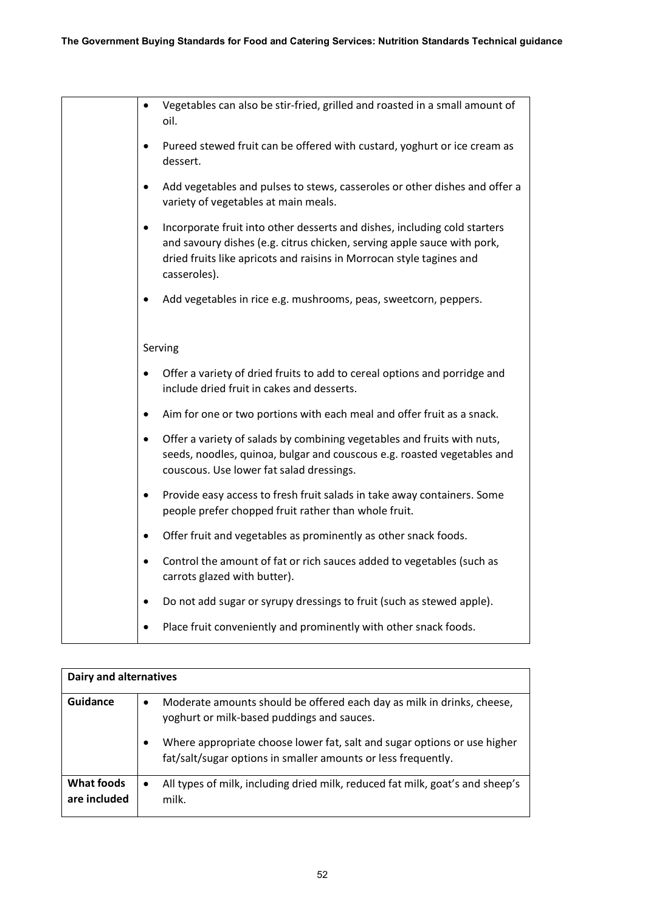| | |
|---|---|
| | • Vegetables can also be stir-fried, grilled and roasted in a small amount of oil.<br>• Pureed stewed fruit can be offered with custard, yoghurt or ice cream as dessert.<br>• Add vegetables and pulses to stews, casseroles or other dishes and offer a variety of vegetables at main meals.<br>• Incorporate fruit into other desserts and dishes, including cold starters and savoury dishes (e.g. citrus chicken, serving apple sauce with pork, dried fruits like apricots and raisins in Morrocan style tagines and casseroles).<br>• Add vegetables in rice e.g. mushrooms, peas, sweetcorn, peppers.<br><br>Serving<br>• Offer a variety of dried fruits to add to cereal options and porridge and include dried fruit in cakes and desserts.<br>• Aim for one or two portions with each meal and offer fruit as a snack.<br>• Offer a variety of salads by combining vegetables and fruits with nuts, seeds, noodles, quinoa, bulgar and couscous e.g. roasted vegetables and couscous. Use lower fat salad dressings.<br>• Provide easy access to fresh fruit salads in take away containers. Some people prefer chopped fruit rather than whole fruit.<br>• Offer fruit and vegetables as prominently as other snack foods.<br>• Control the amount of fat or rich sauces added to vegetables (such as carrots glazed with butter).<br>• Do not add sugar or syrupy dressings to fruit (such as stewed apple).<br>• Place fruit conveniently and prominently with other snack foods. |

| **Dairy and alternatives** | |
|---|---|
| **Guidance** | • Moderate amounts should be offered each day as milk in drinks, cheese, yoghurt or milk-based puddings and sauces.<br>• Where appropriate choose lower fat, salt and sugar options or use higher fat/salt/sugar options in smaller amounts or less frequently. |
| **What foods are included** | • All types of milk, including dried milk, reduced fat milk, goat's and sheep's milk. |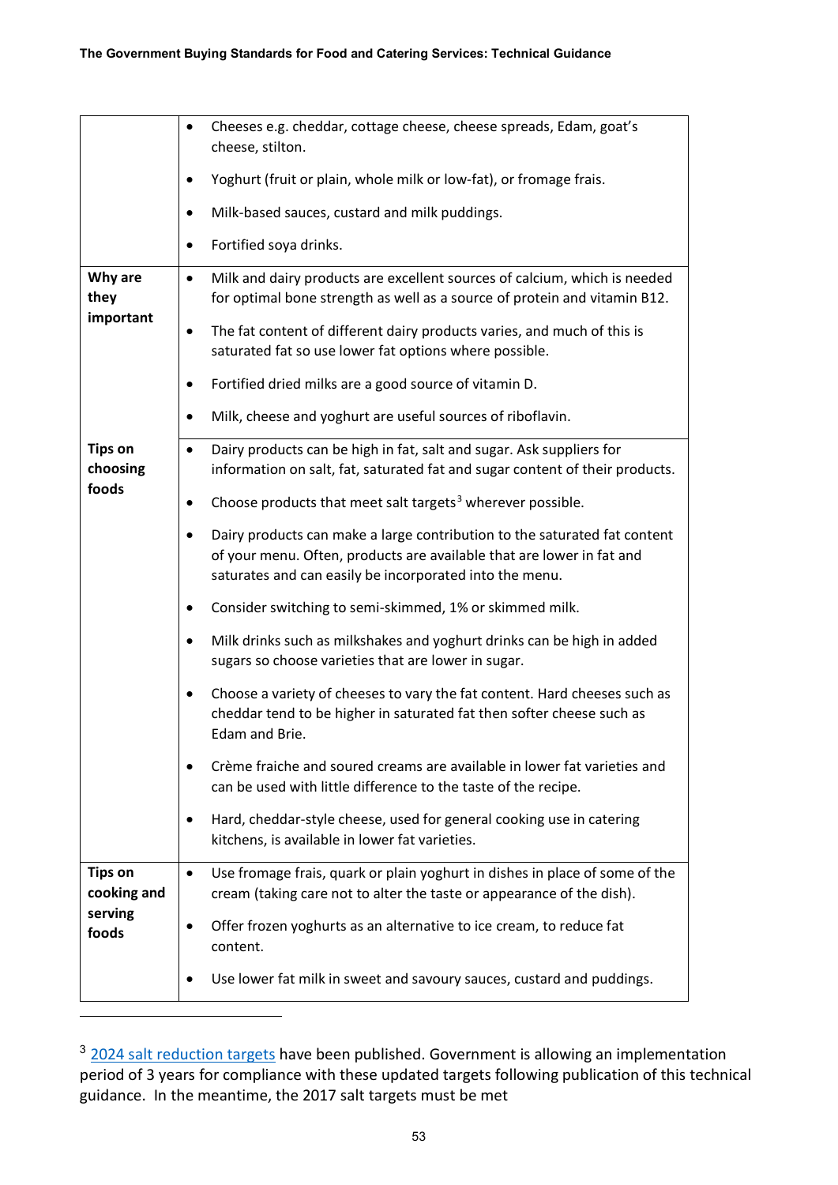| | |
|---|---|
| | • Cheeses e.g. cheddar, cottage cheese, cheese spreads, Edam, goat's cheese, stilton.<br>• Yoghurt (fruit or plain, whole milk or low-fat), or fromage frais.<br>• Milk-based sauces, custard and milk puddings.<br>• Fortified soya drinks. |
| **Why are they important** | • Milk and dairy products are excellent sources of calcium, which is needed for optimal bone strength as well as a source of protein and vitamin B12.<br>• The fat content of different dairy products varies, and much of this is saturated fat so use lower fat options where possible.<br>• Fortified dried milks are a good source of vitamin D.<br>• Milk, cheese and yoghurt are useful sources of riboflavin. |
| **Tips on choosing foods** | • Dairy products can be high in fat, salt and sugar. Ask suppliers for information on salt, fat, saturated fat and sugar content of their products.<br>• Choose products that meet salt targets[3] wherever possible.<br>• Dairy products can make a large contribution to the saturated fat content of your menu. Often, products are available that are lower in fat and saturates and can easily be incorporated into the menu.<br>• Consider switching to semi-skimmed, 1% or skimmed milk.<br>• Milk drinks such as milkshakes and yoghurt drinks can be high in added sugars so choose varieties that are lower in sugar.<br>• Choose a variety of cheeses to vary the fat content. Hard cheeses such as cheddar tend to be higher in saturated fat then softer cheese such as Edam and Brie.<br>• Crème fraiche and soured creams are available in lower fat varieties and can be used with little difference to the taste of the recipe.<br>• Hard, cheddar-style cheese, used for general cooking use in catering kitchens, is available in lower fat varieties. |
| **Tips on cooking and serving foods** | • Use fromage frais, quark or plain yoghurt in dishes in place of some of the cream (taking care not to alter the taste or appearance of the dish).<br>• Offer frozen yoghurts as an alternative to ice cream, to reduce fat content.<br>• Use lower fat milk in sweet and savoury sauces, custard and puddings. |

[3] 2024 salt reduction targets have been published. Government is allowing an implementation period of 3 years for compliance with these updated targets following publication of this technical guidance. In the meantime, the 2017 salt targets must be met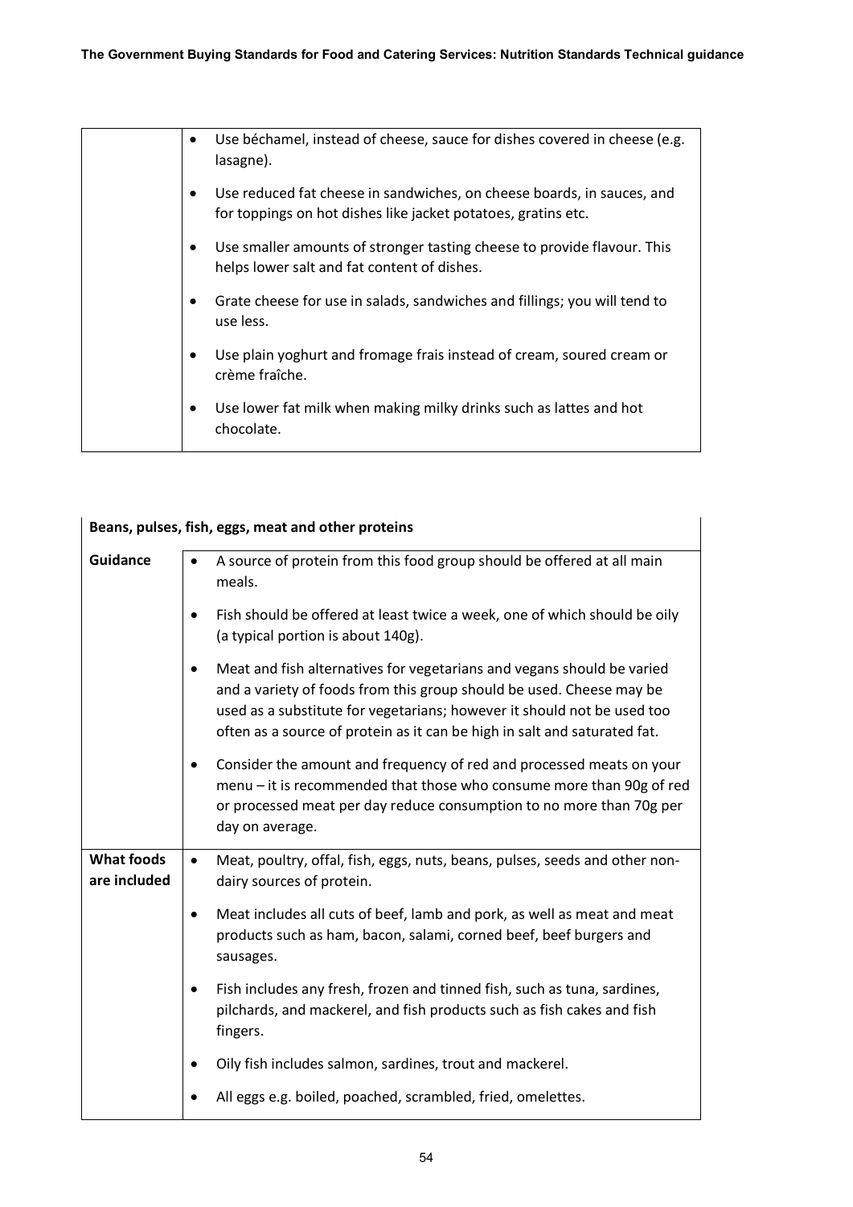| | |
|---|---|
| | • Use béchamel, instead of cheese, sauce for dishes covered in cheese (e.g. lasagne).<br>• Use reduced fat cheese in sandwiches, on cheese boards, in sauces, and for toppings on hot dishes like jacket potatoes, gratins etc.<br>• Use smaller amounts of stronger tasting cheese to provide flavour. This helps lower salt and fat content of dishes.<br>• Grate cheese for use in salads, sandwiches and fillings; you will tend to use less.<br>• Use plain yoghurt and fromage frais instead of cream, soured cream or crème fraîche.<br>• Use lower fat milk when making milky drinks such as lattes and hot chocolate. |

| **Beans, pulses, fish, eggs, meat and other proteins** | |
|---|---|
| **Guidance** | • A source of protein from this food group should be offered at all main meals.<br>• Fish should be offered at least twice a week, one of which should be oily (a typical portion is about 140g).<br>• Meat and fish alternatives for vegetarians and vegans should be varied and a variety of foods from this group should be used. Cheese may be used as a substitute for vegetarians; however it should not be used too often as a source of protein as it can be high in salt and saturated fat.<br>• Consider the amount and frequency of red and processed meats on your menu – it is recommended that those who consume more than 90g of red or processed meat per day reduce consumption to no more than 70g per day on average. |
| **What foods are included** | • Meat, poultry, offal, fish, eggs, nuts, beans, pulses, seeds and other non-dairy sources of protein.<br>• Meat includes all cuts of beef, lamb and pork, as well as meat and meat products such as ham, bacon, salami, corned beef, beef burgers and sausages.<br>• Fish includes any fresh, frozen and tinned fish, such as tuna, sardines, pilchards, and mackerel, and fish products such as fish cakes and fish fingers.<br>• Oily fish includes salmon, sardines, trout and mackerel.<br>• All eggs e.g. boiled, poached, scrambled, fried, omelettes. |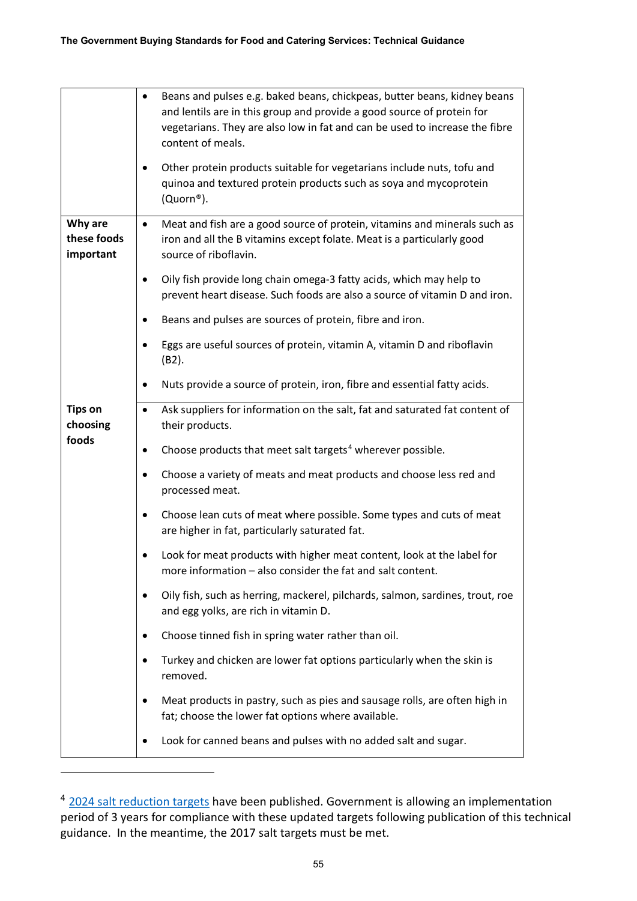| | |
|---|---|
| | • Beans and pulses e.g. baked beans, chickpeas, butter beans, kidney beans and lentils are in this group and provide a good source of protein for vegetarians. They are also low in fat and can be used to increase the fibre content of meals.<br><br>• Other protein products suitable for vegetarians include nuts, tofu and quinoa and textured protein products such as soya and mycoprotein (Quorn®). |
| **Why are these foods important** | • Meat and fish are a good source of protein, vitamins and minerals such as iron and all the B vitamins except folate. Meat is a particularly good source of riboflavin.<br><br>• Oily fish provide long chain omega-3 fatty acids, which may help to prevent heart disease. Such foods are also a source of vitamin D and iron.<br><br>• Beans and pulses are sources of protein, fibre and iron.<br><br>• Eggs are useful sources of protein, vitamin A, vitamin D and riboflavin (B2).<br><br>• Nuts provide a source of protein, iron, fibre and essential fatty acids. |
| **Tips on choosing foods** | • Ask suppliers for information on the salt, fat and saturated fat content of their products.<br><br>• Choose products that meet salt targets[4] wherever possible.<br><br>• Choose a variety of meats and meat products and choose less red and processed meat.<br><br>• Choose lean cuts of meat where possible. Some types and cuts of meat are higher in fat, particularly saturated fat.<br><br>• Look for meat products with higher meat content, look at the label for more information – also consider the fat and salt content.<br><br>• Oily fish, such as herring, mackerel, pilchards, salmon, sardines, trout, roe and egg yolks, are rich in vitamin D.<br><br>• Choose tinned fish in spring water rather than oil.<br><br>• Turkey and chicken are lower fat options particularly when the skin is removed.<br><br>• Meat products in pastry, such as pies and sausage rolls, are often high in fat; choose the lower fat options where available.<br><br>• Look for canned beans and pulses with no added salt and sugar. |

[4] 2024 salt reduction targets have been published. Government is allowing an implementation period of 3 years for compliance with these updated targets following publication of this technical guidance. In the meantime, the 2017 salt targets must be met.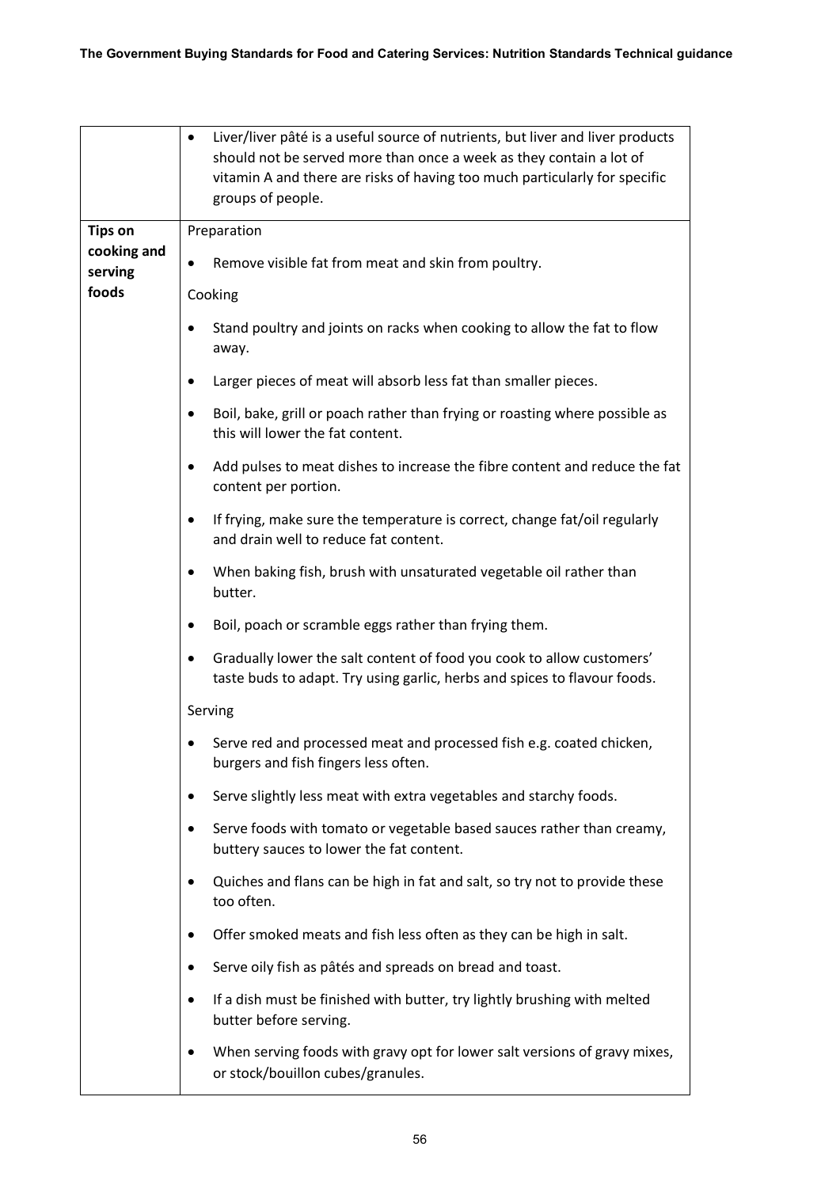| | |
|---|---|
| | • Liver/liver pâté is a useful source of nutrients, but liver and liver products should not be served more than once a week as they contain a lot of vitamin A and there are risks of having too much particularly for specific groups of people. |
| **Tips on cooking and serving foods** | Preparation<br><br>• Remove visible fat from meat and skin from poultry.<br><br>Cooking<br><br>• Stand poultry and joints on racks when cooking to allow the fat to flow away.<br><br>• Larger pieces of meat will absorb less fat than smaller pieces.<br><br>• Boil, bake, grill or poach rather than frying or roasting where possible as this will lower the fat content.<br><br>• Add pulses to meat dishes to increase the fibre content and reduce the fat content per portion.<br><br>• If frying, make sure the temperature is correct, change fat/oil regularly and drain well to reduce fat content.<br><br>• When baking fish, brush with unsaturated vegetable oil rather than butter.<br><br>• Boil, poach or scramble eggs rather than frying them.<br><br>• Gradually lower the salt content of food you cook to allow customers' taste buds to adapt. Try using garlic, herbs and spices to flavour foods.<br><br>Serving<br><br>• Serve red and processed meat and processed fish e.g. coated chicken, burgers and fish fingers less often.<br><br>• Serve slightly less meat with extra vegetables and starchy foods.<br><br>• Serve foods with tomato or vegetable based sauces rather than creamy, buttery sauces to lower the fat content.<br><br>• Quiches and flans can be high in fat and salt, so try not to provide these too often.<br><br>• Offer smoked meats and fish less often as they can be high in salt.<br><br>• Serve oily fish as pâtés and spreads on bread and toast.<br><br>• If a dish must be finished with butter, try lightly brushing with melted butter before serving.<br><br>• When serving foods with gravy opt for lower salt versions of gravy mixes, or stock/bouillon cubes/granules. |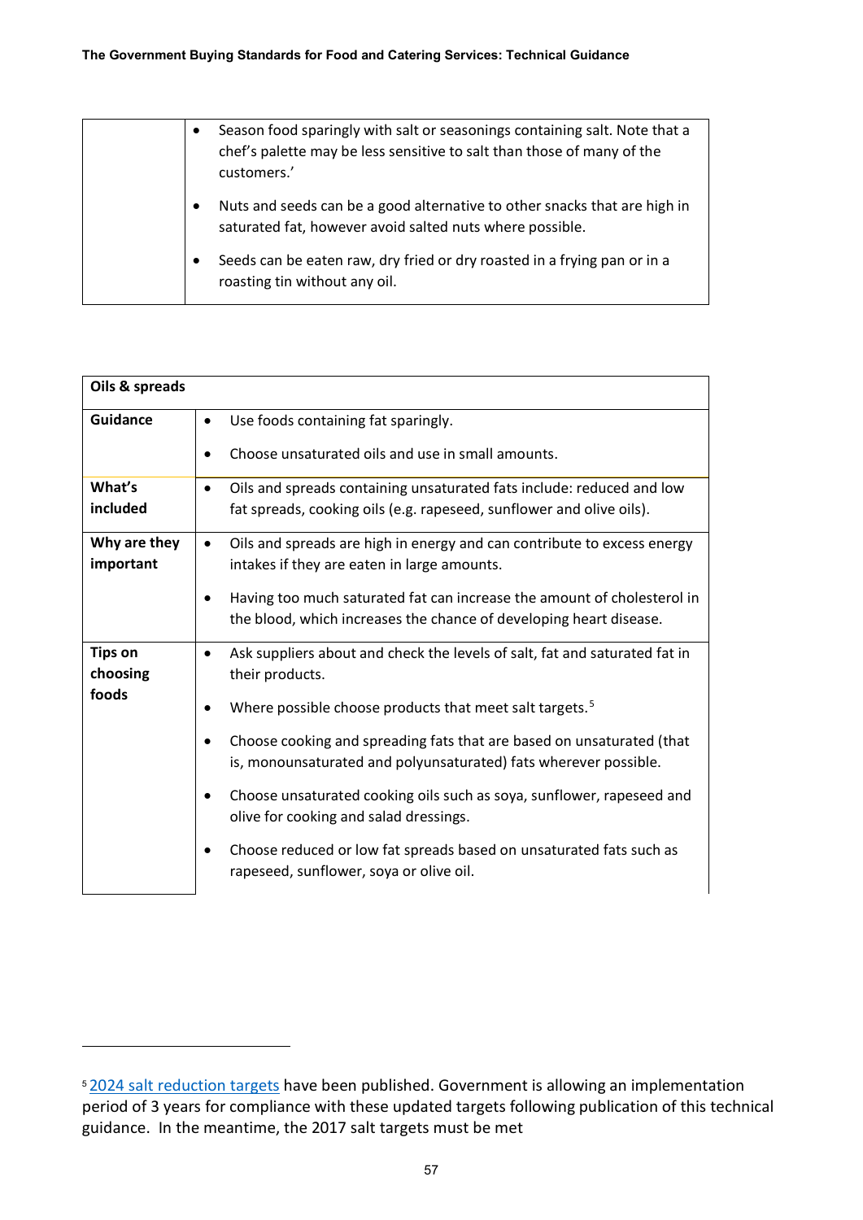| | |
|---|---|
| | • Season food sparingly with salt or seasonings containing salt. Note that a chef's palette may be less sensitive to salt than those of many of the customers.'<br>• Nuts and seeds can be a good alternative to other snacks that are high in saturated fat, however avoid salted nuts where possible.<br>• Seeds can be eaten raw, dry fried or dry roasted in a frying pan or in a roasting tin without any oil. |

| **Oils & spreads** | |
|---|---|
| **Guidance** | • Use foods containing fat sparingly.<br>• Choose unsaturated oils and use in small amounts. |
| **What's included** | • Oils and spreads containing unsaturated fats include: reduced and low fat spreads, cooking oils (e.g. rapeseed, sunflower and olive oils). |
| **Why are they important** | • Oils and spreads are high in energy and can contribute to excess energy intakes if they are eaten in large amounts.<br>• Having too much saturated fat can increase the amount of cholesterol in the blood, which increases the chance of developing heart disease. |
| **Tips on choosing foods** | • Ask suppliers about and check the levels of salt, fat and saturated fat in their products.<br>• Where possible choose products that meet salt targets.[5]<br>• Choose cooking and spreading fats that are based on unsaturated (that is, monounsaturated and polyunsaturated) fats wherever possible.<br>• Choose unsaturated cooking oils such as soya, sunflower, rapeseed and olive for cooking and salad dressings.<br>• Choose reduced or low fat spreads based on unsaturated fats such as rapeseed, sunflower, soya or olive oil. |

[5] 2024 salt reduction targets have been published. Government is allowing an implementation period of 3 years for compliance with these updated targets following publication of this technical guidance. In the meantime, the 2017 salt targets must be met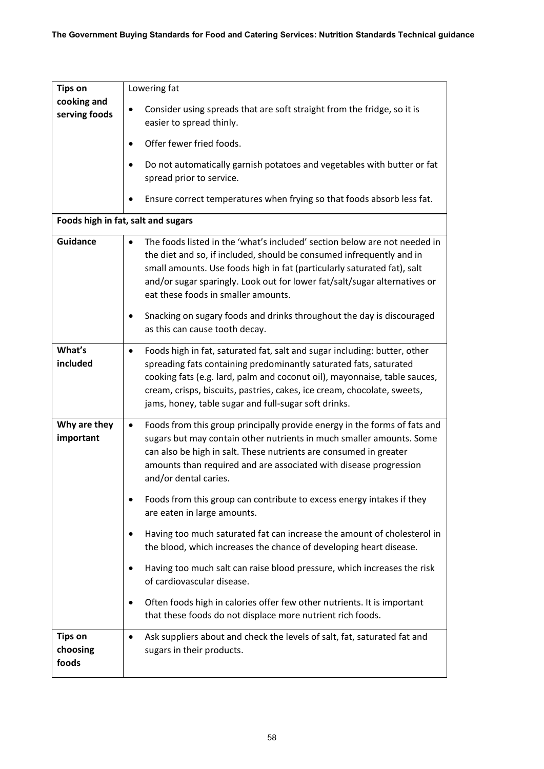| Tips on cooking and serving foods | Lowering fat<br>• Consider using spreads that are soft straight from the fridge, so it is easier to spread thinly.<br>• Offer fewer fried foods.<br>• Do not automatically garnish potatoes and vegetables with butter or fat spread prior to service.<br>• Ensure correct temperatures when frying so that foods absorb less fat. |
|---|---|
| **Foods high in fat, salt and sugars** | |
| **Guidance** | • The foods listed in the 'what's included' section below are not needed in the diet and so, if included, should be consumed infrequently and in small amounts. Use foods high in fat (particularly saturated fat), salt and/or sugar sparingly. Look out for lower fat/salt/sugar alternatives or eat these foods in smaller amounts.<br>• Snacking on sugary foods and drinks throughout the day is discouraged as this can cause tooth decay. |
| **What's included** | • Foods high in fat, saturated fat, salt and sugar including: butter, other spreading fats containing predominantly saturated fats, saturated cooking fats (e.g. lard, palm and coconut oil), mayonnaise, table sauces, cream, crisps, biscuits, pastries, cakes, ice cream, chocolate, sweets, jams, honey, table sugar and full-sugar soft drinks. |
| **Why are they important** | • Foods from this group principally provide energy in the forms of fats and sugars but may contain other nutrients in much smaller amounts. Some can also be high in salt. These nutrients are consumed in greater amounts than required and are associated with disease progression and/or dental caries.<br>• Foods from this group can contribute to excess energy intakes if they are eaten in large amounts.<br>• Having too much saturated fat can increase the amount of cholesterol in the blood, which increases the chance of developing heart disease.<br>• Having too much salt can raise blood pressure, which increases the risk of cardiovascular disease.<br>• Often foods high in calories offer few other nutrients. It is important that these foods do not displace more nutrient rich foods. |
| **Tips on choosing foods** | • Ask suppliers about and check the levels of salt, fat, saturated fat and sugars in their products. |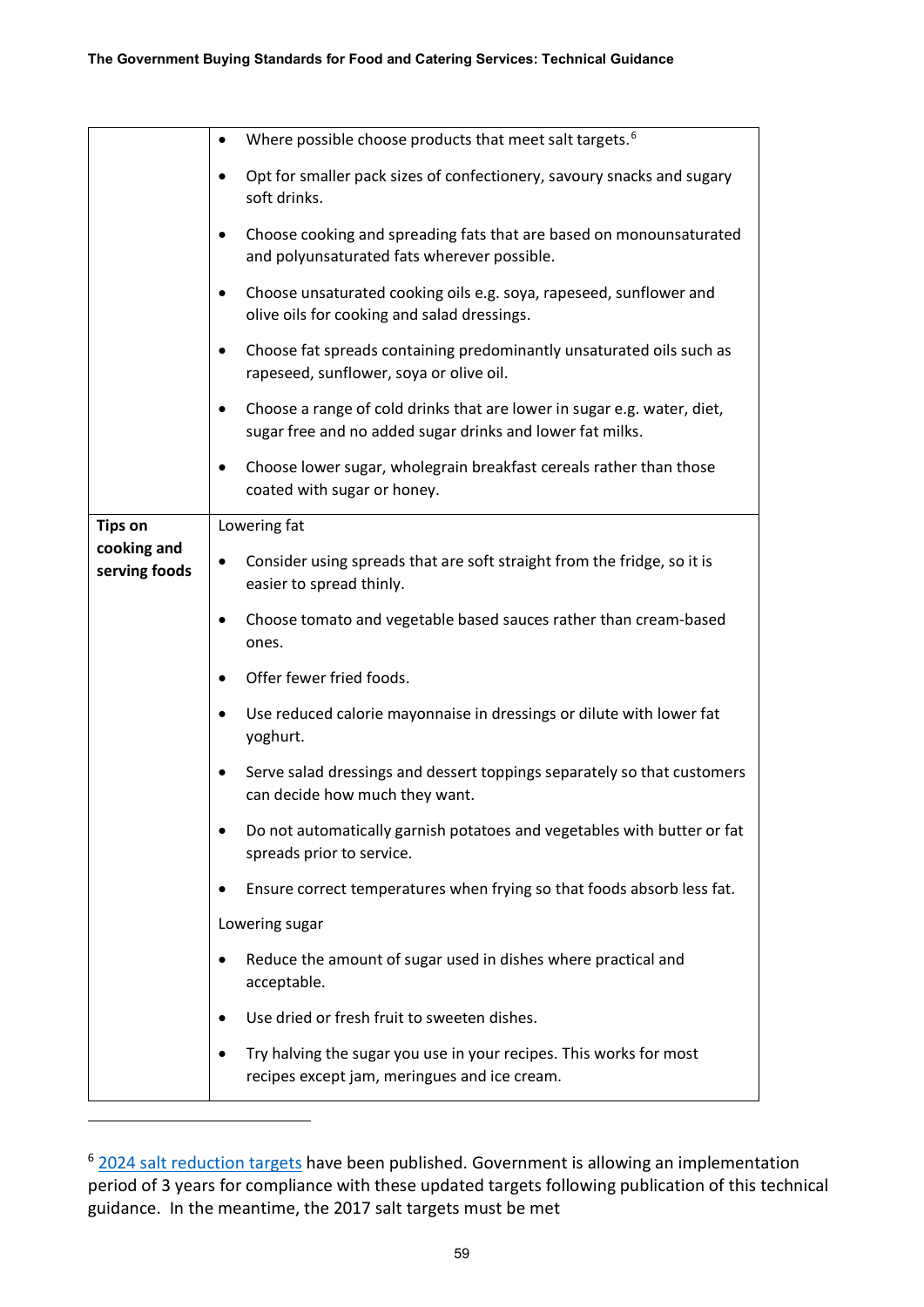| | |
|---|---|
| | • Where possible choose products that meet salt targets.[6]<br><br>• Opt for smaller pack sizes of confectionery, savoury snacks and sugary soft drinks.<br><br>• Choose cooking and spreading fats that are based on monounsaturated and polyunsaturated fats wherever possible.<br><br>• Choose unsaturated cooking oils e.g. soya, rapeseed, sunflower and olive oils for cooking and salad dressings.<br><br>• Choose fat spreads containing predominantly unsaturated oils such as rapeseed, sunflower, soya or olive oil.<br><br>• Choose a range of cold drinks that are lower in sugar e.g. water, diet, sugar free and no added sugar drinks and lower fat milks.<br><br>• Choose lower sugar, wholegrain breakfast cereals rather than those coated with sugar or honey. |
| **Tips on cooking and serving foods** | Lowering fat<br><br>• Consider using spreads that are soft straight from the fridge, so it is easier to spread thinly.<br><br>• Choose tomato and vegetable based sauces rather than cream-based ones.<br><br>• Offer fewer fried foods.<br><br>• Use reduced calorie mayonnaise in dressings or dilute with lower fat yoghurt.<br><br>• Serve salad dressings and dessert toppings separately so that customers can decide how much they want.<br><br>• Do not automatically garnish potatoes and vegetables with butter or fat spreads prior to service.<br><br>• Ensure correct temperatures when frying so that foods absorb less fat.<br><br>Lowering sugar<br><br>• Reduce the amount of sugar used in dishes where practical and acceptable.<br><br>• Use dried or fresh fruit to sweeten dishes.<br><br>• Try halving the sugar you use in your recipes. This works for most recipes except jam, meringues and ice cream. |

[6] 2024 salt reduction targets have been published. Government is allowing an implementation period of 3 years for compliance with these updated targets following publication of this technical guidance. In the meantime, the 2017 salt targets must be met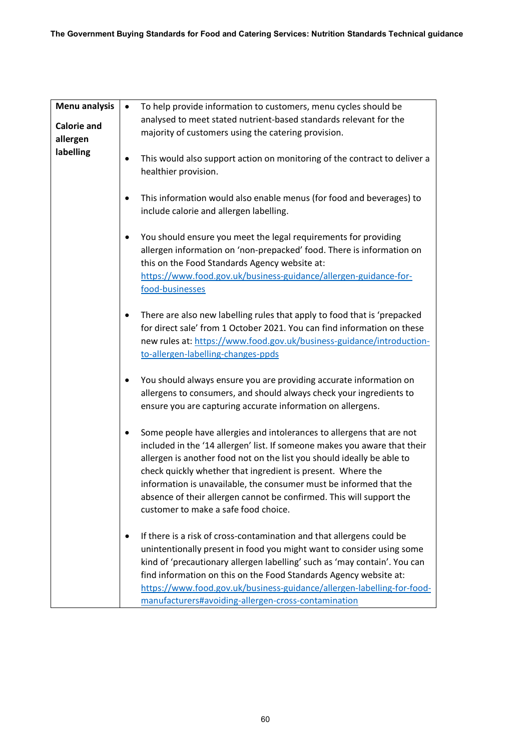| Menu analysis<br><br>Calorie and allergen labelling | • To help provide information to customers, menu cycles should be analysed to meet stated nutrient-based standards relevant for the majority of customers using the catering provision.<br><br>• This would also support action on monitoring of the contract to deliver a healthier provision.<br><br>• This information would also enable menus (for food and beverages) to include calorie and allergen labelling.<br><br>• You should ensure you meet the legal requirements for providing allergen information on 'non-prepacked' food. There is information on this on the Food Standards Agency website at: [https://www.food.gov.uk/business-guidance/allergen-guidance-for-food-businesses](https://www.food.gov.uk/business-guidance/allergen-guidance-for-food-businesses)<br><br>• There are also new labelling rules that apply to food that is 'prepacked for direct sale' from 1 October 2021. You can find information on these new rules at: [https://www.food.gov.uk/business-guidance/introduction-to-allergen-labelling-changes-ppds](https://www.food.gov.uk/business-guidance/introduction-to-allergen-labelling-changes-ppds)<br><br>• You should always ensure you are providing accurate information on allergens to consumers, and should always check your ingredients to ensure you are capturing accurate information on allergens.<br><br>• Some people have allergies and intolerances to allergens that are not included in the '14 allergen' list. If someone makes you aware that their allergen is another food not on the list you should ideally be able to check quickly whether that ingredient is present. Where the information is unavailable, the consumer must be informed that the absence of their allergen cannot be confirmed. This will support the customer to make a safe food choice.<br><br>• If there is a risk of cross-contamination and that allergens could be unintentionally present in food you might want to consider using some kind of 'precautionary allergen labelling' such as 'may contain'. You can find information on this on the Food Standards Agency website at: [https://www.food.gov.uk/business-guidance/allergen-labelling-for-food-manufacturers#avoiding-allergen-cross-contamination](https://www.food.gov.uk/business-guidance/allergen-labelling-for-food-manufacturers#avoiding-allergen-cross-contamination) |
|---|---|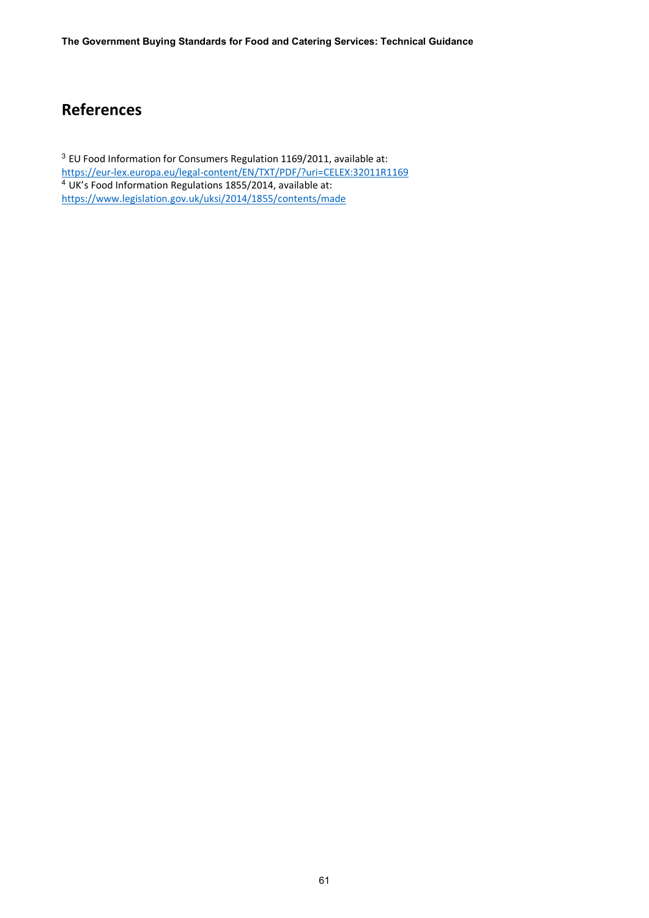# References

[3] EU Food Information for Consumers Regulation 1169/2011, available at: https://eur-lex.europa.eu/legal-content/EN/TXT/PDF/?uri=CELEX:32011R1169

[4] UK's Food Information Regulations 1855/2014, available at: https://www.legislation.gov.uk/uksi/2014/1855/contents/made